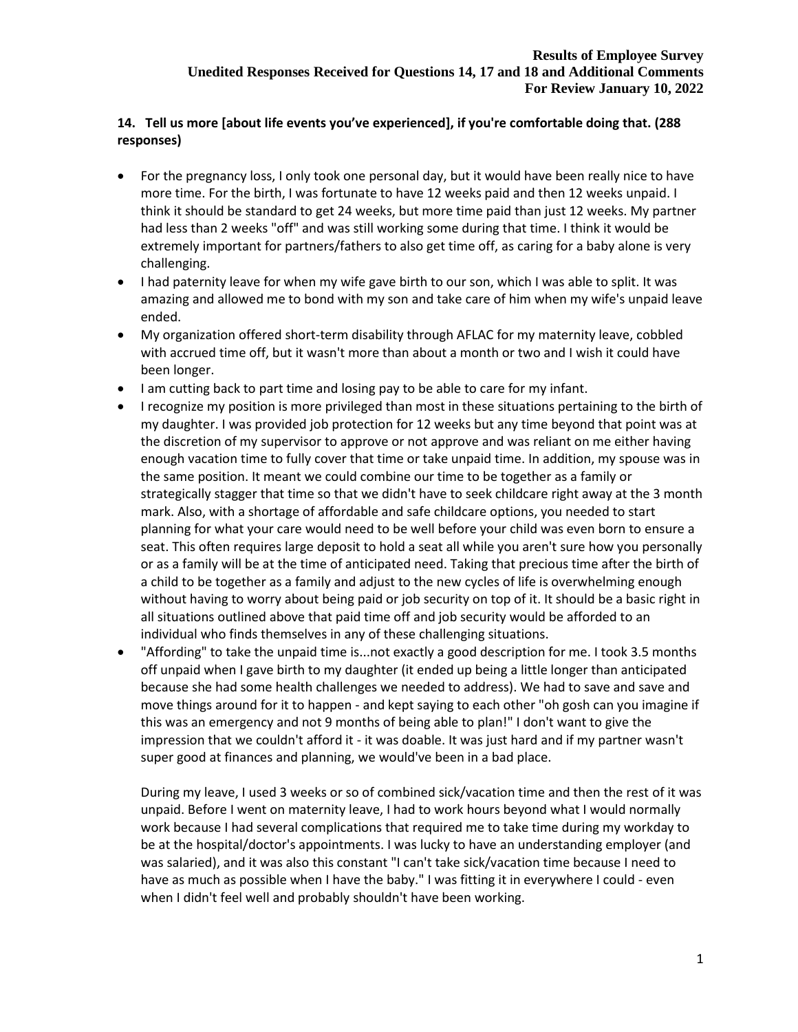**Results of Employee Survey**
**Unedited Responses Received for Questions 14, 17 and 18 and Additional Comments**
**For Review January 10, 2022**

**14. Tell us more [about life events you've experienced], if you're comfortable doing that. (288 responses)**

- For the pregnancy loss, I only took one personal day, but it would have been really nice to have more time. For the birth, I was fortunate to have 12 weeks paid and then 12 weeks unpaid. I think it should be standard to get 24 weeks, but more time paid than just 12 weeks. My partner had less than 2 weeks "off" and was still working some during that time. I think it would be extremely important for partners/fathers to also get time off, as caring for a baby alone is very challenging.
- I had paternity leave for when my wife gave birth to our son, which I was able to split. It was amazing and allowed me to bond with my son and take care of him when my wife's unpaid leave ended.
- My organization offered short-term disability through AFLAC for my maternity leave, cobbled with accrued time off, but it wasn't more than about a month or two and I wish it could have been longer.
- I am cutting back to part time and losing pay to be able to care for my infant.
- I recognize my position is more privileged than most in these situations pertaining to the birth of my daughter. I was provided job protection for 12 weeks but any time beyond that point was at the discretion of my supervisor to approve or not approve and was reliant on me either having enough vacation time to fully cover that time or take unpaid time. In addition, my spouse was in the same position. It meant we could combine our time to be together as a family or strategically stagger that time so that we didn't have to seek childcare right away at the 3 month mark. Also, with a shortage of affordable and safe childcare options, you needed to start planning for what your care would need to be well before your child was even born to ensure a seat. This often requires large deposit to hold a seat all while you aren't sure how you personally or as a family will be at the time of anticipated need. Taking that precious time after the birth of a child to be together as a family and adjust to the new cycles of life is overwhelming enough without having to worry about being paid or job security on top of it. It should be a basic right in all situations outlined above that paid time off and job security would be afforded to an individual who finds themselves in any of these challenging situations.
- "Affording" to take the unpaid time is...not exactly a good description for me. I took 3.5 months off unpaid when I gave birth to my daughter (it ended up being a little longer than anticipated because she had some health challenges we needed to address). We had to save and save and move things around for it to happen - and kept saying to each other "oh gosh can you imagine if this was an emergency and not 9 months of being able to plan!" I don't want to give the impression that we couldn't afford it - it was doable. It was just hard and if my partner wasn't super good at finances and planning, we would've been in a bad place.

  During my leave, I used 3 weeks or so of combined sick/vacation time and then the rest of it was unpaid. Before I went on maternity leave, I had to work hours beyond what I would normally work because I had several complications that required me to take time during my workday to be at the hospital/doctor's appointments. I was lucky to have an understanding employer (and was salaried), and it was also this constant "I can't take sick/vacation time because I need to have as much as possible when I have the baby." I was fitting it in everywhere I could - even when I didn't feel well and probably shouldn't have been working.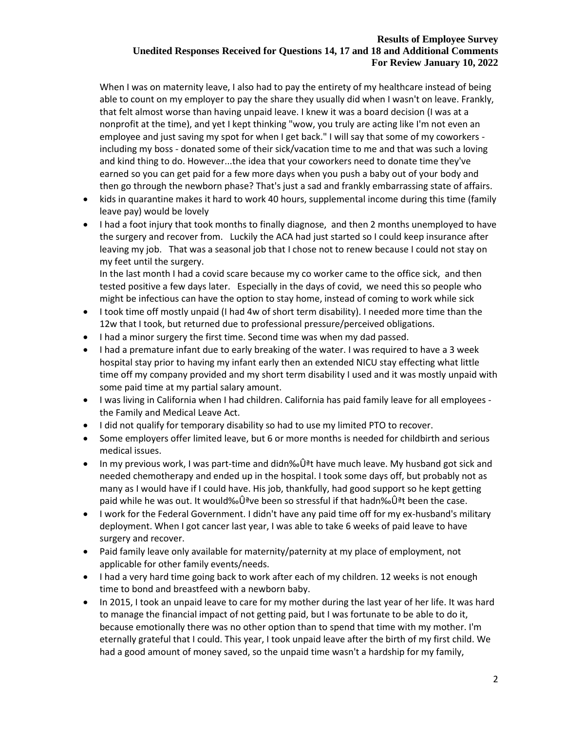When I was on maternity leave, I also had to pay the entirety of my healthcare instead of being able to count on my employer to pay the share they usually did when I wasn't on leave. Frankly, that felt almost worse than having unpaid leave. I knew it was a board decision (I was at a nonprofit at the time), and yet I kept thinking "wow, you truly are acting like I'm not even an employee and just saving my spot for when I get back." I will say that some of my coworkers - including my boss - donated some of their sick/vacation time to me and that was such a loving and kind thing to do. However...the idea that your coworkers need to donate time they've earned so you can get paid for a few more days when you push a baby out of your body and then go through the newborn phase? That's just a sad and frankly embarrassing state of affairs.

- kids in quarantine makes it hard to work 40 hours, supplemental income during this time (family leave pay) would be lovely
- I had a foot injury that took months to finally diagnose, and then 2 months unemployed to have the surgery and recover from. Luckily the ACA had just started so I could keep insurance after leaving my job. That was a seasonal job that I chose not to renew because I could not stay on my feet until the surgery.
  In the last month I had a covid scare because my co worker came to the office sick, and then tested positive a few days later. Especially in the days of covid, we need this so people who might be infectious can have the option to stay home, instead of coming to work while sick
- I took time off mostly unpaid (I had 4w of short term disability). I needed more time than the 12w that I took, but returned due to professional pressure/perceived obligations.
- I had a minor surgery the first time. Second time was when my dad passed.
- I had a premature infant due to early breaking of the water. I was required to have a 3 week hospital stay prior to having my infant early then an extended NICU stay effecting what little time off my company provided and my short term disability I used and it was mostly unpaid with some paid time at my partial salary amount.
- I was living in California when I had children. California has paid family leave for all employees - the Family and Medical Leave Act.
- I did not qualify for temporary disability so had to use my limited PTO to recover.
- Some employers offer limited leave, but 6 or more months is needed for childbirth and serious medical issues.
- In my previous work, I was part-time and didn‰Ûªt have much leave. My husband got sick and needed chemotherapy and ended up in the hospital. I took some days off, but probably not as many as I would have if I could have. His job, thankfully, had good support so he kept getting paid while he was out. It would‰Ûªve been so stressful if that hadn‰Ûªt been the case.
- I work for the Federal Government. I didn't have any paid time off for my ex-husband's military deployment. When I got cancer last year, I was able to take 6 weeks of paid leave to have surgery and recover.
- Paid family leave only available for maternity/paternity at my place of employment, not applicable for other family events/needs.
- I had a very hard time going back to work after each of my children. 12 weeks is not enough time to bond and breastfeed with a newborn baby.
- In 2015, I took an unpaid leave to care for my mother during the last year of her life. It was hard to manage the financial impact of not getting paid, but I was fortunate to be able to do it, because emotionally there was no other option than to spend that time with my mother. I'm eternally grateful that I could. This year, I took unpaid leave after the birth of my first child. We had a good amount of money saved, so the unpaid time wasn't a hardship for my family,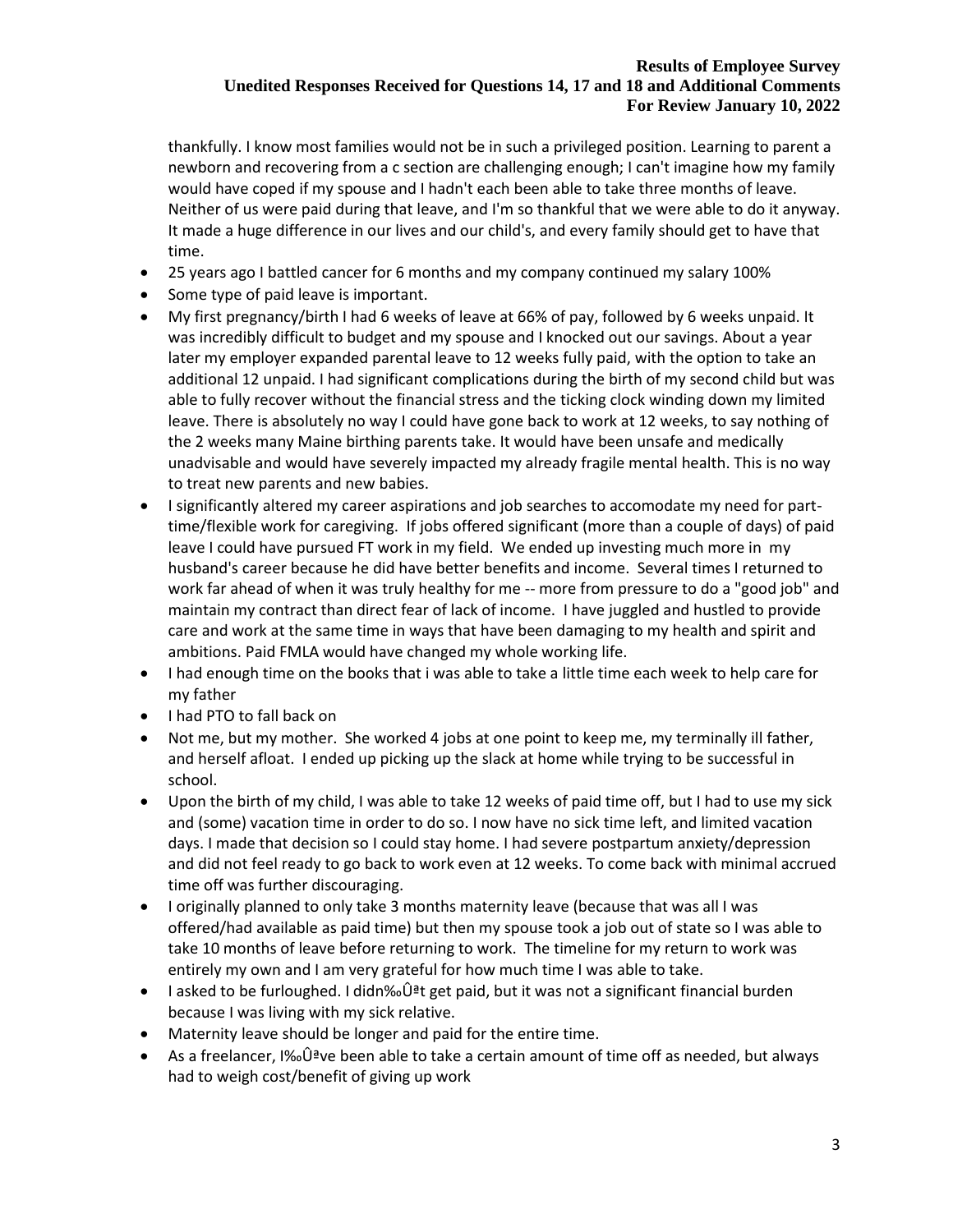thankfully. I know most families would not be in such a privileged position. Learning to parent a newborn and recovering from a c section are challenging enough; I can't imagine how my family would have coped if my spouse and I hadn't each been able to take three months of leave. Neither of us were paid during that leave, and I'm so thankful that we were able to do it anyway. It made a huge difference in our lives and our child's, and every family should get to have that time.

- 25 years ago I battled cancer for 6 months and my company continued my salary 100%
- Some type of paid leave is important.
- My first pregnancy/birth I had 6 weeks of leave at 66% of pay, followed by 6 weeks unpaid. It was incredibly difficult to budget and my spouse and I knocked out our savings. About a year later my employer expanded parental leave to 12 weeks fully paid, with the option to take an additional 12 unpaid. I had significant complications during the birth of my second child but was able to fully recover without the financial stress and the ticking clock winding down my limited leave. There is absolutely no way I could have gone back to work at 12 weeks, to say nothing of the 2 weeks many Maine birthing parents take. It would have been unsafe and medically unadvisable and would have severely impacted my already fragile mental health. This is no way to treat new parents and new babies.
- I significantly altered my career aspirations and job searches to accomodate my need for part-time/flexible work for caregiving. If jobs offered significant (more than a couple of days) of paid leave I could have pursued FT work in my field. We ended up investing much more in my husband's career because he did have better benefits and income. Several times I returned to work far ahead of when it was truly healthy for me -- more from pressure to do a "good job" and maintain my contract than direct fear of lack of income. I have juggled and hustled to provide care and work at the same time in ways that have been damaging to my health and spirit and ambitions. Paid FMLA would have changed my whole working life.
- I had enough time on the books that i was able to take a little time each week to help care for my father
- I had PTO to fall back on
- Not me, but my mother. She worked 4 jobs at one point to keep me, my terminally ill father, and herself afloat. I ended up picking up the slack at home while trying to be successful in school.
- Upon the birth of my child, I was able to take 12 weeks of paid time off, but I had to use my sick and (some) vacation time in order to do so. I now have no sick time left, and limited vacation days. I made that decision so I could stay home. I had severe postpartum anxiety/depression and did not feel ready to go back to work even at 12 weeks. To come back with minimal accrued time off was further discouraging.
- I originally planned to only take 3 months maternity leave (because that was all I was offered/had available as paid time) but then my spouse took a job out of state so I was able to take 10 months of leave before returning to work. The timeline for my return to work was entirely my own and I am very grateful for how much time I was able to take.
- I asked to be furloughed. I didn‰Ûªt get paid, but it was not a significant financial burden because I was living with my sick relative.
- Maternity leave should be longer and paid for the entire time.
- As a freelancer, I‰Ûªve been able to take a certain amount of time off as needed, but always had to weigh cost/benefit of giving up work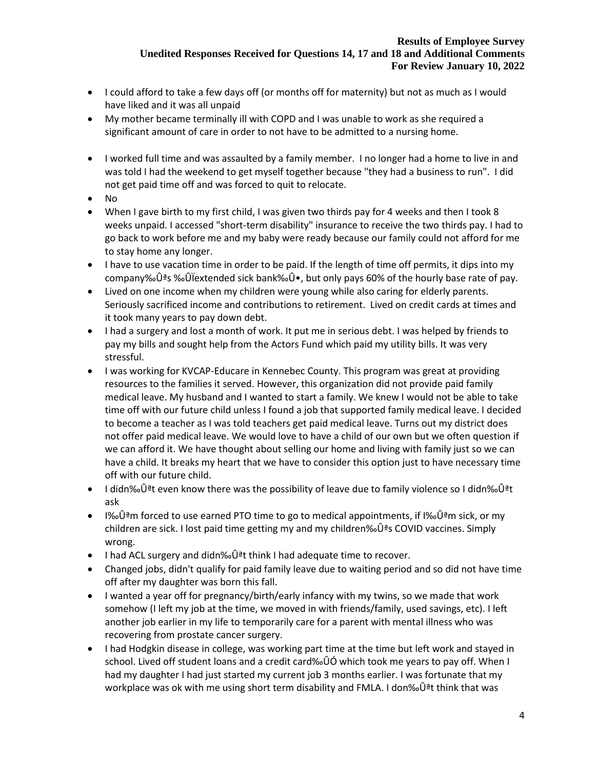- I could afford to take a few days off (or months off for maternity) but not as much as I would have liked and it was all unpaid
- My mother became terminally ill with COPD and I was unable to work as she required a significant amount of care in order to not have to be admitted to a nursing home.
- I worked full time and was assaulted by a family member. I no longer had a home to live in and was told I had the weekend to get myself together because "they had a business to run". I did not get paid time off and was forced to quit to relocate.
- No
- When I gave birth to my first child, I was given two thirds pay for 4 weeks and then I took 8 weeks unpaid. I accessed "short-term disability" insurance to receive the two thirds pay. I had to go back to work before me and my baby were ready because our family could not afford for me to stay home any longer.
- I have to use vacation time in order to be paid. If the length of time off permits, it dips into my company‰Ûªs ‰ÛÏextended sick bank‰Û•, but only pays 60% of the hourly base rate of pay.
- Lived on one income when my children were young while also caring for elderly parents. Seriously sacrificed income and contributions to retirement. Lived on credit cards at times and it took many years to pay down debt.
- I had a surgery and lost a month of work. It put me in serious debt. I was helped by friends to pay my bills and sought help from the Actors Fund which paid my utility bills. It was very stressful.
- I was working for KVCAP-Educare in Kennebec County. This program was great at providing resources to the families it served. However, this organization did not provide paid family medical leave. My husband and I wanted to start a family. We knew I would not be able to take time off with our future child unless I found a job that supported family medical leave. I decided to become a teacher as I was told teachers get paid medical leave. Turns out my district does not offer paid medical leave. We would love to have a child of our own but we often question if we can afford it. We have thought about selling our home and living with family just so we can have a child. It breaks my heart that we have to consider this option just to have necessary time off with our future child.
- I didn‰Ûªt even know there was the possibility of leave due to family violence so I didn‰Ûªt ask
- I‰Ûªm forced to use earned PTO time to go to medical appointments, if I‰Ûªm sick, or my children are sick. I lost paid time getting my and my children‰Ûªs COVID vaccines. Simply wrong.
- I had ACL surgery and didn‰Ûªt think I had adequate time to recover.
- Changed jobs, didn't qualify for paid family leave due to waiting period and so did not have time off after my daughter was born this fall.
- I wanted a year off for pregnancy/birth/early infancy with my twins, so we made that work somehow (I left my job at the time, we moved in with friends/family, used savings, etc). I left another job earlier in my life to temporarily care for a parent with mental illness who was recovering from prostate cancer surgery.
- I had Hodgkin disease in college, was working part time at the time but left work and stayed in school. Lived off student loans and a credit card‰ÛÓ which took me years to pay off. When I had my daughter I had just started my current job 3 months earlier. I was fortunate that my workplace was ok with me using short term disability and FMLA. I don‰Ûªt think that was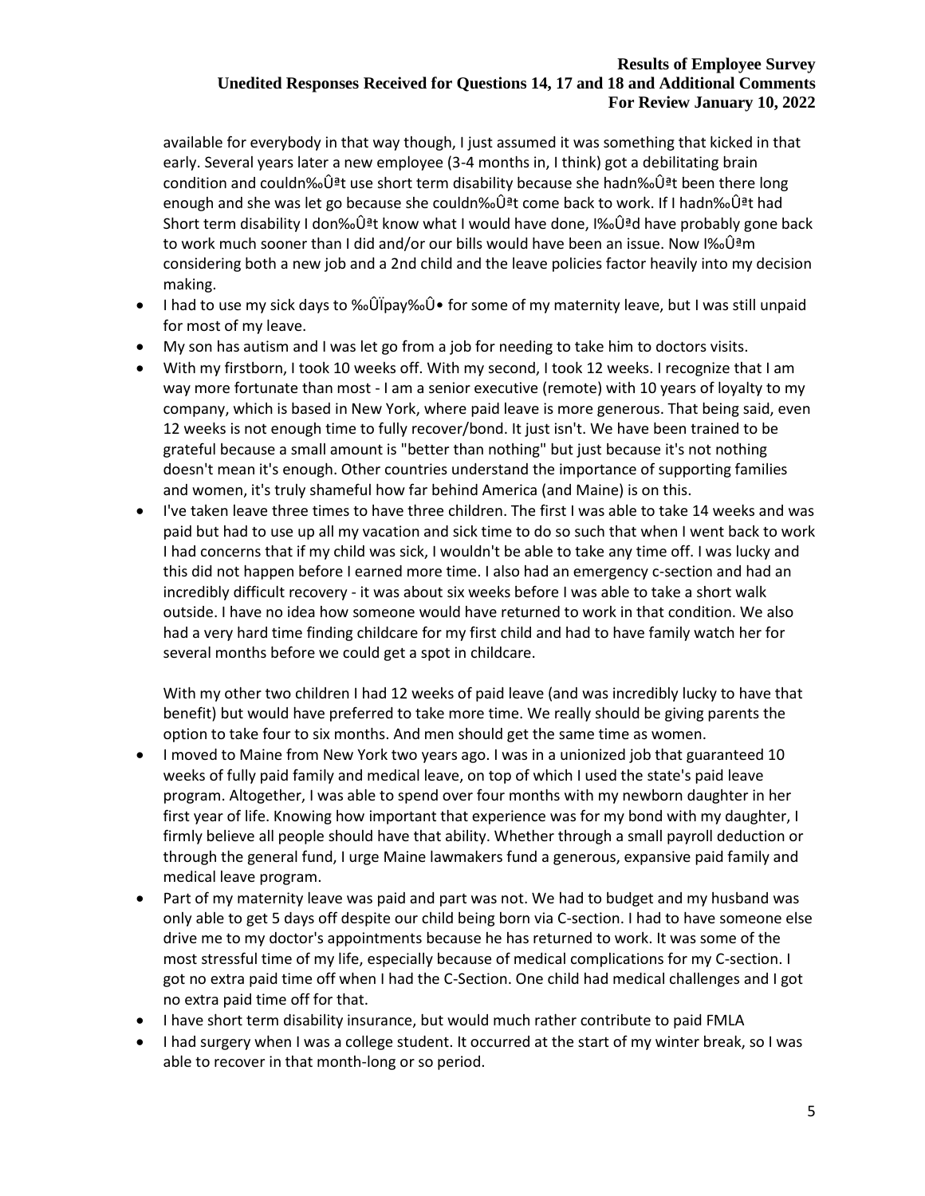available for everybody in that way though, I just assumed it was something that kicked in that early. Several years later a new employee (3-4 months in, I think) got a debilitating brain condition and couldn‰Ûªt use short term disability because she hadn‰Ûªt been there long enough and she was let go because she couldn‰Ûªt come back to work. If I hadn‰Ûªt had Short term disability I don‰Ûªt know what I would have done, I‰Ûªd have probably gone back to work much sooner than I did and/or our bills would have been an issue. Now I‰Ûªm considering both a new job and a 2nd child and the leave policies factor heavily into my decision making.

- I had to use my sick days to ‰ÛÏpay‰Û• for some of my maternity leave, but I was still unpaid for most of my leave.
- My son has autism and I was let go from a job for needing to take him to doctors visits.
- With my firstborn, I took 10 weeks off. With my second, I took 12 weeks. I recognize that I am way more fortunate than most - I am a senior executive (remote) with 10 years of loyalty to my company, which is based in New York, where paid leave is more generous. That being said, even 12 weeks is not enough time to fully recover/bond. It just isn't. We have been trained to be grateful because a small amount is "better than nothing" but just because it's not nothing doesn't mean it's enough. Other countries understand the importance of supporting families and women, it's truly shameful how far behind America (and Maine) is on this.
- I've taken leave three times to have three children. The first I was able to take 14 weeks and was paid but had to use up all my vacation and sick time to do so such that when I went back to work I had concerns that if my child was sick, I wouldn't be able to take any time off. I was lucky and this did not happen before I earned more time. I also had an emergency c-section and had an incredibly difficult recovery - it was about six weeks before I was able to take a short walk outside. I have no idea how someone would have returned to work in that condition. We also had a very hard time finding childcare for my first child and had to have family watch her for several months before we could get a spot in childcare.

  With my other two children I had 12 weeks of paid leave (and was incredibly lucky to have that benefit) but would have preferred to take more time. We really should be giving parents the option to take four to six months. And men should get the same time as women.
- I moved to Maine from New York two years ago. I was in a unionized job that guaranteed 10 weeks of fully paid family and medical leave, on top of which I used the state's paid leave program. Altogether, I was able to spend over four months with my newborn daughter in her first year of life. Knowing how important that experience was for my bond with my daughter, I firmly believe all people should have that ability. Whether through a small payroll deduction or through the general fund, I urge Maine lawmakers fund a generous, expansive paid family and medical leave program.
- Part of my maternity leave was paid and part was not. We had to budget and my husband was only able to get 5 days off despite our child being born via C-section. I had to have someone else drive me to my doctor's appointments because he has returned to work. It was some of the most stressful time of my life, especially because of medical complications for my C-section. I got no extra paid time off when I had the C-Section. One child had medical challenges and I got no extra paid time off for that.
- I have short term disability insurance, but would much rather contribute to paid FMLA
- I had surgery when I was a college student. It occurred at the start of my winter break, so I was able to recover in that month-long or so period.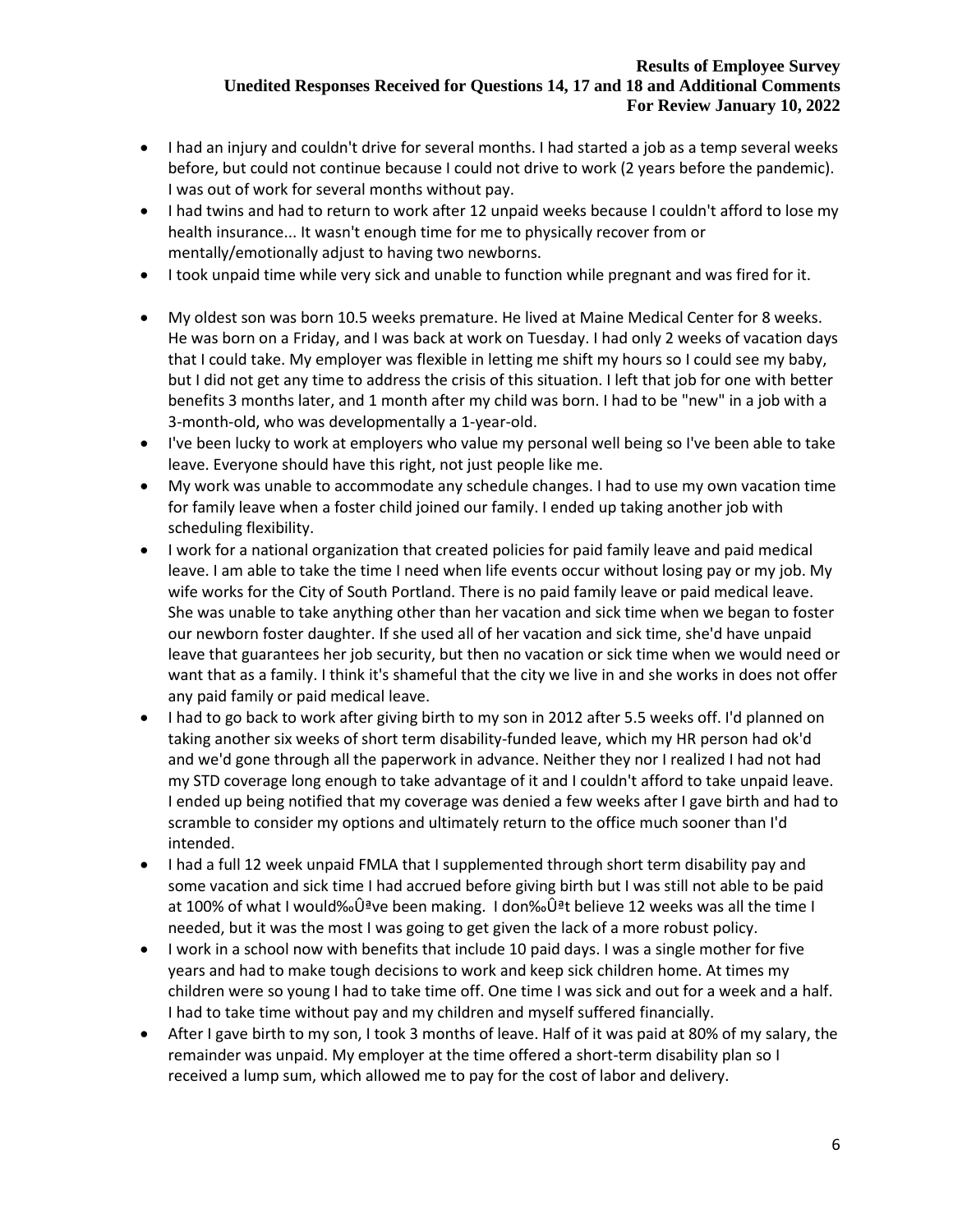- I had an injury and couldn't drive for several months. I had started a job as a temp several weeks before, but could not continue because I could not drive to work (2 years before the pandemic). I was out of work for several months without pay.
- I had twins and had to return to work after 12 unpaid weeks because I couldn't afford to lose my health insurance... It wasn't enough time for me to physically recover from or mentally/emotionally adjust to having two newborns.
- I took unpaid time while very sick and unable to function while pregnant and was fired for it.
- My oldest son was born 10.5 weeks premature. He lived at Maine Medical Center for 8 weeks. He was born on a Friday, and I was back at work on Tuesday. I had only 2 weeks of vacation days that I could take. My employer was flexible in letting me shift my hours so I could see my baby, but I did not get any time to address the crisis of this situation. I left that job for one with better benefits 3 months later, and 1 month after my child was born. I had to be "new" in a job with a 3-month-old, who was developmentally a 1-year-old.
- I've been lucky to work at employers who value my personal well being so I've been able to take leave. Everyone should have this right, not just people like me.
- My work was unable to accommodate any schedule changes. I had to use my own vacation time for family leave when a foster child joined our family. I ended up taking another job with scheduling flexibility.
- I work for a national organization that created policies for paid family leave and paid medical leave. I am able to take the time I need when life events occur without losing pay or my job. My wife works for the City of South Portland. There is no paid family leave or paid medical leave. She was unable to take anything other than her vacation and sick time when we began to foster our newborn foster daughter. If she used all of her vacation and sick time, she'd have unpaid leave that guarantees her job security, but then no vacation or sick time when we would need or want that as a family. I think it's shameful that the city we live in and she works in does not offer any paid family or paid medical leave.
- I had to go back to work after giving birth to my son in 2012 after 5.5 weeks off. I'd planned on taking another six weeks of short term disability-funded leave, which my HR person had ok'd and we'd gone through all the paperwork in advance. Neither they nor I realized I had not had my STD coverage long enough to take advantage of it and I couldn't afford to take unpaid leave. I ended up being notified that my coverage was denied a few weeks after I gave birth and had to scramble to consider my options and ultimately return to the office much sooner than I'd intended.
- I had a full 12 week unpaid FMLA that I supplemented through short term disability pay and some vacation and sick time I had accrued before giving birth but I was still not able to be paid at 100% of what I would‰Ûªve been making. I don‰Ûªt believe 12 weeks was all the time I needed, but it was the most I was going to get given the lack of a more robust policy.
- I work in a school now with benefits that include 10 paid days. I was a single mother for five years and had to make tough decisions to work and keep sick children home. At times my children were so young I had to take time off. One time I was sick and out for a week and a half. I had to take time without pay and my children and myself suffered financially.
- After I gave birth to my son, I took 3 months of leave. Half of it was paid at 80% of my salary, the remainder was unpaid. My employer at the time offered a short-term disability plan so I received a lump sum, which allowed me to pay for the cost of labor and delivery.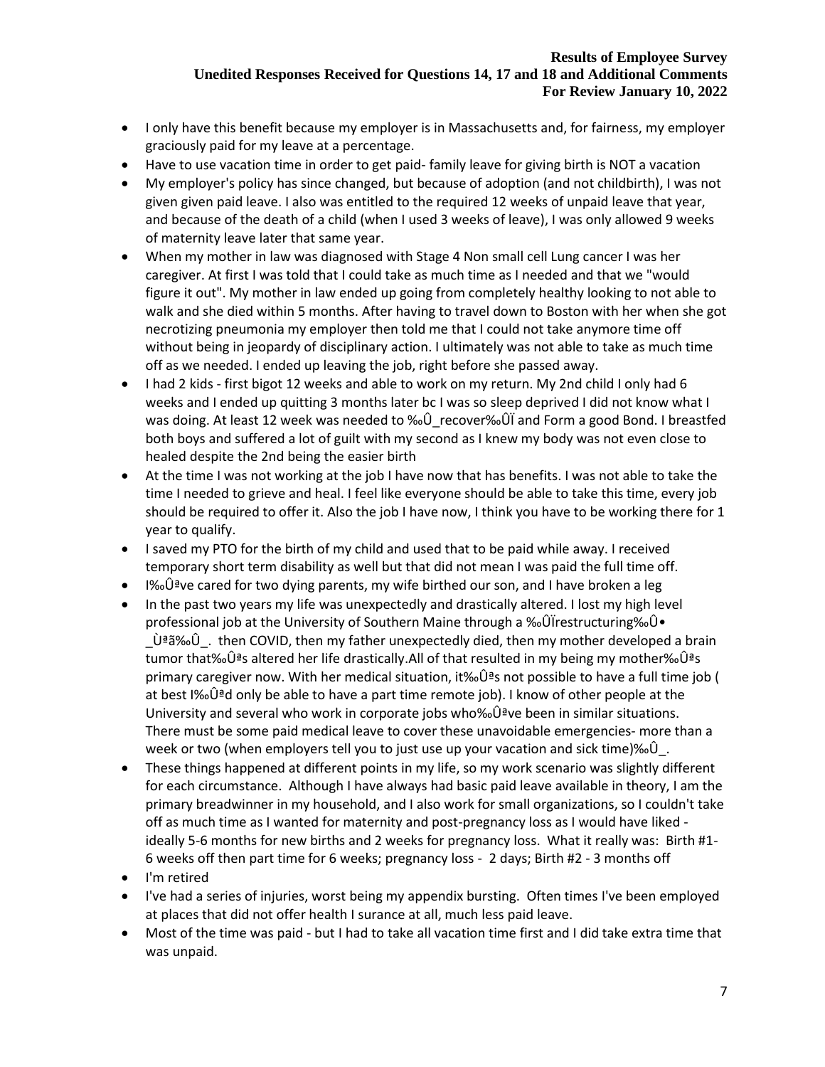- I only have this benefit because my employer is in Massachusetts and, for fairness, my employer graciously paid for my leave at a percentage.
- Have to use vacation time in order to get paid- family leave for giving birth is NOT a vacation
- My employer's policy has since changed, but because of adoption (and not childbirth), I was not given given paid leave. I also was entitled to the required 12 weeks of unpaid leave that year, and because of the death of a child (when I used 3 weeks of leave), I was only allowed 9 weeks of maternity leave later that same year.
- When my mother in law was diagnosed with Stage 4 Non small cell Lung cancer I was her caregiver. At first I was told that I could take as much time as I needed and that we "would figure it out". My mother in law ended up going from completely healthy looking to not able to walk and she died within 5 months. After having to travel down to Boston with her when she got necrotizing pneumonia my employer then told me that I could not take anymore time off without being in jeopardy of disciplinary action. I ultimately was not able to take as much time off as we needed. I ended up leaving the job, right before she passed away.
- I had 2 kids - first bigot 12 weeks and able to work on my return. My 2nd child I only had 6 weeks and I ended up quitting 3 months later bc I was so sleep deprived I did not know what I was doing. At least 12 week was needed to ‰Û_recover‰ÛÏ and Form a good Bond. I breastfed both boys and suffered a lot of guilt with my second as I knew my body was not even close to healed despite the 2nd being the easier birth
- At the time I was not working at the job I have now that has benefits. I was not able to take the time I needed to grieve and heal. I feel like everyone should be able to take this time, every job should be required to offer it. Also the job I have now, I think you have to be working there for 1 year to qualify.
- I saved my PTO for the birth of my child and used that to be paid while away. I received temporary short term disability as well but that did not mean I was paid the full time off.
- I‰Ûªve cared for two dying parents, my wife birthed our son, and I have broken a leg
- In the past two years my life was unexpectedly and drastically altered. I lost my high level professional job at the University of Southern Maine through a ‰ÛÏrestructuring‰Û• _Ùªã‰Û_. then COVID, then my father unexpectedly died, then my mother developed a brain tumor that‰Ûªs altered her life drastically.All of that resulted in my being my mother‰Ûªs primary caregiver now. With her medical situation, it‰Ûªs not possible to have a full time job ( at best I‰Ûªd only be able to have a part time remote job). I know of other people at the University and several who work in corporate jobs who‰Ûªve been in similar situations. There must be some paid medical leave to cover these unavoidable emergencies- more than a week or two (when employers tell you to just use up your vacation and sick time)‰Û_.
- These things happened at different points in my life, so my work scenario was slightly different for each circumstance. Although I have always had basic paid leave available in theory, I am the primary breadwinner in my household, and I also work for small organizations, so I couldn't take off as much time as I wanted for maternity and post-pregnancy loss as I would have liked - ideally 5-6 months for new births and 2 weeks for pregnancy loss. What it really was: Birth #1- 6 weeks off then part time for 6 weeks; pregnancy loss - 2 days; Birth #2 - 3 months off
- I'm retired
- I've had a series of injuries, worst being my appendix bursting. Often times I've been employed at places that did not offer health I surance at all, much less paid leave.
- Most of the time was paid - but I had to take all vacation time first and I did take extra time that was unpaid.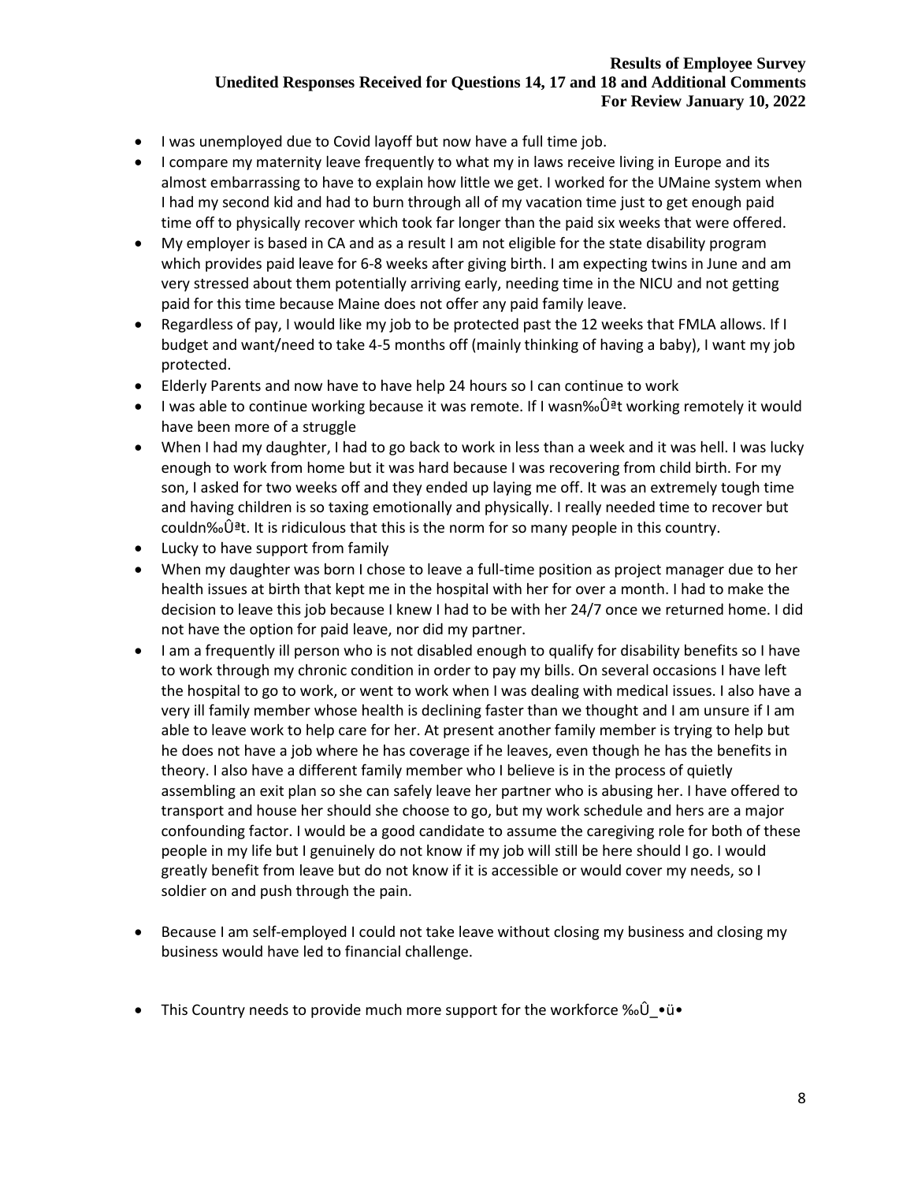- I was unemployed due to Covid layoff but now have a full time job.
- I compare my maternity leave frequently to what my in laws receive living in Europe and its almost embarrassing to have to explain how little we get. I worked for the UMaine system when I had my second kid and had to burn through all of my vacation time just to get enough paid time off to physically recover which took far longer than the paid six weeks that were offered.
- My employer is based in CA and as a result I am not eligible for the state disability program which provides paid leave for 6-8 weeks after giving birth. I am expecting twins in June and am very stressed about them potentially arriving early, needing time in the NICU and not getting paid for this time because Maine does not offer any paid family leave.
- Regardless of pay, I would like my job to be protected past the 12 weeks that FMLA allows. If I budget and want/need to take 4-5 months off (mainly thinking of having a baby), I want my job protected.
- Elderly Parents and now have to have help 24 hours so I can continue to work
- I was able to continue working because it was remote. If I wasn‰Ûªt working remotely it would have been more of a struggle
- When I had my daughter, I had to go back to work in less than a week and it was hell. I was lucky enough to work from home but it was hard because I was recovering from child birth. For my son, I asked for two weeks off and they ended up laying me off. It was an extremely tough time and having children is so taxing emotionally and physically. I really needed time to recover but couldn‰Ûªt. It is ridiculous that this is the norm for so many people in this country.
- Lucky to have support from family
- When my daughter was born I chose to leave a full-time position as project manager due to her health issues at birth that kept me in the hospital with her for over a month. I had to make the decision to leave this job because I knew I had to be with her 24/7 once we returned home. I did not have the option for paid leave, nor did my partner.
- I am a frequently ill person who is not disabled enough to qualify for disability benefits so I have to work through my chronic condition in order to pay my bills. On several occasions I have left the hospital to go to work, or went to work when I was dealing with medical issues. I also have a very ill family member whose health is declining faster than we thought and I am unsure if I am able to leave work to help care for her. At present another family member is trying to help but he does not have a job where he has coverage if he leaves, even though he has the benefits in theory. I also have a different family member who I believe is in the process of quietly assembling an exit plan so she can safely leave her partner who is abusing her. I have offered to transport and house her should she choose to go, but my work schedule and hers are a major confounding factor. I would be a good candidate to assume the caregiving role for both of these people in my life but I genuinely do not know if my job will still be here should I go. I would greatly benefit from leave but do not know if it is accessible or would cover my needs, so I soldier on and push through the pain.
- Because I am self-employed I could not take leave without closing my business and closing my business would have led to financial challenge.
- This Country needs to provide much more support for the workforce ‰Û_•ü•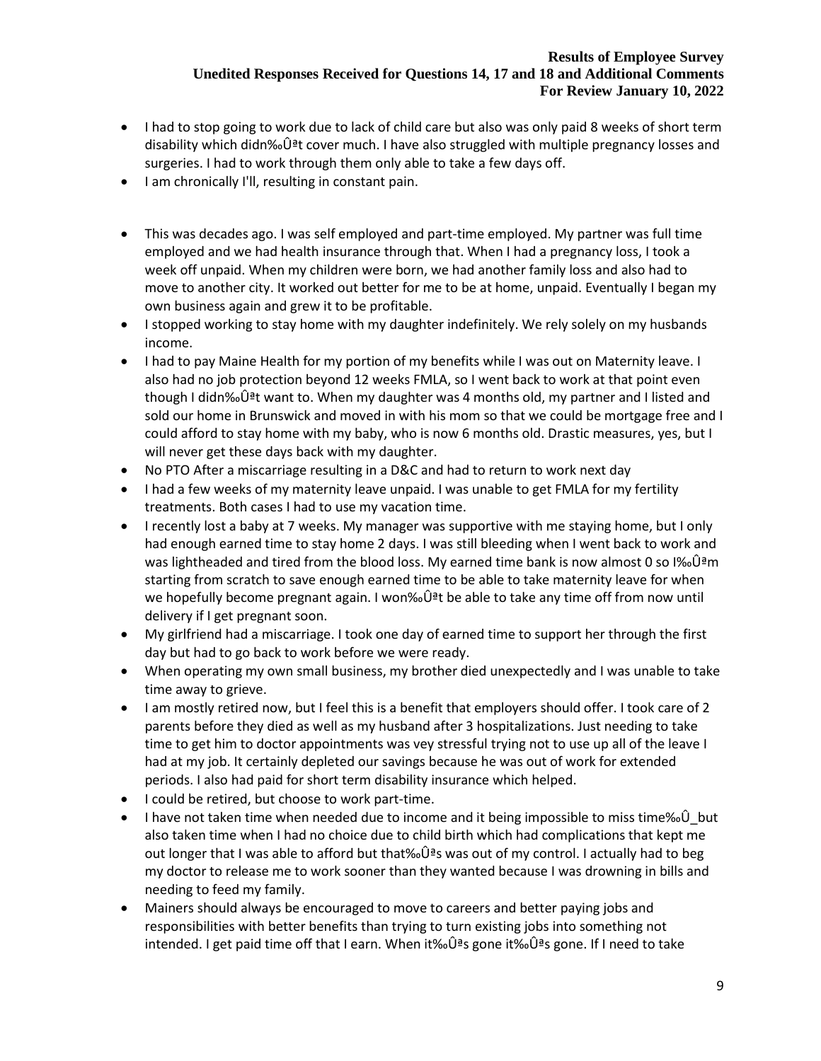- I had to stop going to work due to lack of child care but also was only paid 8 weeks of short term disability which didn‰Ûªt cover much. I have also struggled with multiple pregnancy losses and surgeries. I had to work through them only able to take a few days off.
- I am chronically I'll, resulting in constant pain.

- This was decades ago. I was self employed and part-time employed. My partner was full time employed and we had health insurance through that. When I had a pregnancy loss, I took a week off unpaid. When my children were born, we had another family loss and also had to move to another city. It worked out better for me to be at home, unpaid. Eventually I began my own business again and grew it to be profitable.
- I stopped working to stay home with my daughter indefinitely. We rely solely on my husbands income.
- I had to pay Maine Health for my portion of my benefits while I was out on Maternity leave. I also had no job protection beyond 12 weeks FMLA, so I went back to work at that point even though I didn‰Ûªt want to. When my daughter was 4 months old, my partner and I listed and sold our home in Brunswick and moved in with his mom so that we could be mortgage free and I could afford to stay home with my baby, who is now 6 months old. Drastic measures, yes, but I will never get these days back with my daughter.
- No PTO After a miscarriage resulting in a D&C and had to return to work next day
- I had a few weeks of my maternity leave unpaid. I was unable to get FMLA for my fertility treatments. Both cases I had to use my vacation time.
- I recently lost a baby at 7 weeks. My manager was supportive with me staying home, but I only had enough earned time to stay home 2 days. I was still bleeding when I went back to work and was lightheaded and tired from the blood loss. My earned time bank is now almost 0 so I‰Ûªm starting from scratch to save enough earned time to be able to take maternity leave for when we hopefully become pregnant again. I won‰Ûªt be able to take any time off from now until delivery if I get pregnant soon.
- My girlfriend had a miscarriage. I took one day of earned time to support her through the first day but had to go back to work before we were ready.
- When operating my own small business, my brother died unexpectedly and I was unable to take time away to grieve.
- I am mostly retired now, but I feel this is a benefit that employers should offer. I took care of 2 parents before they died as well as my husband after 3 hospitalizations. Just needing to take time to get him to doctor appointments was vey stressful trying not to use up all of the leave I had at my job. It certainly depleted our savings because he was out of work for extended periods. I also had paid for short term disability insurance which helped.
- I could be retired, but choose to work part-time.
- I have not taken time when needed due to income and it being impossible to miss time‰Û_but also taken time when I had no choice due to child birth which had complications that kept me out longer that I was able to afford but that‰Ûªs was out of my control. I actually had to beg my doctor to release me to work sooner than they wanted because I was drowning in bills and needing to feed my family.
- Mainers should always be encouraged to move to careers and better paying jobs and responsibilities with better benefits than trying to turn existing jobs into something not intended. I get paid time off that I earn. When it‰Ûªs gone it‰Ûªs gone. If I need to take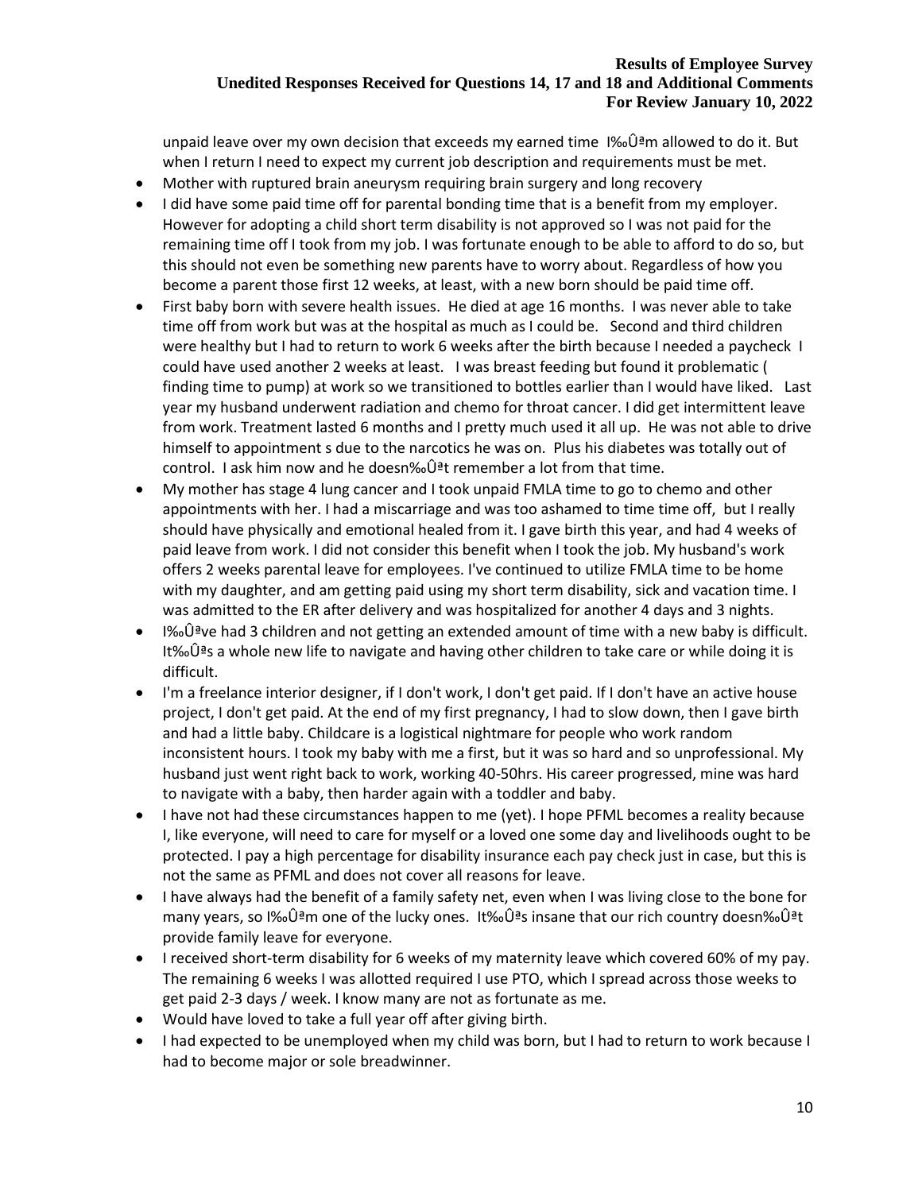unpaid leave over my own decision that exceeds my earned time I‰Ûªm allowed to do it. But when I return I need to expect my current job description and requirements must be met.

- Mother with ruptured brain aneurysm requiring brain surgery and long recovery
- I did have some paid time off for parental bonding time that is a benefit from my employer. However for adopting a child short term disability is not approved so I was not paid for the remaining time off I took from my job. I was fortunate enough to be able to afford to do so, but this should not even be something new parents have to worry about. Regardless of how you become a parent those first 12 weeks, at least, with a new born should be paid time off.
- First baby born with severe health issues. He died at age 16 months. I was never able to take time off from work but was at the hospital as much as I could be. Second and third children were healthy but I had to return to work 6 weeks after the birth because I needed a paycheck I could have used another 2 weeks at least. I was breast feeding but found it problematic ( finding time to pump) at work so we transitioned to bottles earlier than I would have liked. Last year my husband underwent radiation and chemo for throat cancer. I did get intermittent leave from work. Treatment lasted 6 months and I pretty much used it all up. He was not able to drive himself to appointment s due to the narcotics he was on. Plus his diabetes was totally out of control. I ask him now and he doesn‰Ûªt remember a lot from that time.
- My mother has stage 4 lung cancer and I took unpaid FMLA time to go to chemo and other appointments with her. I had a miscarriage and was too ashamed to time time off, but I really should have physically and emotional healed from it. I gave birth this year, and had 4 weeks of paid leave from work. I did not consider this benefit when I took the job. My husband's work offers 2 weeks parental leave for employees. I've continued to utilize FMLA time to be home with my daughter, and am getting paid using my short term disability, sick and vacation time. I was admitted to the ER after delivery and was hospitalized for another 4 days and 3 nights.
- I‰Ûªve had 3 children and not getting an extended amount of time with a new baby is difficult. It‰Ûªs a whole new life to navigate and having other children to take care or while doing it is difficult.
- I'm a freelance interior designer, if I don't work, I don't get paid. If I don't have an active house project, I don't get paid. At the end of my first pregnancy, I had to slow down, then I gave birth and had a little baby. Childcare is a logistical nightmare for people who work random inconsistent hours. I took my baby with me a first, but it was so hard and so unprofessional. My husband just went right back to work, working 40-50hrs. His career progressed, mine was hard to navigate with a baby, then harder again with a toddler and baby.
- I have not had these circumstances happen to me (yet). I hope PFML becomes a reality because I, like everyone, will need to care for myself or a loved one some day and livelihoods ought to be protected. I pay a high percentage for disability insurance each pay check just in case, but this is not the same as PFML and does not cover all reasons for leave.
- I have always had the benefit of a family safety net, even when I was living close to the bone for many years, so I‰Ûªm one of the lucky ones. It‰Ûªs insane that our rich country doesn‰Ûªt provide family leave for everyone.
- I received short-term disability for 6 weeks of my maternity leave which covered 60% of my pay. The remaining 6 weeks I was allotted required I use PTO, which I spread across those weeks to get paid 2-3 days / week. I know many are not as fortunate as me.
- Would have loved to take a full year off after giving birth.
- I had expected to be unemployed when my child was born, but I had to return to work because I had to become major or sole breadwinner.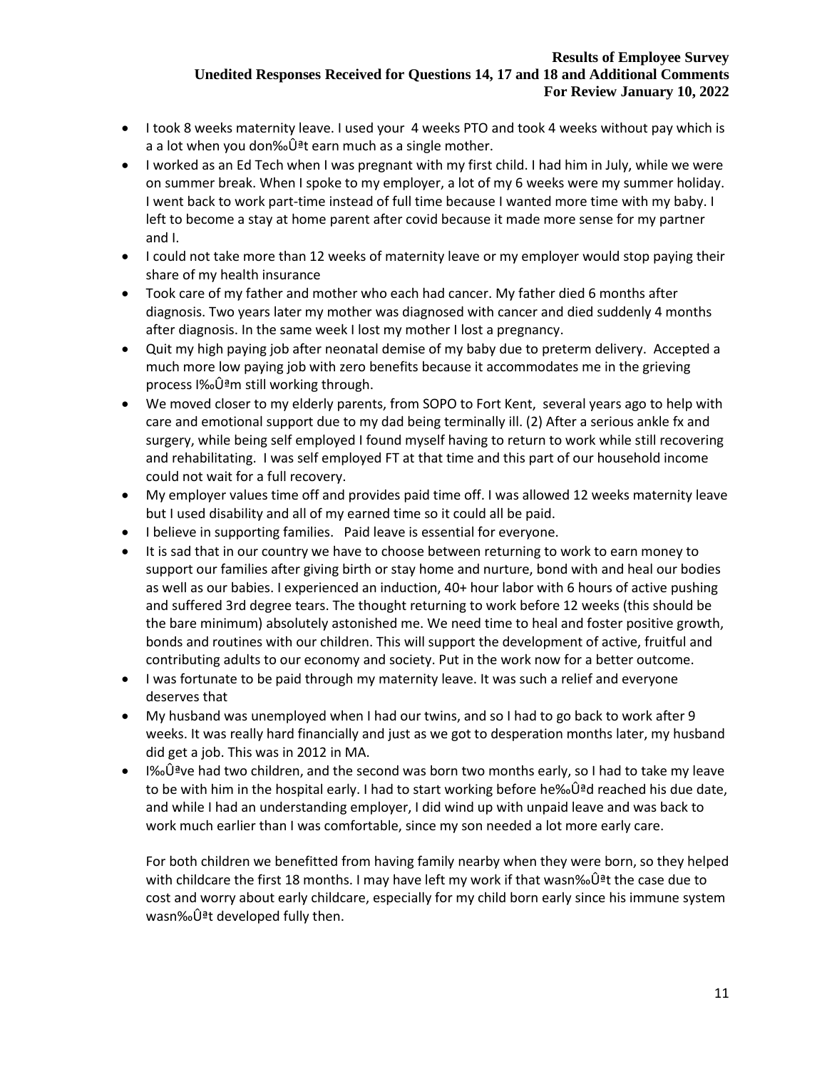- I took 8 weeks maternity leave. I used your  4 weeks PTO and took 4 weeks without pay which is a a lot when you don‰Ûªt earn much as a single mother.
- I worked as an Ed Tech when I was pregnant with my first child. I had him in July, while we were on summer break. When I spoke to my employer, a lot of my 6 weeks were my summer holiday. I went back to work part-time instead of full time because I wanted more time with my baby. I left to become a stay at home parent after covid because it made more sense for my partner and I.
- I could not take more than 12 weeks of maternity leave or my employer would stop paying their share of my health insurance
- Took care of my father and mother who each had cancer. My father died 6 months after diagnosis. Two years later my mother was diagnosed with cancer and died suddenly 4 months after diagnosis. In the same week I lost my mother I lost a pregnancy.
- Quit my high paying job after neonatal demise of my baby due to preterm delivery.  Accepted a much more low paying job with zero benefits because it accommodates me in the grieving process I‰Ûªm still working through.
- We moved closer to my elderly parents, from SOPO to Fort Kent,  several years ago to help with care and emotional support due to my dad being terminally ill. (2) After a serious ankle fx and surgery, while being self employed I found myself having to return to work while still recovering and rehabilitating.  I was self employed FT at that time and this part of our household income could not wait for a full recovery.
- My employer values time off and provides paid time off. I was allowed 12 weeks maternity leave but I used disability and all of my earned time so it could all be paid.
- I believe in supporting families.   Paid leave is essential for everyone.
- It is sad that in our country we have to choose between returning to work to earn money to support our families after giving birth or stay home and nurture, bond with and heal our bodies as well as our babies. I experienced an induction, 40+ hour labor with 6 hours of active pushing and suffered 3rd degree tears. The thought returning to work before 12 weeks (this should be the bare minimum) absolutely astonished me. We need time to heal and foster positive growth, bonds and routines with our children. This will support the development of active, fruitful and contributing adults to our economy and society. Put in the work now for a better outcome.
- I was fortunate to be paid through my maternity leave. It was such a relief and everyone deserves that
- My husband was unemployed when I had our twins, and so I had to go back to work after 9 weeks. It was really hard financially and just as we got to desperation months later, my husband did get a job. This was in 2012 in MA.
- I‰Ûªve had two children, and the second was born two months early, so I had to take my leave to be with him in the hospital early. I had to start working before he‰Ûªd reached his due date, and while I had an understanding employer, I did wind up with unpaid leave and was back to work much earlier than I was comfortable, since my son needed a lot more early care.

  For both children we benefitted from having family nearby when they were born, so they helped with childcare the first 18 months. I may have left my work if that wasn‰Ûªt the case due to cost and worry about early childcare, especially for my child born early since his immune system wasn‰Ûªt developed fully then.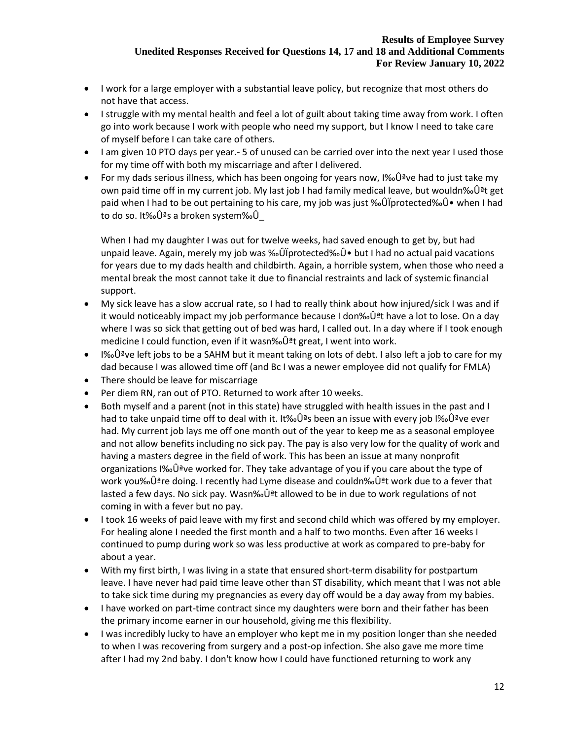- I work for a large employer with a substantial leave policy, but recognize that most others do not have that access.
- I struggle with my mental health and feel a lot of guilt about taking time away from work. I often go into work because I work with people who need my support, but I know I need to take care of myself before I can take care of others.
- I am given 10 PTO days per year.- 5 of unused can be carried over into the next year I used those for my time off with both my miscarriage and after I delivered.
- For my dads serious illness, which has been ongoing for years now, I‰Ûªve had to just take my own paid time off in my current job. My last job I had family medical leave, but wouldn‰Ûªt get paid when I had to be out pertaining to his care, my job was just ‰ÛÏprotected‰Û• when I had to do so. It‰Ûªs a broken system‰Û_

  When I had my daughter I was out for twelve weeks, had saved enough to get by, but had unpaid leave. Again, merely my job was ‰ÛÏprotected‰Û• but I had no actual paid vacations for years due to my dads health and childbirth. Again, a horrible system, when those who need a mental break the most cannot take it due to financial restraints and lack of systemic financial support.
- My sick leave has a slow accrual rate, so I had to really think about how injured/sick I was and if it would noticeably impact my job performance because I don‰Ûªt have a lot to lose. On a day where I was so sick that getting out of bed was hard, I called out. In a day where if I took enough medicine I could function, even if it wasn‰Ûªt great, I went into work.
- I‰Ûªve left jobs to be a SAHM but it meant taking on lots of debt. I also left a job to care for my dad because I was allowed time off (and Bc I was a newer employee did not qualify for FMLA)
- There should be leave for miscarriage
- Per diem RN, ran out of PTO. Returned to work after 10 weeks.
- Both myself and a parent (not in this state) have struggled with health issues in the past and I had to take unpaid time off to deal with it. It‰Ûªs been an issue with every job I‰Ûªve ever had. My current job lays me off one month out of the year to keep me as a seasonal employee and not allow benefits including no sick pay. The pay is also very low for the quality of work and having a masters degree in the field of work. This has been an issue at many nonprofit organizations I‰Ûªve worked for. They take advantage of you if you care about the type of work you‰Ûªre doing. I recently had Lyme disease and couldn‰Ûªt work due to a fever that lasted a few days. No sick pay. Wasn‰Ûªt allowed to be in due to work regulations of not coming in with a fever but no pay.
- I took 16 weeks of paid leave with my first and second child which was offered by my employer. For healing alone I needed the first month and a half to two months. Even after 16 weeks I continued to pump during work so was less productive at work as compared to pre-baby for about a year.
- With my first birth, I was living in a state that ensured short-term disability for postpartum leave. I have never had paid time leave other than ST disability, which meant that I was not able to take sick time during my pregnancies as every day off would be a day away from my babies.
- I have worked on part-time contract since my daughters were born and their father has been the primary income earner in our household, giving me this flexibility.
- I was incredibly lucky to have an employer who kept me in my position longer than she needed to when I was recovering from surgery and a post-op infection. She also gave me more time after I had my 2nd baby. I don't know how I could have functioned returning to work any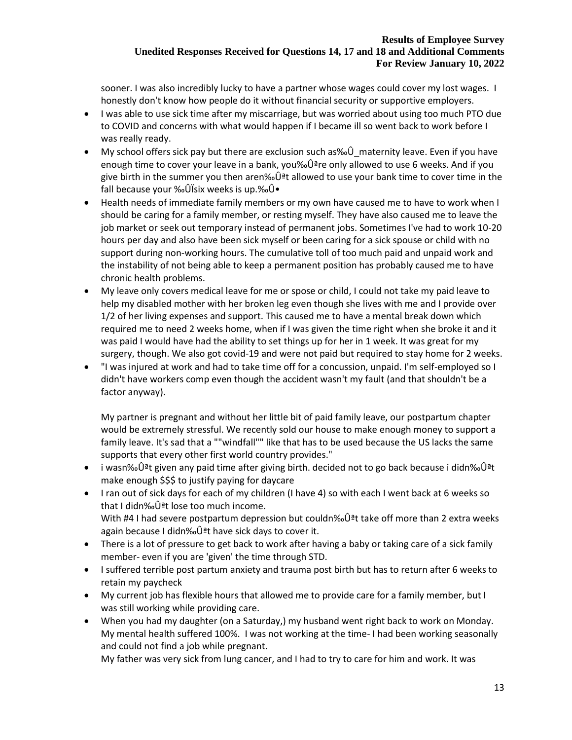sooner. I was also incredibly lucky to have a partner whose wages could cover my lost wages. I honestly don't know how people do it without financial security or supportive employers.

- I was able to use sick time after my miscarriage, but was worried about using too much PTO due to COVID and concerns with what would happen if I became ill so went back to work before I was really ready.
- My school offers sick pay but there are exclusion such as‰Û_maternity leave. Even if you have enough time to cover your leave in a bank, you‰Ûªre only allowed to use 6 weeks. And if you give birth in the summer you then aren‰Ûªt allowed to use your bank time to cover time in the fall because your ‰ÛÏsix weeks is up.‰Û•
- Health needs of immediate family members or my own have caused me to have to work when I should be caring for a family member, or resting myself. They have also caused me to leave the job market or seek out temporary instead of permanent jobs. Sometimes I've had to work 10-20 hours per day and also have been sick myself or been caring for a sick spouse or child with no support during non-working hours. The cumulative toll of too much paid and unpaid work and the instability of not being able to keep a permanent position has probably caused me to have chronic health problems.
- My leave only covers medical leave for me or spose or child, I could not take my paid leave to help my disabled mother with her broken leg even though she lives with me and I provide over 1/2 of her living expenses and support. This caused me to have a mental break down which required me to need 2 weeks home, when if I was given the time right when she broke it and it was paid I would have had the ability to set things up for her in 1 week. It was great for my surgery, though. We also got covid-19 and were not paid but required to stay home for 2 weeks.
- "I was injured at work and had to take time off for a concussion, unpaid. I'm self-employed so I didn't have workers comp even though the accident wasn't my fault (and that shouldn't be a factor anyway).

  My partner is pregnant and without her little bit of paid family leave, our postpartum chapter would be extremely stressful. We recently sold our house to make enough money to support a family leave. It's sad that a ""windfall"" like that has to be used because the US lacks the same supports that every other first world country provides."
- i wasn‰Ûªt given any paid time after giving birth. decided not to go back because i didn‰Ûªt make enough $$$ to justify paying for daycare
- I ran out of sick days for each of my children (I have 4) so with each I went back at 6 weeks so that I didn‰Ûªt lose too much income.
  With #4 I had severe postpartum depression but couldn‰Ûªt take off more than 2 extra weeks again because I didn‰Ûªt have sick days to cover it.
- There is a lot of pressure to get back to work after having a baby or taking care of a sick family member- even if you are 'given' the time through STD.
- I suffered terrible post partum anxiety and trauma post birth but has to return after 6 weeks to retain my paycheck
- My current job has flexible hours that allowed me to provide care for a family member, but I was still working while providing care.
- When you had my daughter (on a Saturday,) my husband went right back to work on Monday. My mental health suffered 100%. I was not working at the time- I had been working seasonally and could not find a job while pregnant.
  My father was very sick from lung cancer, and I had to try to care for him and work. It was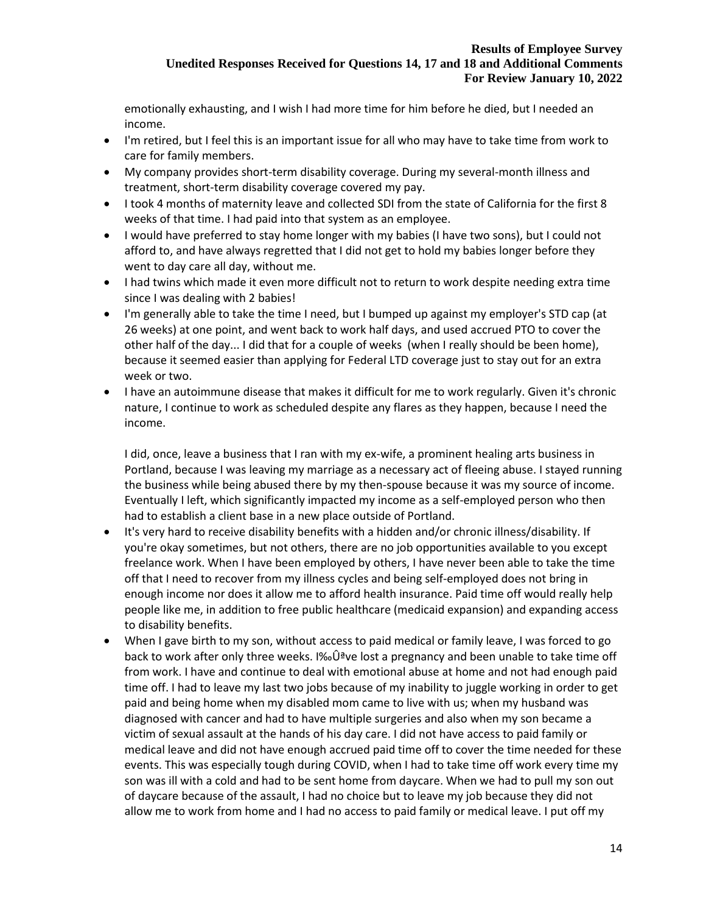emotionally exhausting, and I wish I had more time for him before he died, but I needed an income.

- I'm retired, but I feel this is an important issue for all who may have to take time from work to care for family members.
- My company provides short-term disability coverage. During my several-month illness and treatment, short-term disability coverage covered my pay.
- I took 4 months of maternity leave and collected SDI from the state of California for the first 8 weeks of that time. I had paid into that system as an employee.
- I would have preferred to stay home longer with my babies (I have two sons), but I could not afford to, and have always regretted that I did not get to hold my babies longer before they went to day care all day, without me.
- I had twins which made it even more difficult not to return to work despite needing extra time since I was dealing with 2 babies!
- I'm generally able to take the time I need, but I bumped up against my employer's STD cap (at 26 weeks) at one point, and went back to work half days, and used accrued PTO to cover the other half of the day... I did that for a couple of weeks (when I really should be been home), because it seemed easier than applying for Federal LTD coverage just to stay out for an extra week or two.
- I have an autoimmune disease that makes it difficult for me to work regularly. Given it's chronic nature, I continue to work as scheduled despite any flares as they happen, because I need the income.

  I did, once, leave a business that I ran with my ex-wife, a prominent healing arts business in Portland, because I was leaving my marriage as a necessary act of fleeing abuse. I stayed running the business while being abused there by my then-spouse because it was my source of income. Eventually I left, which significantly impacted my income as a self-employed person who then had to establish a client base in a new place outside of Portland.
- It's very hard to receive disability benefits with a hidden and/or chronic illness/disability. If you're okay sometimes, but not others, there are no job opportunities available to you except freelance work. When I have been employed by others, I have never been able to take the time off that I need to recover from my illness cycles and being self-employed does not bring in enough income nor does it allow me to afford health insurance. Paid time off would really help people like me, in addition to free public healthcare (medicaid expansion) and expanding access to disability benefits.
- When I gave birth to my son, without access to paid medical or family leave, I was forced to go back to work after only three weeks. I‰Ûªve lost a pregnancy and been unable to take time off from work. I have and continue to deal with emotional abuse at home and not had enough paid time off. I had to leave my last two jobs because of my inability to juggle working in order to get paid and being home when my disabled mom came to live with us; when my husband was diagnosed with cancer and had to have multiple surgeries and also when my son became a victim of sexual assault at the hands of his day care. I did not have access to paid family or medical leave and did not have enough accrued paid time off to cover the time needed for these events. This was especially tough during COVID, when I had to take time off work every time my son was ill with a cold and had to be sent home from daycare. When we had to pull my son out of daycare because of the assault, I had no choice but to leave my job because they did not allow me to work from home and I had no access to paid family or medical leave. I put off my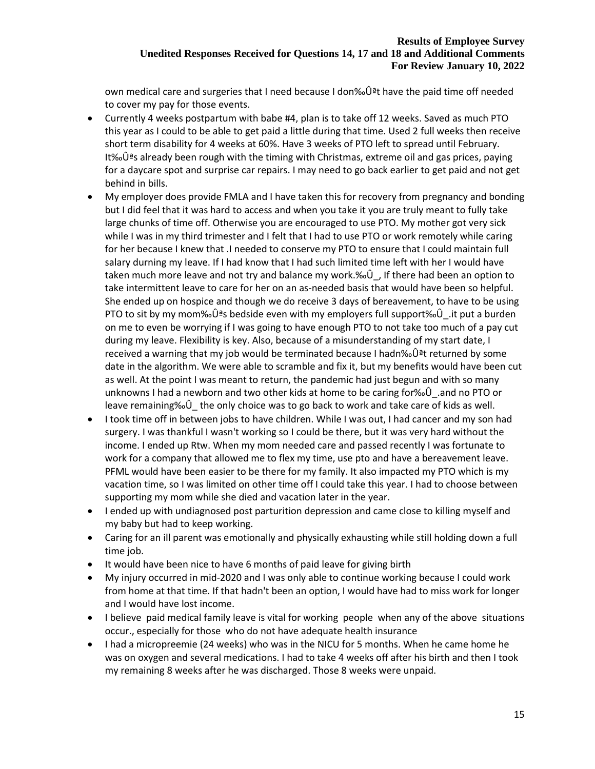own medical care and surgeries that I need because I don‰Ûªt have the paid time off needed to cover my pay for those events.

- Currently 4 weeks postpartum with babe #4, plan is to take off 12 weeks. Saved as much PTO this year as I could to be able to get paid a little during that time. Used 2 full weeks then receive short term disability for 4 weeks at 60%. Have 3 weeks of PTO left to spread until February. It‰Ûªs already been rough with the timing with Christmas, extreme oil and gas prices, paying for a daycare spot and surprise car repairs. I may need to go back earlier to get paid and not get behind in bills.
- My employer does provide FMLA and I have taken this for recovery from pregnancy and bonding but I did feel that it was hard to access and when you take it you are truly meant to fully take large chunks of time off. Otherwise you are encouraged to use PTO. My mother got very sick while I was in my third trimester and I felt that I had to use PTO or work remotely while caring for her because I knew that .I needed to conserve my PTO to ensure that I could maintain full salary durning my leave. If I had know that I had such limited time left with her I would have taken much more leave and not try and balance my work.‰Û_, If there had been an option to take intermittent leave to care for her on an as-needed basis that would have been so helpful. She ended up on hospice and though we do receive 3 days of bereavement, to have to be using PTO to sit by my mom‰Ûªs bedside even with my employers full support‰Û_.it put a burden on me to even be worrying if I was going to have enough PTO to not take too much of a pay cut during my leave. Flexibility is key. Also, because of a misunderstanding of my start date, I received a warning that my job would be terminated because I hadn‰Ûªt returned by some date in the algorithm. We were able to scramble and fix it, but my benefits would have been cut as well. At the point I was meant to return, the pandemic had just begun and with so many unknowns I had a newborn and two other kids at home to be caring for‰Û_.and no PTO or leave remaining‰Û_ the only choice was to go back to work and take care of kids as well.
- I took time off in between jobs to have children. While I was out, I had cancer and my son had surgery. I was thankful I wasn't working so I could be there, but it was very hard without the income. I ended up Rtw. When my mom needed care and passed recently I was fortunate to work for a company that allowed me to flex my time, use pto and have a bereavement leave. PFML would have been easier to be there for my family. It also impacted my PTO which is my vacation time, so I was limited on other time off I could take this year. I had to choose between supporting my mom while she died and vacation later in the year.
- I ended up with undiagnosed post parturition depression and came close to killing myself and my baby but had to keep working.
- Caring for an ill parent was emotionally and physically exhausting while still holding down a full time job.
- It would have been nice to have 6 months of paid leave for giving birth
- My injury occurred in mid-2020 and I was only able to continue working because I could work from home at that time. If that hadn't been an option, I would have had to miss work for longer and I would have lost income.
- I believe paid medical family leave is vital for working people when any of the above situations occur., especially for those who do not have adequate health insurance
- I had a micropreemie (24 weeks) who was in the NICU for 5 months. When he came home he was on oxygen and several medications. I had to take 4 weeks off after his birth and then I took my remaining 8 weeks after he was discharged. Those 8 weeks were unpaid.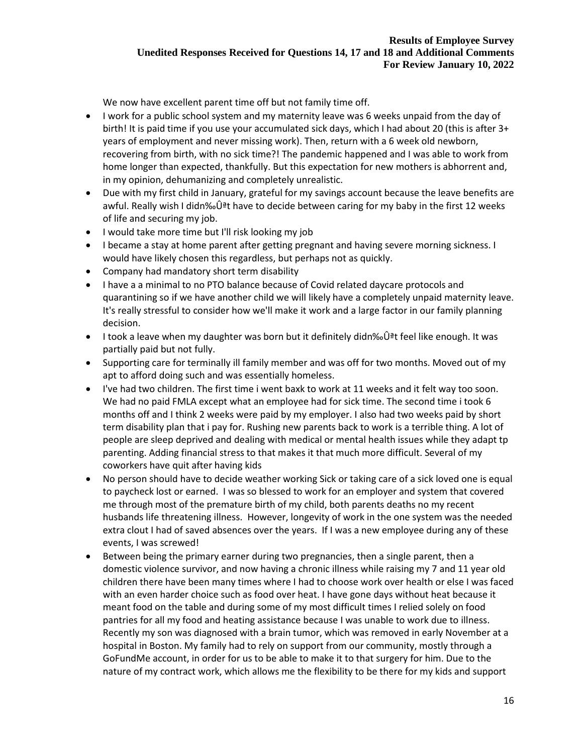We now have excellent parent time off but not family time off.

- I work for a public school system and my maternity leave was 6 weeks unpaid from the day of birth! It is paid time if you use your accumulated sick days, which I had about 20 (this is after 3+ years of employment and never missing work). Then, return with a 6 week old newborn, recovering from birth, with no sick time?! The pandemic happened and I was able to work from home longer than expected, thankfully. But this expectation for new mothers is abhorrent and, in my opinion, dehumanizing and completely unrealistic.
- Due with my first child in January, grateful for my savings account because the leave benefits are awful. Really wish I didn‰Ûªt have to decide between caring for my baby in the first 12 weeks of life and securing my job.
- I would take more time but I'll risk looking my job
- I became a stay at home parent after getting pregnant and having severe morning sickness. I would have likely chosen this regardless, but perhaps not as quickly.
- Company had mandatory short term disability
- I have a a minimal to no PTO balance because of Covid related daycare protocols and quarantining so if we have another child we will likely have a completely unpaid maternity leave. It's really stressful to consider how we'll make it work and a large factor in our family planning decision.
- I took a leave when my daughter was born but it definitely didn‰Ûªt feel like enough. It was partially paid but not fully.
- Supporting care for terminally ill family member and was off for two months. Moved out of my apt to afford doing such and was essentially homeless.
- I've had two children. The first time i went baxk to work at 11 weeks and it felt way too soon. We had no paid FMLA except what an employee had for sick time. The second time i took 6 months off and I think 2 weeks were paid by my employer. I also had two weeks paid by short term disability plan that i pay for. Rushing new parents back to work is a terrible thing. A lot of people are sleep deprived and dealing with medical or mental health issues while they adapt tp parenting. Adding financial stress to that makes it that much more difficult. Several of my coworkers have quit after having kids
- No person should have to decide weather working Sick or taking care of a sick loved one is equal to paycheck lost or earned. I was so blessed to work for an employer and system that covered me through most of the premature birth of my child, both parents deaths no my recent husbands life threatening illness. However, longevity of work in the one system was the needed extra clout I had of saved absences over the years. If I was a new employee during any of these events, I was screwed!
- Between being the primary earner during two pregnancies, then a single parent, then a domestic violence survivor, and now having a chronic illness while raising my 7 and 11 year old children there have been many times where I had to choose work over health or else I was faced with an even harder choice such as food over heat. I have gone days without heat because it meant food on the table and during some of my most difficult times I relied solely on food pantries for all my food and heating assistance because I was unable to work due to illness. Recently my son was diagnosed with a brain tumor, which was removed in early November at a hospital in Boston. My family had to rely on support from our community, mostly through a GoFundMe account, in order for us to be able to make it to that surgery for him. Due to the nature of my contract work, which allows me the flexibility to be there for my kids and support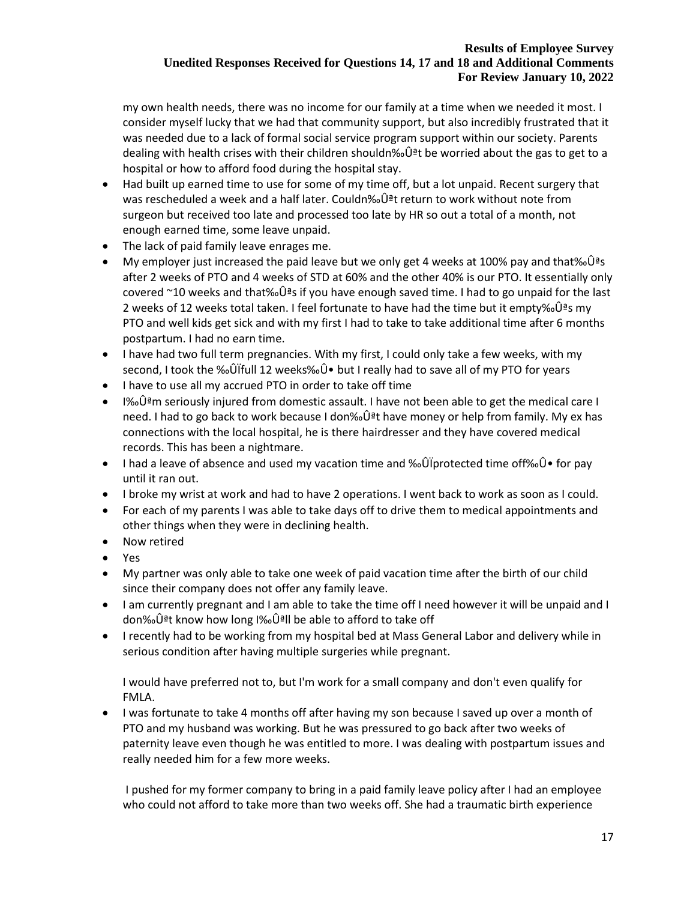my own health needs, there was no income for our family at a time when we needed it most. I consider myself lucky that we had that community support, but also incredibly frustrated that it was needed due to a lack of formal social service program support within our society. Parents dealing with health crises with their children shouldn‰Ûªt be worried about the gas to get to a hospital or how to afford food during the hospital stay.

- Had built up earned time to use for some of my time off, but a lot unpaid. Recent surgery that was rescheduled a week and a half later. Couldn‰Ûªt return to work without note from surgeon but received too late and processed too late by HR so out a total of a month, not enough earned time, some leave unpaid.
- The lack of paid family leave enrages me.
- My employer just increased the paid leave but we only get 4 weeks at 100% pay and that‰Ûªs after 2 weeks of PTO and 4 weeks of STD at 60% and the other 40% is our PTO. It essentially only covered ~10 weeks and that‰Ûªs if you have enough saved time. I had to go unpaid for the last 2 weeks of 12 weeks total taken. I feel fortunate to have had the time but it empty‰Ûªs my PTO and well kids get sick and with my first I had to take to take additional time after 6 months postpartum. I had no earn time.
- I have had two full term pregnancies. With my first, I could only take a few weeks, with my second, I took the ‰ÛÏfull 12 weeks‰Û• but I really had to save all of my PTO for years
- I have to use all my accrued PTO in order to take off time
- I‰Ûªm seriously injured from domestic assault. I have not been able to get the medical care I need. I had to go back to work because I don‰Ûªt have money or help from family. My ex has connections with the local hospital, he is there hairdresser and they have covered medical records. This has been a nightmare.
- I had a leave of absence and used my vacation time and ‰ÛÏprotected time off‰Û• for pay until it ran out.
- I broke my wrist at work and had to have 2 operations. I went back to work as soon as I could.
- For each of my parents I was able to take days off to drive them to medical appointments and other things when they were in declining health.
- Now retired
- Yes
- My partner was only able to take one week of paid vacation time after the birth of our child since their company does not offer any family leave.
- I am currently pregnant and I am able to take the time off I need however it will be unpaid and I don‰Ûªt know how long I‰Ûªll be able to afford to take off
- I recently had to be working from my hospital bed at Mass General Labor and delivery while in serious condition after having multiple surgeries while pregnant.

  I would have preferred not to, but I'm work for a small company and don't even qualify for FMLA.
- I was fortunate to take 4 months off after having my son because I saved up over a month of PTO and my husband was working. But he was pressured to go back after two weeks of paternity leave even though he was entitled to more. I was dealing with postpartum issues and really needed him for a few more weeks.

  I pushed for my former company to bring in a paid family leave policy after I had an employee who could not afford to take more than two weeks off. She had a traumatic birth experience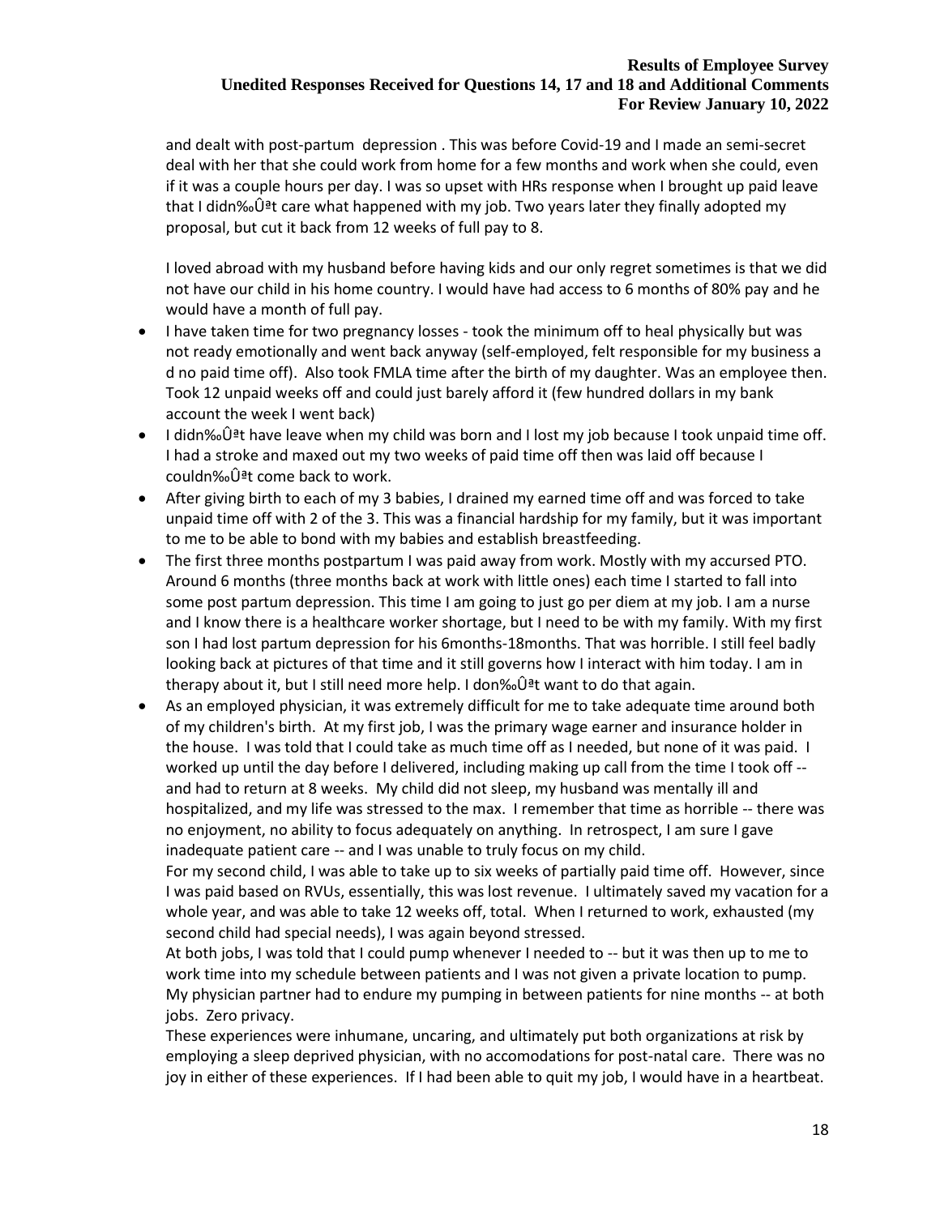and dealt with post-partum depression . This was before Covid-19 and I made an semi-secret deal with her that she could work from home for a few months and work when she could, even if it was a couple hours per day. I was so upset with HRs response when I brought up paid leave that I didn‰Ûªt care what happened with my job. Two years later they finally adopted my proposal, but cut it back from 12 weeks of full pay to 8.

I loved abroad with my husband before having kids and our only regret sometimes is that we did not have our child in his home country. I would have had access to 6 months of 80% pay and he would have a month of full pay.

- I have taken time for two pregnancy losses - took the minimum off to heal physically but was not ready emotionally and went back anyway (self-employed, felt responsible for my business a d no paid time off). Also took FMLA time after the birth of my daughter. Was an employee then. Took 12 unpaid weeks off and could just barely afford it (few hundred dollars in my bank account the week I went back)
- I didn‰Ûªt have leave when my child was born and I lost my job because I took unpaid time off. I had a stroke and maxed out my two weeks of paid time off then was laid off because I couldn‰Ûªt come back to work.
- After giving birth to each of my 3 babies, I drained my earned time off and was forced to take unpaid time off with 2 of the 3. This was a financial hardship for my family, but it was important to me to be able to bond with my babies and establish breastfeeding.
- The first three months postpartum I was paid away from work. Mostly with my accursed PTO. Around 6 months (three months back at work with little ones) each time I started to fall into some post partum depression. This time I am going to just go per diem at my job. I am a nurse and I know there is a healthcare worker shortage, but I need to be with my family. With my first son I had lost partum depression for his 6months-18months. That was horrible. I still feel badly looking back at pictures of that time and it still governs how I interact with him today. I am in therapy about it, but I still need more help. I don‰Ûªt want to do that again.
- As an employed physician, it was extremely difficult for me to take adequate time around both of my children's birth. At my first job, I was the primary wage earner and insurance holder in the house. I was told that I could take as much time off as I needed, but none of it was paid. I worked up until the day before I delivered, including making up call from the time I took off -- and had to return at 8 weeks. My child did not sleep, my husband was mentally ill and hospitalized, and my life was stressed to the max. I remember that time as horrible -- there was no enjoyment, no ability to focus adequately on anything. In retrospect, I am sure I gave inadequate patient care -- and I was unable to truly focus on my child.

  For my second child, I was able to take up to six weeks of partially paid time off. However, since I was paid based on RVUs, essentially, this was lost revenue. I ultimately saved my vacation for a whole year, and was able to take 12 weeks off, total. When I returned to work, exhausted (my second child had special needs), I was again beyond stressed.

  At both jobs, I was told that I could pump whenever I needed to -- but it was then up to me to work time into my schedule between patients and I was not given a private location to pump. My physician partner had to endure my pumping in between patients for nine months -- at both jobs. Zero privacy.

  These experiences were inhumane, uncaring, and ultimately put both organizations at risk by employing a sleep deprived physician, with no accomodations for post-natal care. There was no joy in either of these experiences. If I had been able to quit my job, I would have in a heartbeat.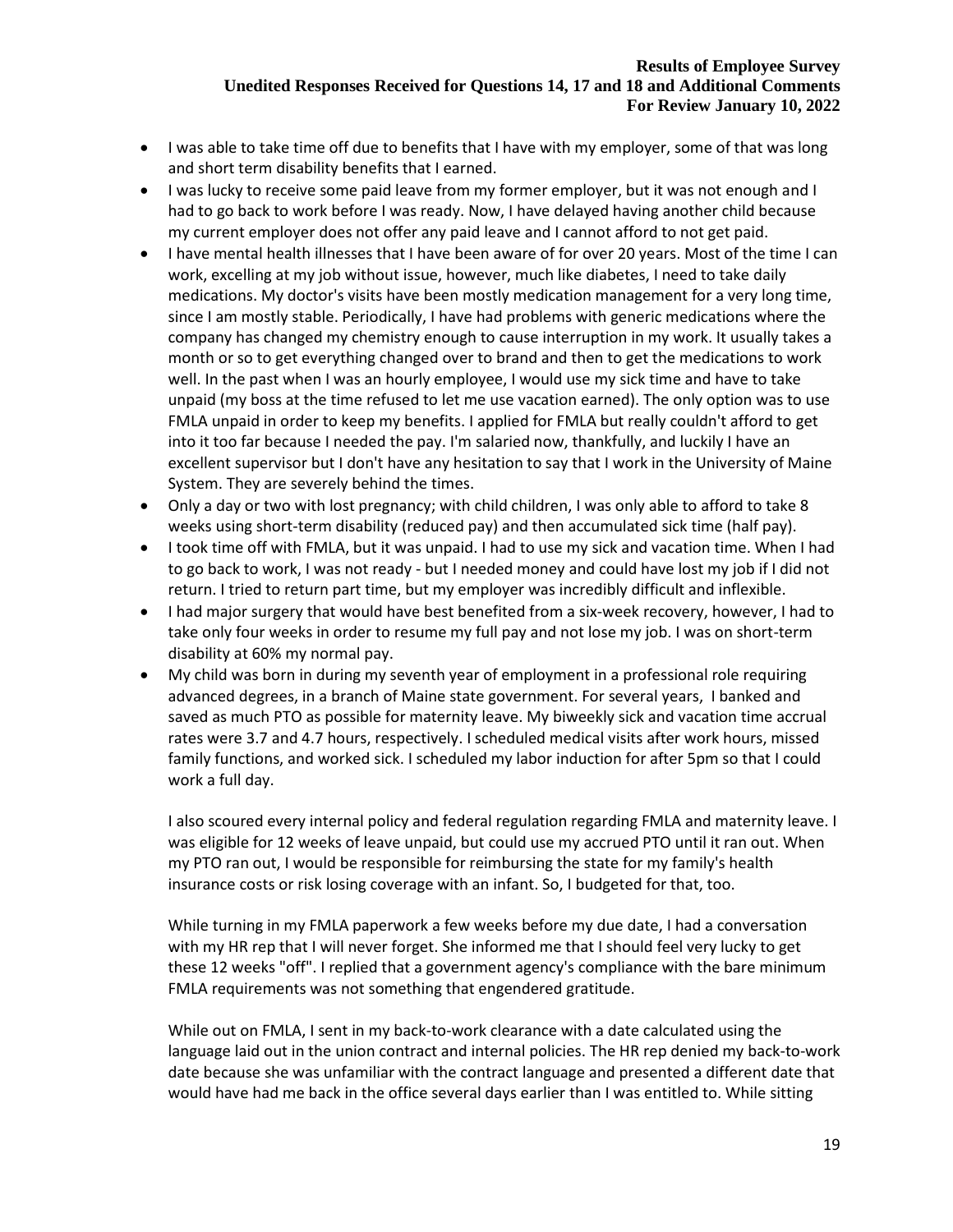- I was able to take time off due to benefits that I have with my employer, some of that was long and short term disability benefits that I earned.
- I was lucky to receive some paid leave from my former employer, but it was not enough and I had to go back to work before I was ready. Now, I have delayed having another child because my current employer does not offer any paid leave and I cannot afford to not get paid.
- I have mental health illnesses that I have been aware of for over 20 years. Most of the time I can work, excelling at my job without issue, however, much like diabetes, I need to take daily medications. My doctor's visits have been mostly medication management for a very long time, since I am mostly stable. Periodically, I have had problems with generic medications where the company has changed my chemistry enough to cause interruption in my work. It usually takes a month or so to get everything changed over to brand and then to get the medications to work well. In the past when I was an hourly employee, I would use my sick time and have to take unpaid (my boss at the time refused to let me use vacation earned). The only option was to use FMLA unpaid in order to keep my benefits. I applied for FMLA but really couldn't afford to get into it too far because I needed the pay. I'm salaried now, thankfully, and luckily I have an excellent supervisor but I don't have any hesitation to say that I work in the University of Maine System. They are severely behind the times.
- Only a day or two with lost pregnancy; with child children, I was only able to afford to take 8 weeks using short-term disability (reduced pay) and then accumulated sick time (half pay).
- I took time off with FMLA, but it was unpaid. I had to use my sick and vacation time. When I had to go back to work, I was not ready - but I needed money and could have lost my job if I did not return. I tried to return part time, but my employer was incredibly difficult and inflexible.
- I had major surgery that would have best benefited from a six-week recovery, however, I had to take only four weeks in order to resume my full pay and not lose my job. I was on short-term disability at 60% my normal pay.
- My child was born in during my seventh year of employment in a professional role requiring advanced degrees, in a branch of Maine state government. For several years, I banked and saved as much PTO as possible for maternity leave. My biweekly sick and vacation time accrual rates were 3.7 and 4.7 hours, respectively. I scheduled medical visits after work hours, missed family functions, and worked sick. I scheduled my labor induction for after 5pm so that I could work a full day.

  I also scoured every internal policy and federal regulation regarding FMLA and maternity leave. I was eligible for 12 weeks of leave unpaid, but could use my accrued PTO until it ran out. When my PTO ran out, I would be responsible for reimbursing the state for my family's health insurance costs or risk losing coverage with an infant. So, I budgeted for that, too.

  While turning in my FMLA paperwork a few weeks before my due date, I had a conversation with my HR rep that I will never forget. She informed me that I should feel very lucky to get these 12 weeks "off". I replied that a government agency's compliance with the bare minimum FMLA requirements was not something that engendered gratitude.

  While out on FMLA, I sent in my back-to-work clearance with a date calculated using the language laid out in the union contract and internal policies. The HR rep denied my back-to-work date because she was unfamiliar with the contract language and presented a different date that would have had me back in the office several days earlier than I was entitled to. While sitting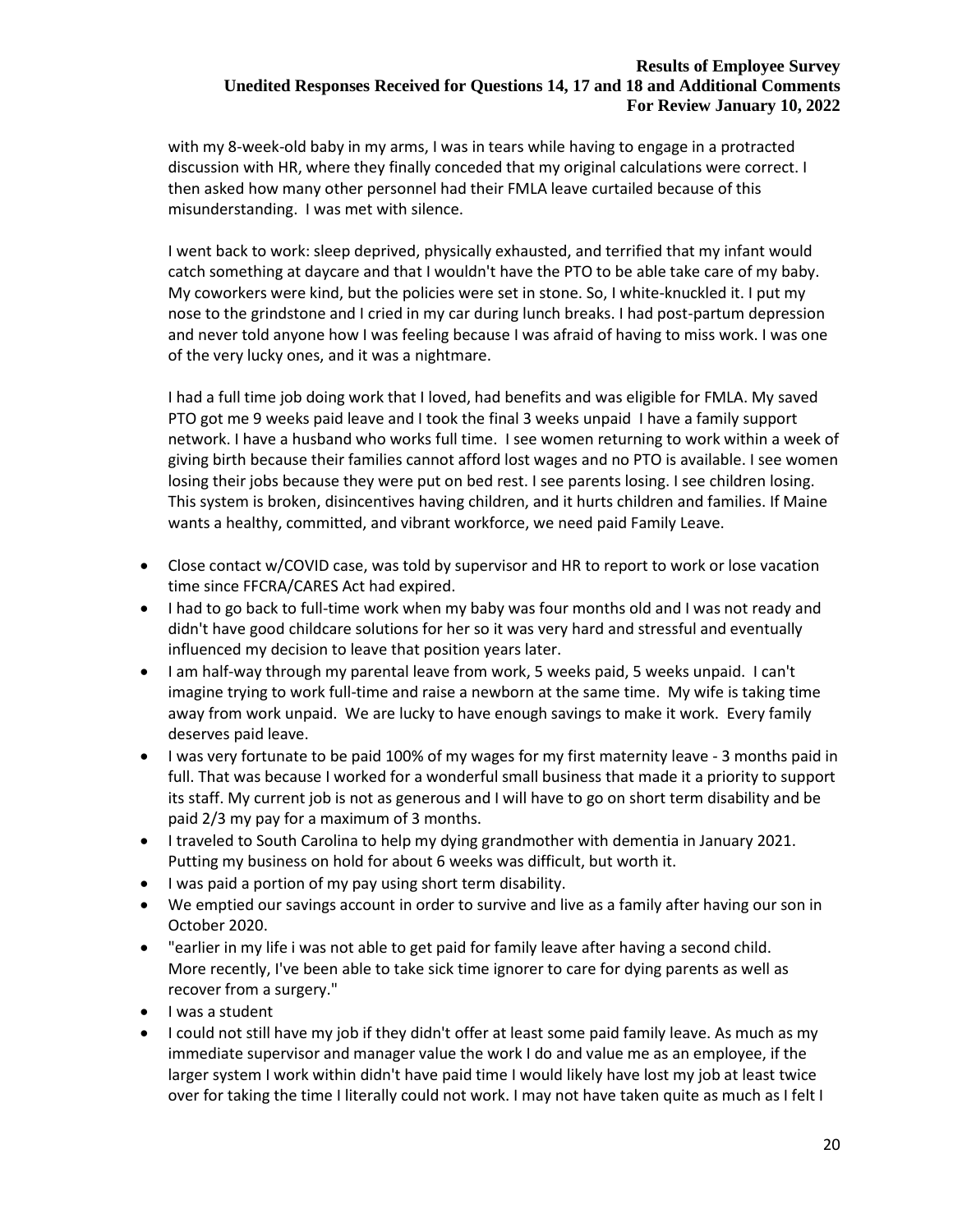with my 8-week-old baby in my arms, I was in tears while having to engage in a protracted discussion with HR, where they finally conceded that my original calculations were correct. I then asked how many other personnel had their FMLA leave curtailed because of this misunderstanding. I was met with silence.

I went back to work: sleep deprived, physically exhausted, and terrified that my infant would catch something at daycare and that I wouldn't have the PTO to be able take care of my baby. My coworkers were kind, but the policies were set in stone. So, I white-knuckled it. I put my nose to the grindstone and I cried in my car during lunch breaks. I had post-partum depression and never told anyone how I was feeling because I was afraid of having to miss work. I was one of the very lucky ones, and it was a nightmare.

I had a full time job doing work that I loved, had benefits and was eligible for FMLA. My saved PTO got me 9 weeks paid leave and I took the final 3 weeks unpaid I have a family support network. I have a husband who works full time. I see women returning to work within a week of giving birth because their families cannot afford lost wages and no PTO is available. I see women losing their jobs because they were put on bed rest. I see parents losing. I see children losing. This system is broken, disincentives having children, and it hurts children and families. If Maine wants a healthy, committed, and vibrant workforce, we need paid Family Leave.

- Close contact w/COVID case, was told by supervisor and HR to report to work or lose vacation time since FFCRA/CARES Act had expired.
- I had to go back to full-time work when my baby was four months old and I was not ready and didn't have good childcare solutions for her so it was very hard and stressful and eventually influenced my decision to leave that position years later.
- I am half-way through my parental leave from work, 5 weeks paid, 5 weeks unpaid. I can't imagine trying to work full-time and raise a newborn at the same time. My wife is taking time away from work unpaid. We are lucky to have enough savings to make it work. Every family deserves paid leave.
- I was very fortunate to be paid 100% of my wages for my first maternity leave - 3 months paid in full. That was because I worked for a wonderful small business that made it a priority to support its staff. My current job is not as generous and I will have to go on short term disability and be paid 2/3 my pay for a maximum of 3 months.
- I traveled to South Carolina to help my dying grandmother with dementia in January 2021. Putting my business on hold for about 6 weeks was difficult, but worth it.
- I was paid a portion of my pay using short term disability.
- We emptied our savings account in order to survive and live as a family after having our son in October 2020.
- "earlier in my life i was not able to get paid for family leave after having a second child. More recently, I've been able to take sick time ignorer to care for dying parents as well as recover from a surgery."
- I was a student
- I could not still have my job if they didn't offer at least some paid family leave. As much as my immediate supervisor and manager value the work I do and value me as an employee, if the larger system I work within didn't have paid time I would likely have lost my job at least twice over for taking the time I literally could not work. I may not have taken quite as much as I felt I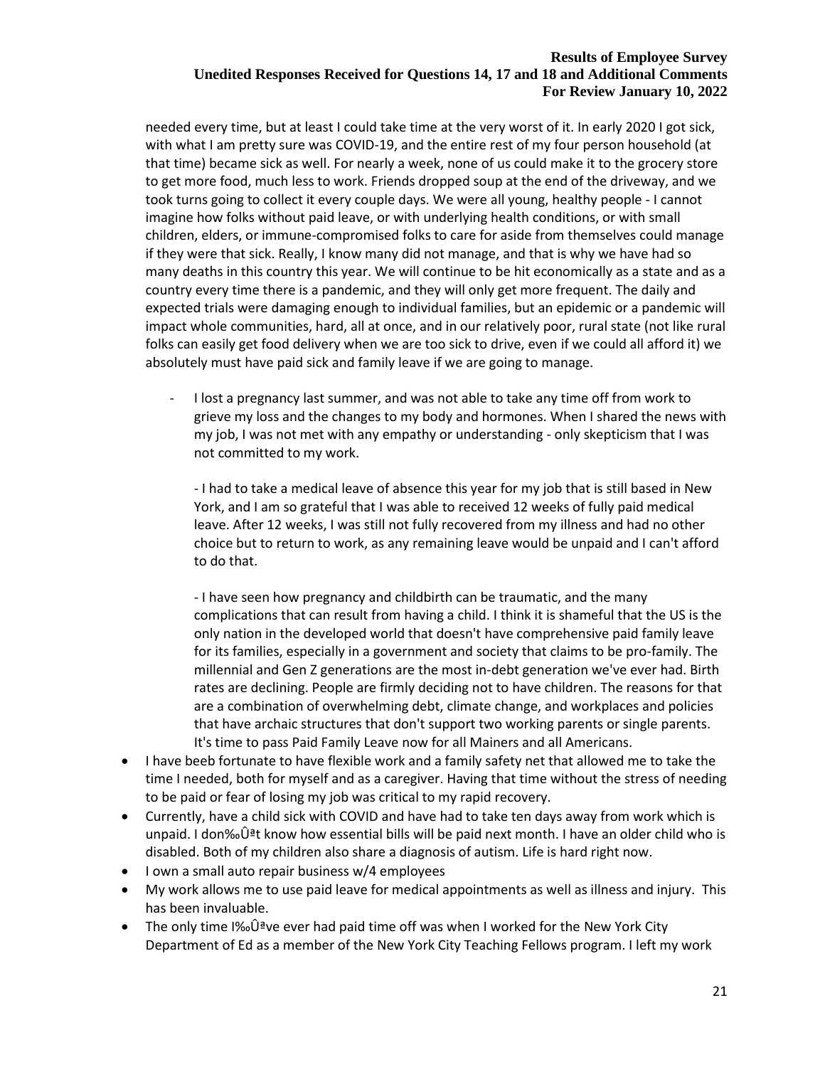needed every time, but at least I could take time at the very worst of it. In early 2020 I got sick, with what I am pretty sure was COVID-19, and the entire rest of my four person household (at that time) became sick as well. For nearly a week, none of us could make it to the grocery store to get more food, much less to work. Friends dropped soup at the end of the driveway, and we took turns going to collect it every couple days. We were all young, healthy people - I cannot imagine how folks without paid leave, or with underlying health conditions, or with small children, elders, or immune-compromised folks to care for aside from themselves could manage if they were that sick. Really, I know many did not manage, and that is why we have had so many deaths in this country this year. We will continue to be hit economically as a state and as a country every time there is a pandemic, and they will only get more frequent. The daily and expected trials were damaging enough to individual families, but an epidemic or a pandemic will impact whole communities, hard, all at once, and in our relatively poor, rural state (not like rural folks can easily get food delivery when we are too sick to drive, even if we could all afford it) we absolutely must have paid sick and family leave if we are going to manage.

- I lost a pregnancy last summer, and was not able to take any time off from work to grieve my loss and the changes to my body and hormones. When I shared the news with my job, I was not met with any empathy or understanding - only skepticism that I was not committed to my work.

  - I had to take a medical leave of absence this year for my job that is still based in New York, and I am so grateful that I was able to received 12 weeks of fully paid medical leave. After 12 weeks, I was still not fully recovered from my illness and had no other choice but to return to work, as any remaining leave would be unpaid and I can't afford to do that.

  - I have seen how pregnancy and childbirth can be traumatic, and the many complications that can result from having a child. I think it is shameful that the US is the only nation in the developed world that doesn't have comprehensive paid family leave for its families, especially in a government and society that claims to be pro-family. The millennial and Gen Z generations are the most in-debt generation we've ever had. Birth rates are declining. People are firmly deciding not to have children. The reasons for that are a combination of overwhelming debt, climate change, and workplaces and policies that have archaic structures that don't support two working parents or single parents. It's time to pass Paid Family Leave now for all Mainers and all Americans.

- I have beeb fortunate to have flexible work and a family safety net that allowed me to take the time I needed, both for myself and as a caregiver. Having that time without the stress of needing to be paid or fear of losing my job was critical to my rapid recovery.
- Currently, have a child sick with COVID and have had to take ten days away from work which is unpaid. I don‰Ûªt know how essential bills will be paid next month. I have an older child who is disabled. Both of my children also share a diagnosis of autism. Life is hard right now.
- I own a small auto repair business w/4 employees
- My work allows me to use paid leave for medical appointments as well as illness and injury. This has been invaluable.
- The only time I‰Ûªve ever had paid time off was when I worked for the New York City Department of Ed as a member of the New York City Teaching Fellows program. I left my work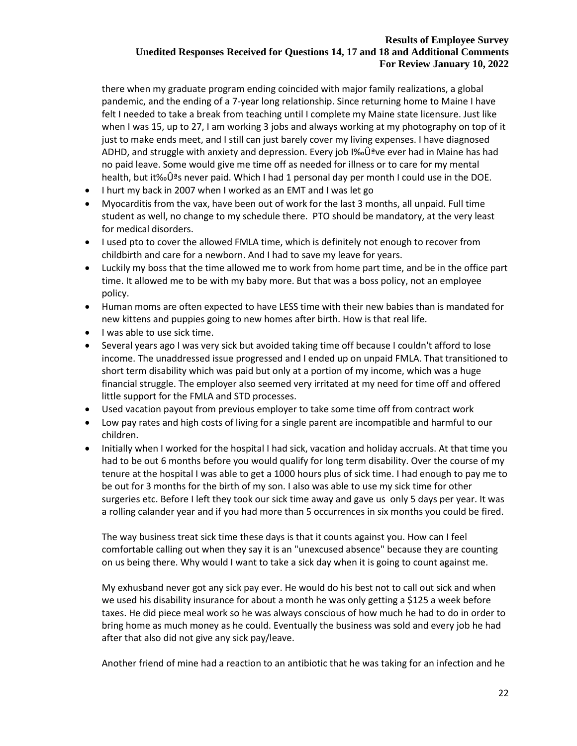there when my graduate program ending coincided with major family realizations, a global pandemic, and the ending of a 7-year long relationship. Since returning home to Maine I have felt I needed to take a break from teaching until I complete my Maine state licensure. Just like when I was 15, up to 27, I am working 3 jobs and always working at my photography on top of it just to make ends meet, and I still can just barely cover my living expenses. I have diagnosed ADHD, and struggle with anxiety and depression. Every job I‰Ûªve ever had in Maine has had no paid leave. Some would give me time off as needed for illness or to care for my mental health, but it‰Ûªs never paid. Which I had 1 personal day per month I could use in the DOE.

- I hurt my back in 2007 when I worked as an EMT and I was let go
- Myocarditis from the vax, have been out of work for the last 3 months, all unpaid. Full time student as well, no change to my schedule there. PTO should be mandatory, at the very least for medical disorders.
- I used pto to cover the allowed FMLA time, which is definitely not enough to recover from childbirth and care for a newborn. And I had to save my leave for years.
- Luckily my boss that the time allowed me to work from home part time, and be in the office part time. It allowed me to be with my baby more. But that was a boss policy, not an employee policy.
- Human moms are often expected to have LESS time with their new babies than is mandated for new kittens and puppies going to new homes after birth. How is that real life.
- I was able to use sick time.
- Several years ago I was very sick but avoided taking time off because I couldn't afford to lose income. The unaddressed issue progressed and I ended up on unpaid FMLA. That transitioned to short term disability which was paid but only at a portion of my income, which was a huge financial struggle. The employer also seemed very irritated at my need for time off and offered little support for the FMLA and STD processes.
- Used vacation payout from previous employer to take some time off from contract work
- Low pay rates and high costs of living for a single parent are incompatible and harmful to our children.
- Initially when I worked for the hospital I had sick, vacation and holiday accruals. At that time you had to be out 6 months before you would qualify for long term disability. Over the course of my tenure at the hospital I was able to get a 1000 hours plus of sick time. I had enough to pay me to be out for 3 months for the birth of my son. I also was able to use my sick time for other surgeries etc. Before I left they took our sick time away and gave us only 5 days per year. It was a rolling calander year and if you had more than 5 occurrences in six months you could be fired.

  The way business treat sick time these days is that it counts against you. How can I feel comfortable calling out when they say it is an "unexcused absence" because they are counting on us being there. Why would I want to take a sick day when it is going to count against me.

  My exhusband never got any sick pay ever. He would do his best not to call out sick and when we used his disability insurance for about a month he was only getting a $125 a week before taxes. He did piece meal work so he was always conscious of how much he had to do in order to bring home as much money as he could. Eventually the business was sold and every job he had after that also did not give any sick pay/leave.

  Another friend of mine had a reaction to an antibiotic that he was taking for an infection and he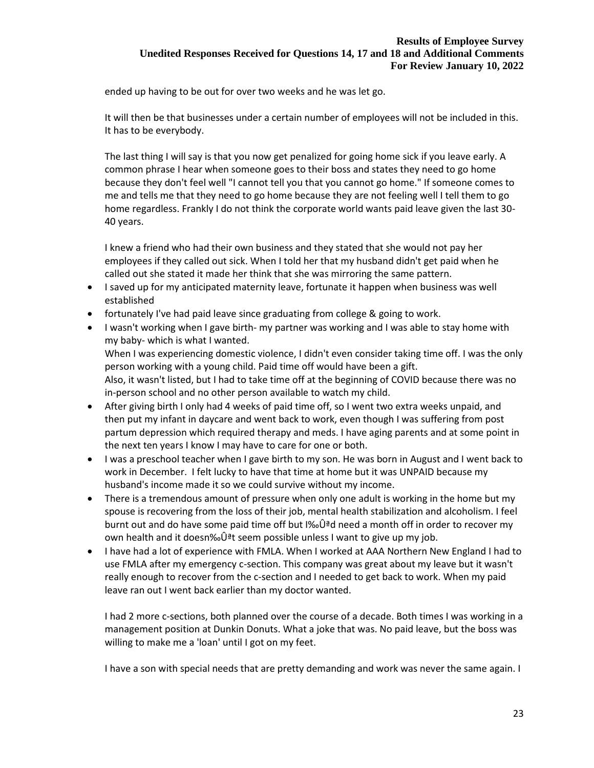ended up having to be out for over two weeks and he was let go.

It will then be that businesses under a certain number of employees will not be included in this. It has to be everybody.

The last thing I will say is that you now get penalized for going home sick if you leave early. A common phrase I hear when someone goes to their boss and states they need to go home because they don't feel well "I cannot tell you that you cannot go home." If someone comes to me and tells me that they need to go home because they are not feeling well I tell them to go home regardless. Frankly I do not think the corporate world wants paid leave given the last 30-40 years.

I knew a friend who had their own business and they stated that she would not pay her employees if they called out sick. When I told her that my husband didn't get paid when he called out she stated it made her think that she was mirroring the same pattern.

- I saved up for my anticipated maternity leave, fortunate it happen when business was well established
- fortunately I've had paid leave since graduating from college & going to work.
- I wasn't working when I gave birth- my partner was working and I was able to stay home with my baby- which is what I wanted.
  When I was experiencing domestic violence, I didn't even consider taking time off. I was the only person working with a young child. Paid time off would have been a gift.
  Also, it wasn't listed, but I had to take time off at the beginning of COVID because there was no in-person school and no other person available to watch my child.
- After giving birth I only had 4 weeks of paid time off, so I went two extra weeks unpaid, and then put my infant in daycare and went back to work, even though I was suffering from post partum depression which required therapy and meds. I have aging parents and at some point in the next ten years I know I may have to care for one or both.
- I was a preschool teacher when I gave birth to my son. He was born in August and I went back to work in December. I felt lucky to have that time at home but it was UNPAID because my husband's income made it so we could survive without my income.
- There is a tremendous amount of pressure when only one adult is working in the home but my spouse is recovering from the loss of their job, mental health stabilization and alcoholism. I feel burnt out and do have some paid time off but I‰Ûªd need a month off in order to recover my own health and it doesn‰Ûªt seem possible unless I want to give up my job.
- I have had a lot of experience with FMLA. When I worked at AAA Northern New England I had to use FMLA after my emergency c-section. This company was great about my leave but it wasn't really enough to recover from the c-section and I needed to get back to work. When my paid leave ran out I went back earlier than my doctor wanted.

  I had 2 more c-sections, both planned over the course of a decade. Both times I was working in a management position at Dunkin Donuts. What a joke that was. No paid leave, but the boss was willing to make me a 'loan' until I got on my feet.

  I have a son with special needs that are pretty demanding and work was never the same again. I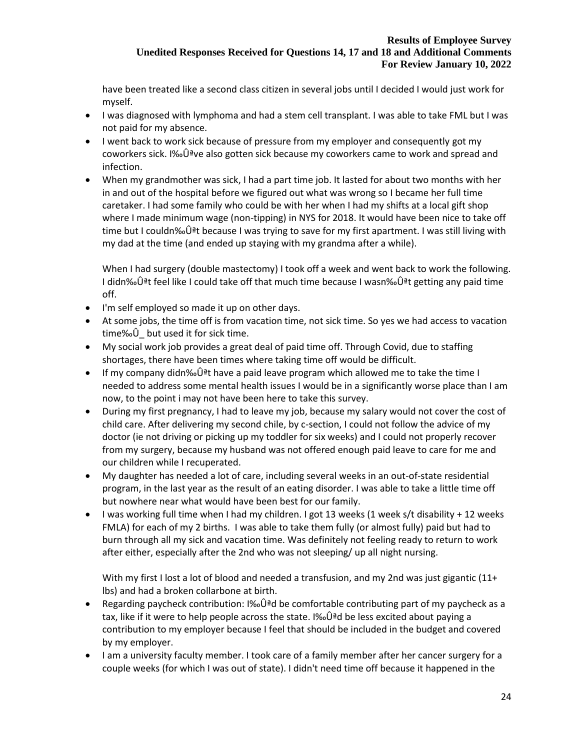have been treated like a second class citizen in several jobs until I decided I would just work for myself.

- I was diagnosed with lymphoma and had a stem cell transplant. I was able to take FML but I was not paid for my absence.
- I went back to work sick because of pressure from my employer and consequently got my coworkers sick. I‰Ûªve also gotten sick because my coworkers came to work and spread and infection.
- When my grandmother was sick, I had a part time job. It lasted for about two months with her in and out of the hospital before we figured out what was wrong so I became her full time caretaker. I had some family who could be with her when I had my shifts at a local gift shop where I made minimum wage (non-tipping) in NYS for 2018. It would have been nice to take off time but I couldn‰Ûªt because I was trying to save for my first apartment. I was still living with my dad at the time (and ended up staying with my grandma after a while).

  When I had surgery (double mastectomy) I took off a week and went back to work the following. I didn‰Ûªt feel like I could take off that much time because I wasn‰Ûªt getting any paid time off.
- I'm self employed so made it up on other days.
- At some jobs, the time off is from vacation time, not sick time. So yes we had access to vacation time‰Û_ but used it for sick time.
- My social work job provides a great deal of paid time off. Through Covid, due to staffing shortages, there have been times where taking time off would be difficult.
- If my company didn‰Ûªt have a paid leave program which allowed me to take the time I needed to address some mental health issues I would be in a significantly worse place than I am now, to the point i may not have been here to take this survey.
- During my first pregnancy, I had to leave my job, because my salary would not cover the cost of child care. After delivering my second chile, by c-section, I could not follow the advice of my doctor (ie not driving or picking up my toddler for six weeks) and I could not properly recover from my surgery, because my husband was not offered enough paid leave to care for me and our children while I recuperated.
- My daughter has needed a lot of care, including several weeks in an out-of-state residential program, in the last year as the result of an eating disorder. I was able to take a little time off but nowhere near what would have been best for our family.
- I was working full time when I had my children. I got 13 weeks (1 week s/t disability + 12 weeks FMLA) for each of my 2 births. I was able to take them fully (or almost fully) paid but had to burn through all my sick and vacation time. Was definitely not feeling ready to return to work after either, especially after the 2nd who was not sleeping/ up all night nursing.

  With my first I lost a lot of blood and needed a transfusion, and my 2nd was just gigantic (11+ lbs) and had a broken collarbone at birth.
- Regarding paycheck contribution: I‰Ûªd be comfortable contributing part of my paycheck as a tax, like if it were to help people across the state. I‰Ûªd be less excited about paying a contribution to my employer because I feel that should be included in the budget and covered by my employer.
- I am a university faculty member. I took care of a family member after her cancer surgery for a couple weeks (for which I was out of state). I didn't need time off because it happened in the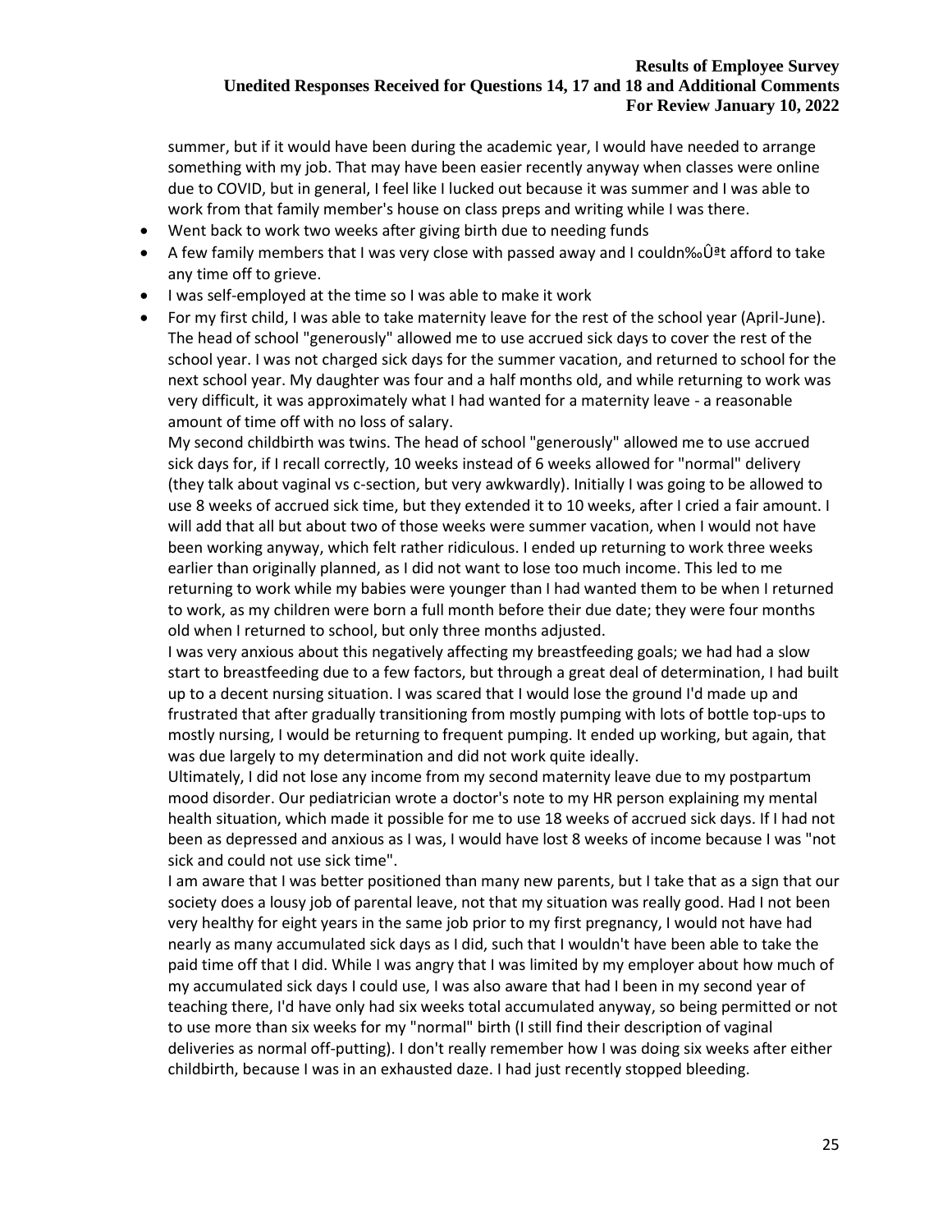summer, but if it would have been during the academic year, I would have needed to arrange something with my job. That may have been easier recently anyway when classes were online due to COVID, but in general, I feel like I lucked out because it was summer and I was able to work from that family member's house on class preps and writing while I was there.

- Went back to work two weeks after giving birth due to needing funds
- A few family members that I was very close with passed away and I couldn‰Ûªt afford to take any time off to grieve.
- I was self-employed at the time so I was able to make it work
- For my first child, I was able to take maternity leave for the rest of the school year (April-June). The head of school "generously" allowed me to use accrued sick days to cover the rest of the school year. I was not charged sick days for the summer vacation, and returned to school for the next school year. My daughter was four and a half months old, and while returning to work was very difficult, it was approximately what I had wanted for a maternity leave - a reasonable amount of time off with no loss of salary.

  My second childbirth was twins. The head of school "generously" allowed me to use accrued sick days for, if I recall correctly, 10 weeks instead of 6 weeks allowed for "normal" delivery (they talk about vaginal vs c-section, but very awkwardly). Initially I was going to be allowed to use 8 weeks of accrued sick time, but they extended it to 10 weeks, after I cried a fair amount. I will add that all but about two of those weeks were summer vacation, when I would not have been working anyway, which felt rather ridiculous. I ended up returning to work three weeks earlier than originally planned, as I did not want to lose too much income. This led to me returning to work while my babies were younger than I had wanted them to be when I returned to work, as my children were born a full month before their due date; they were four months old when I returned to school, but only three months adjusted.

  I was very anxious about this negatively affecting my breastfeeding goals; we had had a slow start to breastfeeding due to a few factors, but through a great deal of determination, I had built up to a decent nursing situation. I was scared that I would lose the ground I'd made up and frustrated that after gradually transitioning from mostly pumping with lots of bottle top-ups to mostly nursing, I would be returning to frequent pumping. It ended up working, but again, that was due largely to my determination and did not work quite ideally.

  Ultimately, I did not lose any income from my second maternity leave due to my postpartum mood disorder. Our pediatrician wrote a doctor's note to my HR person explaining my mental health situation, which made it possible for me to use 18 weeks of accrued sick days. If I had not been as depressed and anxious as I was, I would have lost 8 weeks of income because I was "not sick and could not use sick time".

  I am aware that I was better positioned than many new parents, but I take that as a sign that our society does a lousy job of parental leave, not that my situation was really good. Had I not been very healthy for eight years in the same job prior to my first pregnancy, I would not have had nearly as many accumulated sick days as I did, such that I wouldn't have been able to take the paid time off that I did. While I was angry that I was limited by my employer about how much of my accumulated sick days I could use, I was also aware that had I been in my second year of teaching there, I'd have only had six weeks total accumulated anyway, so being permitted or not to use more than six weeks for my "normal" birth (I still find their description of vaginal deliveries as normal off-putting). I don't really remember how I was doing six weeks after either childbirth, because I was in an exhausted daze. I had just recently stopped bleeding.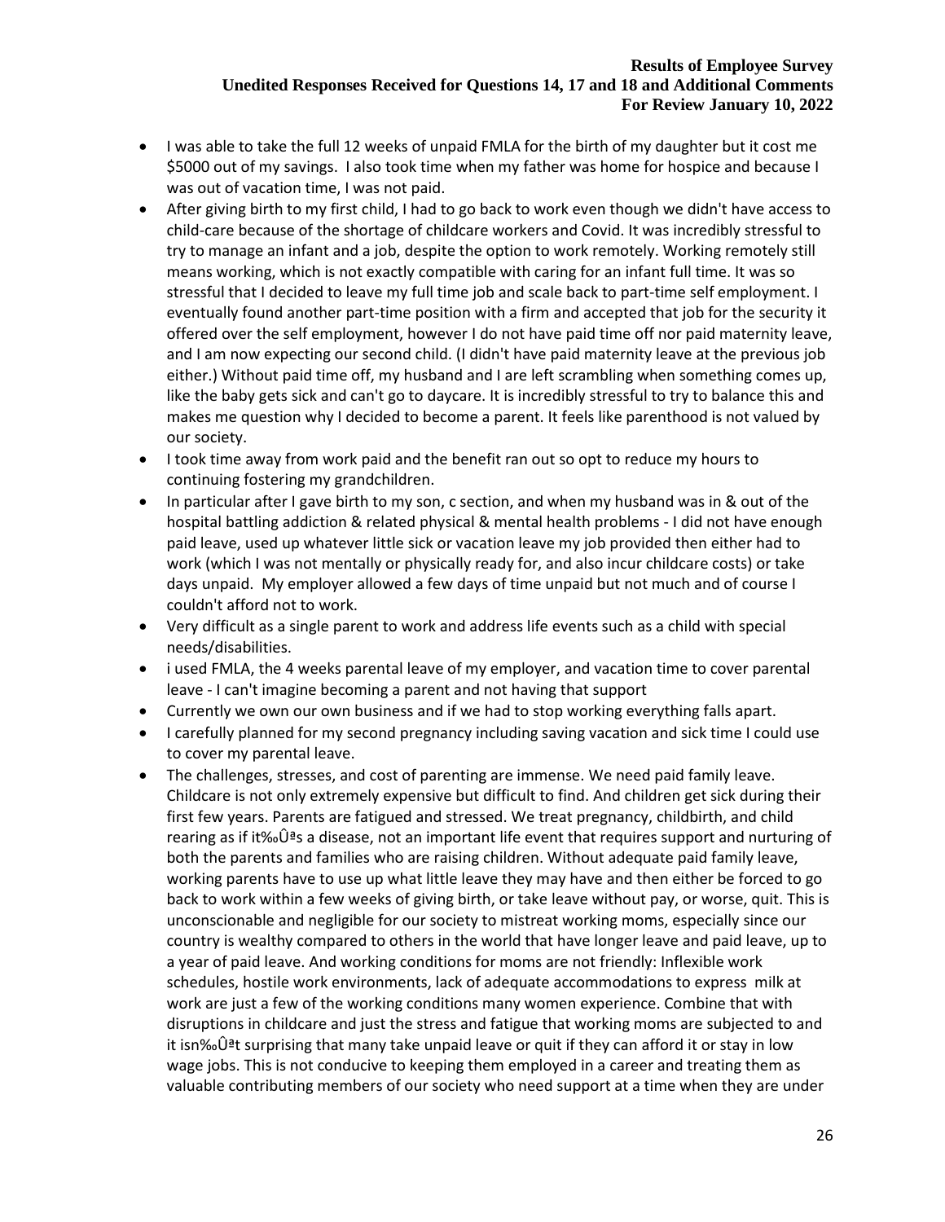- I was able to take the full 12 weeks of unpaid FMLA for the birth of my daughter but it cost me $5000 out of my savings. I also took time when my father was home for hospice and because I was out of vacation time, I was not paid.
- After giving birth to my first child, I had to go back to work even though we didn't have access to child-care because of the shortage of childcare workers and Covid. It was incredibly stressful to try to manage an infant and a job, despite the option to work remotely. Working remotely still means working, which is not exactly compatible with caring for an infant full time. It was so stressful that I decided to leave my full time job and scale back to part-time self employment. I eventually found another part-time position with a firm and accepted that job for the security it offered over the self employment, however I do not have paid time off nor paid maternity leave, and I am now expecting our second child. (I didn't have paid maternity leave at the previous job either.) Without paid time off, my husband and I are left scrambling when something comes up, like the baby gets sick and can't go to daycare. It is incredibly stressful to try to balance this and makes me question why I decided to become a parent. It feels like parenthood is not valued by our society.
- I took time away from work paid and the benefit ran out so opt to reduce my hours to continuing fostering my grandchildren.
- In particular after I gave birth to my son, c section, and when my husband was in & out of the hospital battling addiction & related physical & mental health problems - I did not have enough paid leave, used up whatever little sick or vacation leave my job provided then either had to work (which I was not mentally or physically ready for, and also incur childcare costs) or take days unpaid. My employer allowed a few days of time unpaid but not much and of course I couldn't afford not to work.
- Very difficult as a single parent to work and address life events such as a child with special needs/disabilities.
- i used FMLA, the 4 weeks parental leave of my employer, and vacation time to cover parental leave - I can't imagine becoming a parent and not having that support
- Currently we own our own business and if we had to stop working everything falls apart.
- I carefully planned for my second pregnancy including saving vacation and sick time I could use to cover my parental leave.
- The challenges, stresses, and cost of parenting are immense. We need paid family leave. Childcare is not only extremely expensive but difficult to find. And children get sick during their first few years. Parents are fatigued and stressed. We treat pregnancy, childbirth, and child rearing as if it‰Ûªs a disease, not an important life event that requires support and nurturing of both the parents and families who are raising children. Without adequate paid family leave, working parents have to use up what little leave they may have and then either be forced to go back to work within a few weeks of giving birth, or take leave without pay, or worse, quit. This is unconscionable and negligible for our society to mistreat working moms, especially since our country is wealthy compared to others in the world that have longer leave and paid leave, up to a year of paid leave. And working conditions for moms are not friendly: Inflexible work schedules, hostile work environments, lack of adequate accommodations to express milk at work are just a few of the working conditions many women experience. Combine that with disruptions in childcare and just the stress and fatigue that working moms are subjected to and it isn‰Ûªt surprising that many take unpaid leave or quit if they can afford it or stay in low wage jobs. This is not conducive to keeping them employed in a career and treating them as valuable contributing members of our society who need support at a time when they are under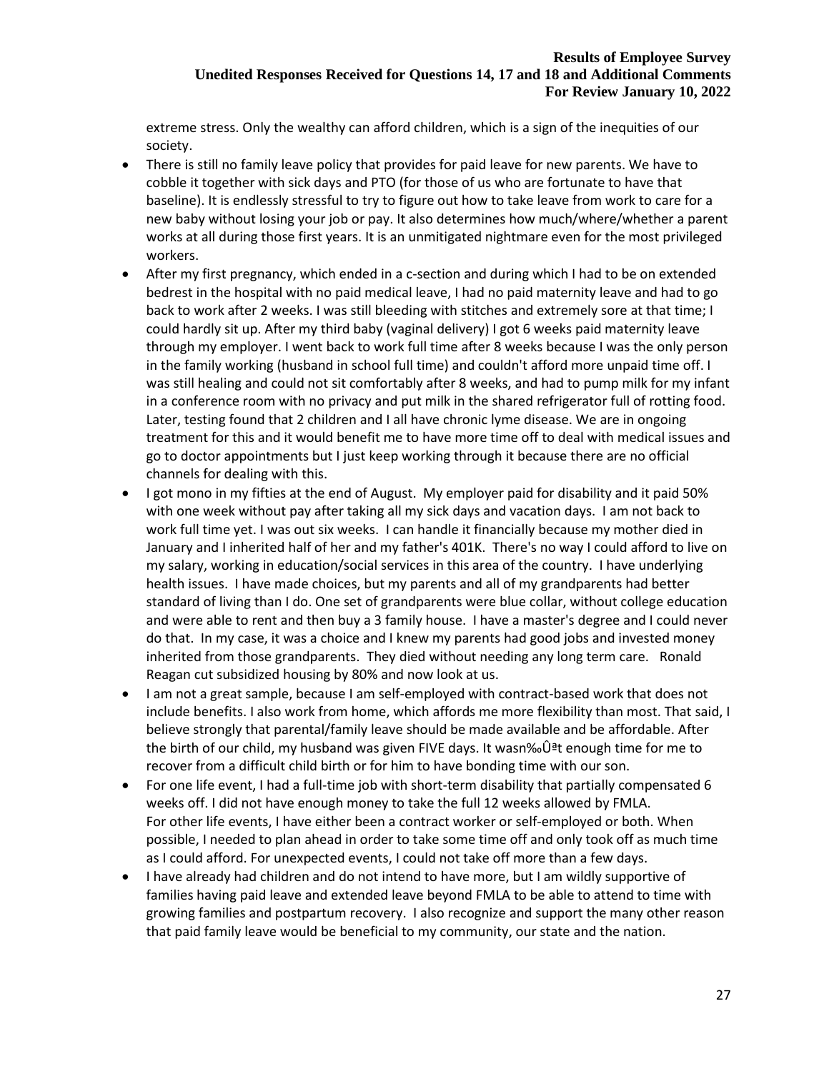extreme stress. Only the wealthy can afford children, which is a sign of the inequities of our society.

- There is still no family leave policy that provides for paid leave for new parents. We have to cobble it together with sick days and PTO (for those of us who are fortunate to have that baseline). It is endlessly stressful to try to figure out how to take leave from work to care for a new baby without losing your job or pay. It also determines how much/where/whether a parent works at all during those first years. It is an unmitigated nightmare even for the most privileged workers.
- After my first pregnancy, which ended in a c-section and during which I had to be on extended bedrest in the hospital with no paid medical leave, I had no paid maternity leave and had to go back to work after 2 weeks. I was still bleeding with stitches and extremely sore at that time; I could hardly sit up. After my third baby (vaginal delivery) I got 6 weeks paid maternity leave through my employer. I went back to work full time after 8 weeks because I was the only person in the family working (husband in school full time) and couldn't afford more unpaid time off. I was still healing and could not sit comfortably after 8 weeks, and had to pump milk for my infant in a conference room with no privacy and put milk in the shared refrigerator full of rotting food. Later, testing found that 2 children and I all have chronic lyme disease. We are in ongoing treatment for this and it would benefit me to have more time off to deal with medical issues and go to doctor appointments but I just keep working through it because there are no official channels for dealing with this.
- I got mono in my fifties at the end of August. My employer paid for disability and it paid 50% with one week without pay after taking all my sick days and vacation days. I am not back to work full time yet. I was out six weeks. I can handle it financially because my mother died in January and I inherited half of her and my father's 401K. There's no way I could afford to live on my salary, working in education/social services in this area of the country. I have underlying health issues. I have made choices, but my parents and all of my grandparents had better standard of living than I do. One set of grandparents were blue collar, without college education and were able to rent and then buy a 3 family house. I have a master's degree and I could never do that. In my case, it was a choice and I knew my parents had good jobs and invested money inherited from those grandparents. They died without needing any long term care. Ronald Reagan cut subsidized housing by 80% and now look at us.
- I am not a great sample, because I am self-employed with contract-based work that does not include benefits. I also work from home, which affords me more flexibility than most. That said, I believe strongly that parental/family leave should be made available and be affordable. After the birth of our child, my husband was given FIVE days. It wasn‰Ûªt enough time for me to recover from a difficult child birth or for him to have bonding time with our son.
- For one life event, I had a full-time job with short-term disability that partially compensated 6 weeks off. I did not have enough money to take the full 12 weeks allowed by FMLA. For other life events, I have either been a contract worker or self-employed or both. When possible, I needed to plan ahead in order to take some time off and only took off as much time as I could afford. For unexpected events, I could not take off more than a few days.
- I have already had children and do not intend to have more, but I am wildly supportive of families having paid leave and extended leave beyond FMLA to be able to attend to time with growing families and postpartum recovery. I also recognize and support the many other reason that paid family leave would be beneficial to my community, our state and the nation.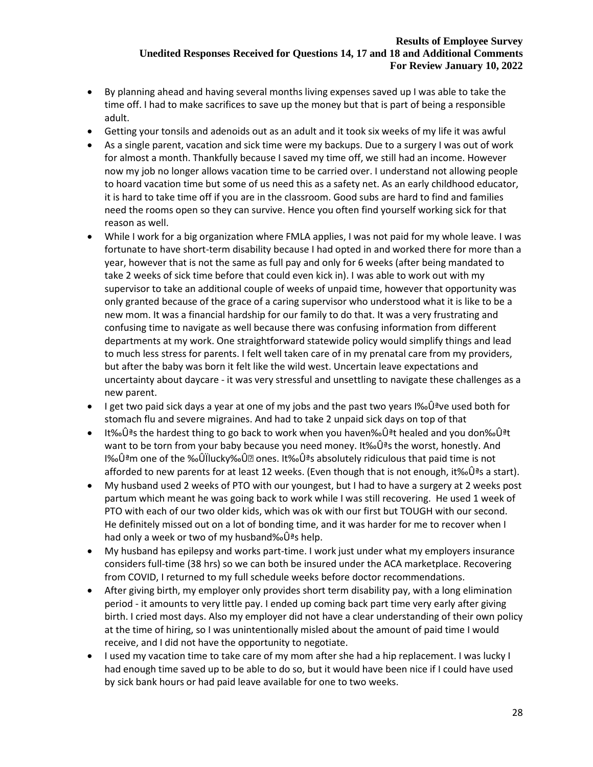- By planning ahead and having several months living expenses saved up I was able to take the time off. I had to make sacrifices to save up the money but that is part of being a responsible adult.
- Getting your tonsils and adenoids out as an adult and it took six weeks of my life it was awful
- As a single parent, vacation and sick time were my backups. Due to a surgery I was out of work for almost a month. Thankfully because I saved my time off, we still had an income. However now my job no longer allows vacation time to be carried over. I understand not allowing people to hoard vacation time but some of us need this as a safety net. As an early childhood educator, it is hard to take time off if you are in the classroom. Good subs are hard to find and families need the rooms open so they can survive. Hence you often find yourself working sick for that reason as well.
- While I work for a big organization where FMLA applies, I was not paid for my whole leave. I was fortunate to have short-term disability because I had opted in and worked there for more than a year, however that is not the same as full pay and only for 6 weeks (after being mandated to take 2 weeks of sick time before that could even kick in). I was able to work out with my supervisor to take an additional couple of weeks of unpaid time, however that opportunity was only granted because of the grace of a caring supervisor who understood what it is like to be a new mom. It was a financial hardship for our family to do that. It was a very frustrating and confusing time to navigate as well because there was confusing information from different departments at my work. One straightforward statewide policy would simplify things and lead to much less stress for parents. I felt well taken care of in my prenatal care from my providers, but after the baby was born it felt like the wild west. Uncertain leave expectations and uncertainty about daycare - it was very stressful and unsettling to navigate these challenges as a new parent.
- I get two paid sick days a year at one of my jobs and the past two years I‰Ûªve used both for stomach flu and severe migraines. And had to take 2 unpaid sick days on top of that
- It‰Ûªs the hardest thing to go back to work when you haven‰Ûªt healed and you don‰Ûªt want to be torn from your baby because you need money. It‰Ûªs the worst, honestly. And I‰Ûªm one of the ‰ÛÏlucky‰Û ones. It‰Ûªs absolutely ridiculous that paid time is not afforded to new parents for at least 12 weeks. (Even though that is not enough, it‰Ûªs a start).
- My husband used 2 weeks of PTO with our youngest, but I had to have a surgery at 2 weeks post partum which meant he was going back to work while I was still recovering. He used 1 week of PTO with each of our two older kids, which was ok with our first but TOUGH with our second. He definitely missed out on a lot of bonding time, and it was harder for me to recover when I had only a week or two of my husband‰Ûªs help.
- My husband has epilepsy and works part-time. I work just under what my employers insurance considers full-time (38 hrs) so we can both be insured under the ACA marketplace. Recovering from COVID, I returned to my full schedule weeks before doctor recommendations.
- After giving birth, my employer only provides short term disability pay, with a long elimination period - it amounts to very little pay. I ended up coming back part time very early after giving birth. I cried most days. Also my employer did not have a clear understanding of their own policy at the time of hiring, so I was unintentionally misled about the amount of paid time I would receive, and I did not have the opportunity to negotiate.
- I used my vacation time to take care of my mom after she had a hip replacement. I was lucky I had enough time saved up to be able to do so, but it would have been nice if I could have used by sick bank hours or had paid leave available for one to two weeks.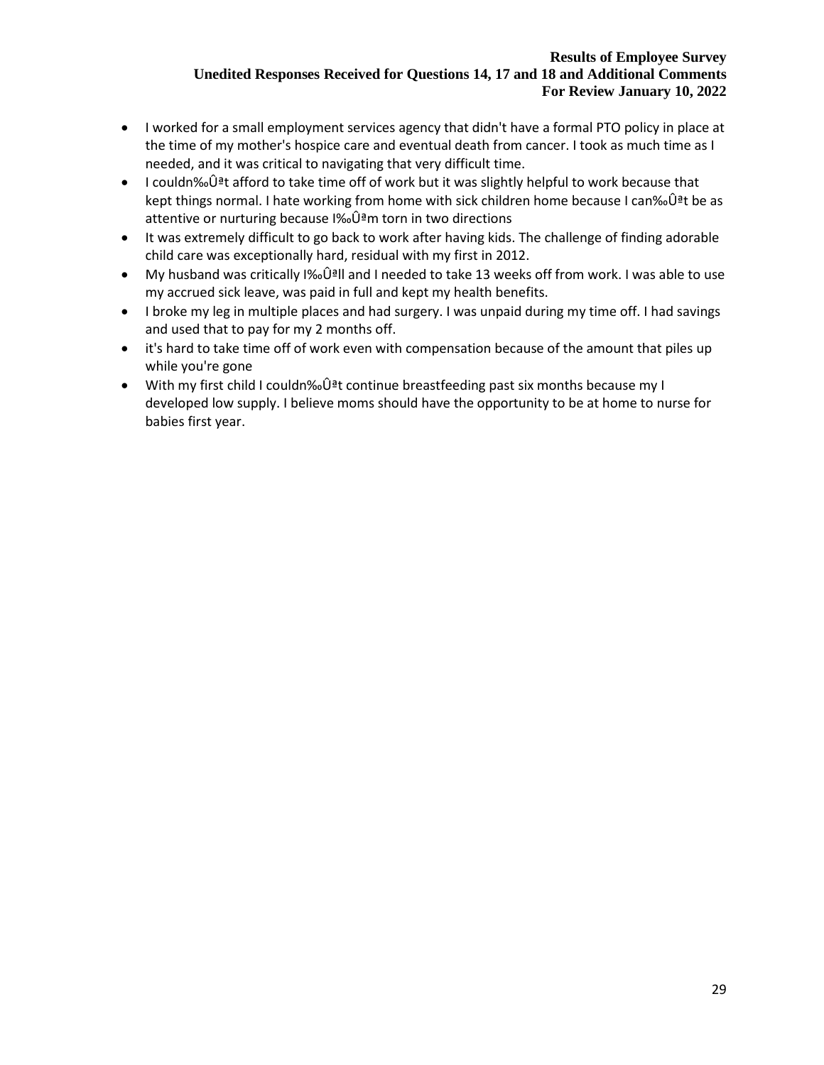- I worked for a small employment services agency that didn't have a formal PTO policy in place at the time of my mother's hospice care and eventual death from cancer. I took as much time as I needed, and it was critical to navigating that very difficult time.
- I couldn‰Ûªt afford to take time off of work but it was slightly helpful to work because that kept things normal. I hate working from home with sick children home because I can‰Ûªt be as attentive or nurturing because I‰Ûªm torn in two directions
- It was extremely difficult to go back to work after having kids. The challenge of finding adorable child care was exceptionally hard, residual with my first in 2012.
- My husband was critically I‰Ûªll and I needed to take 13 weeks off from work. I was able to use my accrued sick leave, was paid in full and kept my health benefits.
- I broke my leg in multiple places and had surgery. I was unpaid during my time off. I had savings and used that to pay for my 2 months off.
- it's hard to take time off of work even with compensation because of the amount that piles up while you're gone
- With my first child I couldn‰Ûªt continue breastfeeding past six months because my I developed low supply. I believe moms should have the opportunity to be at home to nurse for babies first year.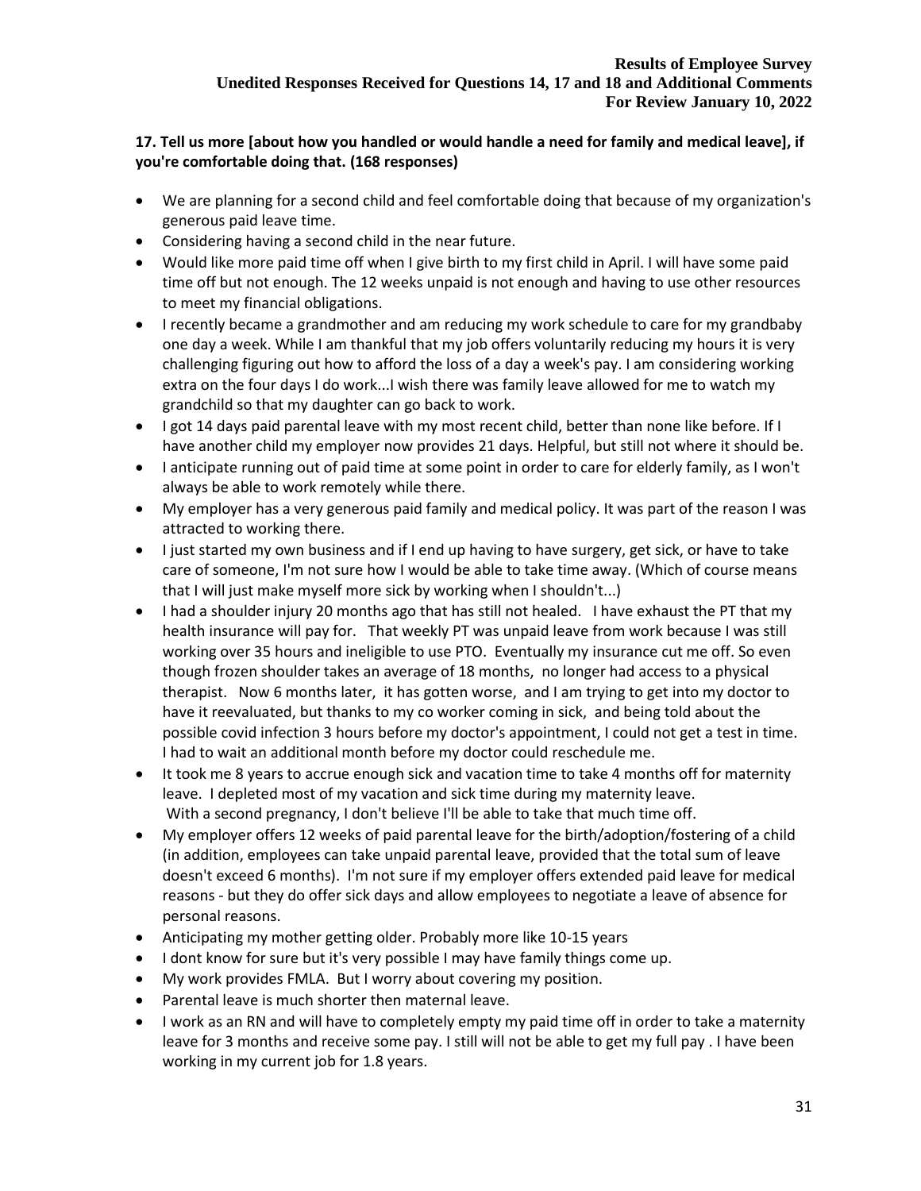**17. Tell us more [about how you handled or would handle a need for family and medical leave], if you're comfortable doing that. (168 responses)**

- We are planning for a second child and feel comfortable doing that because of my organization's generous paid leave time.
- Considering having a second child in the near future.
- Would like more paid time off when I give birth to my first child in April. I will have some paid time off but not enough. The 12 weeks unpaid is not enough and having to use other resources to meet my financial obligations.
- I recently became a grandmother and am reducing my work schedule to care for my grandbaby one day a week. While I am thankful that my job offers voluntarily reducing my hours it is very challenging figuring out how to afford the loss of a day a week's pay. I am considering working extra on the four days I do work...I wish there was family leave allowed for me to watch my grandchild so that my daughter can go back to work.
- I got 14 days paid parental leave with my most recent child, better than none like before. If I have another child my employer now provides 21 days. Helpful, but still not where it should be.
- I anticipate running out of paid time at some point in order to care for elderly family, as I won't always be able to work remotely while there.
- My employer has a very generous paid family and medical policy. It was part of the reason I was attracted to working there.
- I just started my own business and if I end up having to have surgery, get sick, or have to take care of someone, I'm not sure how I would be able to take time away. (Which of course means that I will just make myself more sick by working when I shouldn't...)
- I had a shoulder injury 20 months ago that has still not healed. I have exhaust the PT that my health insurance will pay for. That weekly PT was unpaid leave from work because I was still working over 35 hours and ineligible to use PTO. Eventually my insurance cut me off. So even though frozen shoulder takes an average of 18 months, no longer had access to a physical therapist. Now 6 months later, it has gotten worse, and I am trying to get into my doctor to have it reevaluated, but thanks to my co worker coming in sick, and being told about the possible covid infection 3 hours before my doctor's appointment, I could not get a test in time. I had to wait an additional month before my doctor could reschedule me.
- It took me 8 years to accrue enough sick and vacation time to take 4 months off for maternity leave. I depleted most of my vacation and sick time during my maternity leave. With a second pregnancy, I don't believe I'll be able to take that much time off.
- My employer offers 12 weeks of paid parental leave for the birth/adoption/fostering of a child (in addition, employees can take unpaid parental leave, provided that the total sum of leave doesn't exceed 6 months). I'm not sure if my employer offers extended paid leave for medical reasons - but they do offer sick days and allow employees to negotiate a leave of absence for personal reasons.
- Anticipating my mother getting older. Probably more like 10-15 years
- I dont know for sure but it's very possible I may have family things come up.
- My work provides FMLA. But I worry about covering my position.
- Parental leave is much shorter then maternal leave.
- I work as an RN and will have to completely empty my paid time off in order to take a maternity leave for 3 months and receive some pay. I still will not be able to get my full pay . I have been working in my current job for 1.8 years.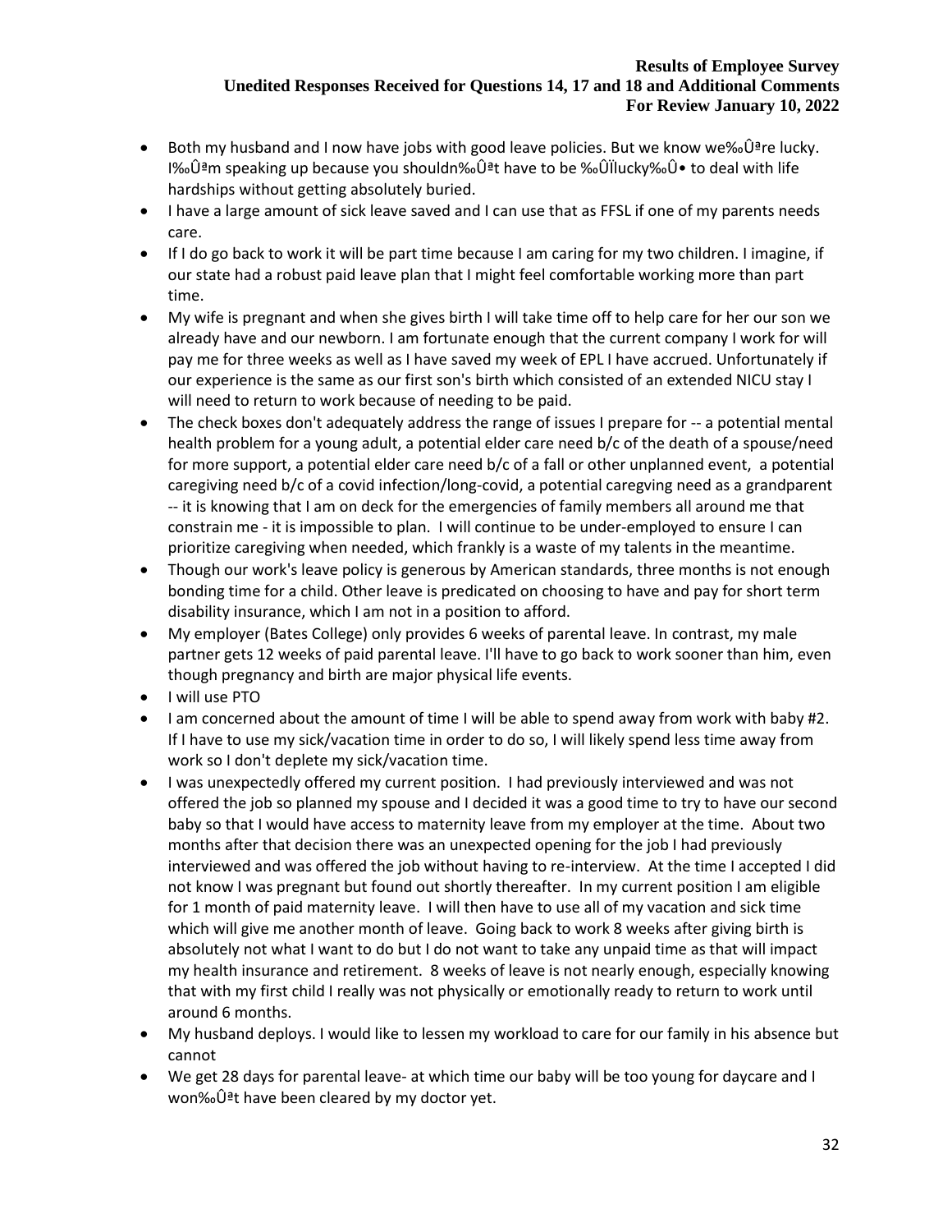- Both my husband and I now have jobs with good leave policies. But we know we‰Ûªre lucky. I‰Ûªm speaking up because you shouldn‰Ûªt have to be ‰ÛÏlucky‰Û• to deal with life hardships without getting absolutely buried.
- I have a large amount of sick leave saved and I can use that as FFSL if one of my parents needs care.
- If I do go back to work it will be part time because I am caring for my two children. I imagine, if our state had a robust paid leave plan that I might feel comfortable working more than part time.
- My wife is pregnant and when she gives birth I will take time off to help care for her our son we already have and our newborn. I am fortunate enough that the current company I work for will pay me for three weeks as well as I have saved my week of EPL I have accrued. Unfortunately if our experience is the same as our first son's birth which consisted of an extended NICU stay I will need to return to work because of needing to be paid.
- The check boxes don't adequately address the range of issues I prepare for -- a potential mental health problem for a young adult, a potential elder care need b/c of the death of a spouse/need for more support, a potential elder care need b/c of a fall or other unplanned event, a potential caregiving need b/c of a covid infection/long-covid, a potential caregving need as a grandparent -- it is knowing that I am on deck for the emergencies of family members all around me that constrain me - it is impossible to plan. I will continue to be under-employed to ensure I can prioritize caregiving when needed, which frankly is a waste of my talents in the meantime.
- Though our work's leave policy is generous by American standards, three months is not enough bonding time for a child. Other leave is predicated on choosing to have and pay for short term disability insurance, which I am not in a position to afford.
- My employer (Bates College) only provides 6 weeks of parental leave. In contrast, my male partner gets 12 weeks of paid parental leave. I'll have to go back to work sooner than him, even though pregnancy and birth are major physical life events.
- I will use PTO
- I am concerned about the amount of time I will be able to spend away from work with baby #2. If I have to use my sick/vacation time in order to do so, I will likely spend less time away from work so I don't deplete my sick/vacation time.
- I was unexpectedly offered my current position. I had previously interviewed and was not offered the job so planned my spouse and I decided it was a good time to try to have our second baby so that I would have access to maternity leave from my employer at the time. About two months after that decision there was an unexpected opening for the job I had previously interviewed and was offered the job without having to re-interview. At the time I accepted I did not know I was pregnant but found out shortly thereafter. In my current position I am eligible for 1 month of paid maternity leave. I will then have to use all of my vacation and sick time which will give me another month of leave. Going back to work 8 weeks after giving birth is absolutely not what I want to do but I do not want to take any unpaid time as that will impact my health insurance and retirement. 8 weeks of leave is not nearly enough, especially knowing that with my first child I really was not physically or emotionally ready to return to work until around 6 months.
- My husband deploys. I would like to lessen my workload to care for our family in his absence but cannot
- We get 28 days for parental leave- at which time our baby will be too young for daycare and I won‰Ûªt have been cleared by my doctor yet.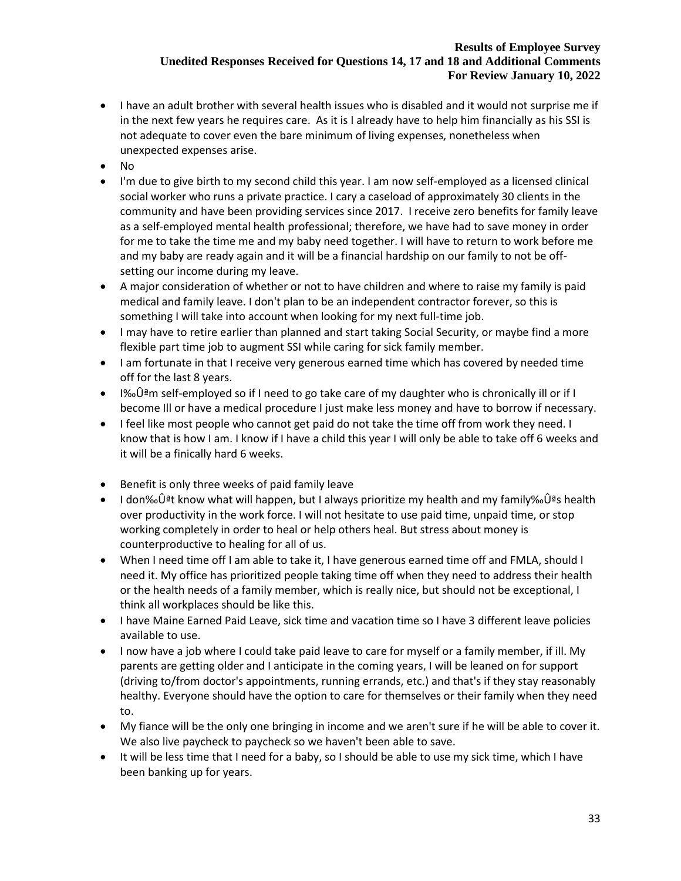- I have an adult brother with several health issues who is disabled and it would not surprise me if in the next few years he requires care. As it is I already have to help him financially as his SSI is not adequate to cover even the bare minimum of living expenses, nonetheless when unexpected expenses arise.
- No
- I'm due to give birth to my second child this year. I am now self-employed as a licensed clinical social worker who runs a private practice. I cary a caseload of approximately 30 clients in the community and have been providing services since 2017. I receive zero benefits for family leave as a self-employed mental health professional; therefore, we have had to save money in order for me to take the time me and my baby need together. I will have to return to work before me and my baby are ready again and it will be a financial hardship on our family to not be off-setting our income during my leave.
- A major consideration of whether or not to have children and where to raise my family is paid medical and family leave. I don't plan to be an independent contractor forever, so this is something I will take into account when looking for my next full-time job.
- I may have to retire earlier than planned and start taking Social Security, or maybe find a more flexible part time job to augment SSI while caring for sick family member.
- I am fortunate in that I receive very generous earned time which has covered by needed time off for the last 8 years.
- I‰Ûªm self-employed so if I need to go take care of my daughter who is chronically ill or if I become Ill or have a medical procedure I just make less money and have to borrow if necessary.
- I feel like most people who cannot get paid do not take the time off from work they need. I know that is how I am. I know if I have a child this year I will only be able to take off 6 weeks and it will be a finically hard 6 weeks.
- Benefit is only three weeks of paid family leave
- I don‰Ûªt know what will happen, but I always prioritize my health and my family‰Ûªs health over productivity in the work force. I will not hesitate to use paid time, unpaid time, or stop working completely in order to heal or help others heal. But stress about money is counterproductive to healing for all of us.
- When I need time off I am able to take it, I have generous earned time off and FMLA, should I need it. My office has prioritized people taking time off when they need to address their health or the health needs of a family member, which is really nice, but should not be exceptional, I think all workplaces should be like this.
- I have Maine Earned Paid Leave, sick time and vacation time so I have 3 different leave policies available to use.
- I now have a job where I could take paid leave to care for myself or a family member, if ill. My parents are getting older and I anticipate in the coming years, I will be leaned on for support (driving to/from doctor's appointments, running errands, etc.) and that's if they stay reasonably healthy. Everyone should have the option to care for themselves or their family when they need to.
- My fiance will be the only one bringing in income and we aren't sure if he will be able to cover it. We also live paycheck to paycheck so we haven't been able to save.
- It will be less time that I need for a baby, so I should be able to use my sick time, which I have been banking up for years.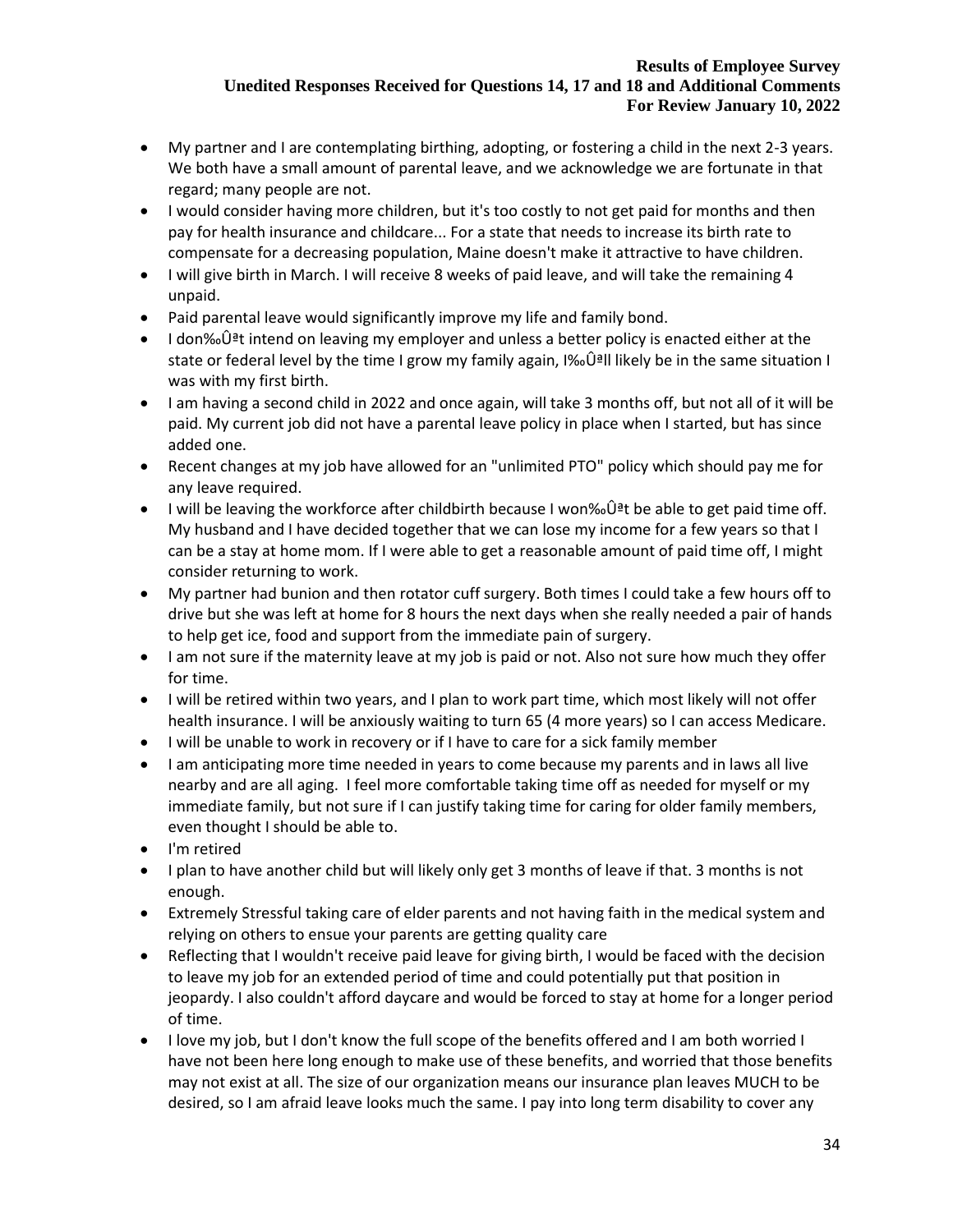- My partner and I are contemplating birthing, adopting, or fostering a child in the next 2-3 years. We both have a small amount of parental leave, and we acknowledge we are fortunate in that regard; many people are not.
- I would consider having more children, but it's too costly to not get paid for months and then pay for health insurance and childcare... For a state that needs to increase its birth rate to compensate for a decreasing population, Maine doesn't make it attractive to have children.
- I will give birth in March. I will receive 8 weeks of paid leave, and will take the remaining 4 unpaid.
- Paid parental leave would significantly improve my life and family bond.
- I don‰Ûªt intend on leaving my employer and unless a better policy is enacted either at the state or federal level by the time I grow my family again, I‰Ûªll likely be in the same situation I was with my first birth.
- I am having a second child in 2022 and once again, will take 3 months off, but not all of it will be paid. My current job did not have a parental leave policy in place when I started, but has since added one.
- Recent changes at my job have allowed for an "unlimited PTO" policy which should pay me for any leave required.
- I will be leaving the workforce after childbirth because I won‰Ûªt be able to get paid time off. My husband and I have decided together that we can lose my income for a few years so that I can be a stay at home mom. If I were able to get a reasonable amount of paid time off, I might consider returning to work.
- My partner had bunion and then rotator cuff surgery. Both times I could take a few hours off to drive but she was left at home for 8 hours the next days when she really needed a pair of hands to help get ice, food and support from the immediate pain of surgery.
- I am not sure if the maternity leave at my job is paid or not. Also not sure how much they offer for time.
- I will be retired within two years, and I plan to work part time, which most likely will not offer health insurance. I will be anxiously waiting to turn 65 (4 more years) so I can access Medicare.
- I will be unable to work in recovery or if I have to care for a sick family member
- I am anticipating more time needed in years to come because my parents and in laws all live nearby and are all aging. I feel more comfortable taking time off as needed for myself or my immediate family, but not sure if I can justify taking time for caring for older family members, even thought I should be able to.
- I'm retired
- I plan to have another child but will likely only get 3 months of leave if that. 3 months is not enough.
- Extremely Stressful taking care of elder parents and not having faith in the medical system and relying on others to ensue your parents are getting quality care
- Reflecting that I wouldn't receive paid leave for giving birth, I would be faced with the decision to leave my job for an extended period of time and could potentially put that position in jeopardy. I also couldn't afford daycare and would be forced to stay at home for a longer period of time.
- I love my job, but I don't know the full scope of the benefits offered and I am both worried I have not been here long enough to make use of these benefits, and worried that those benefits may not exist at all. The size of our organization means our insurance plan leaves MUCH to be desired, so I am afraid leave looks much the same. I pay into long term disability to cover any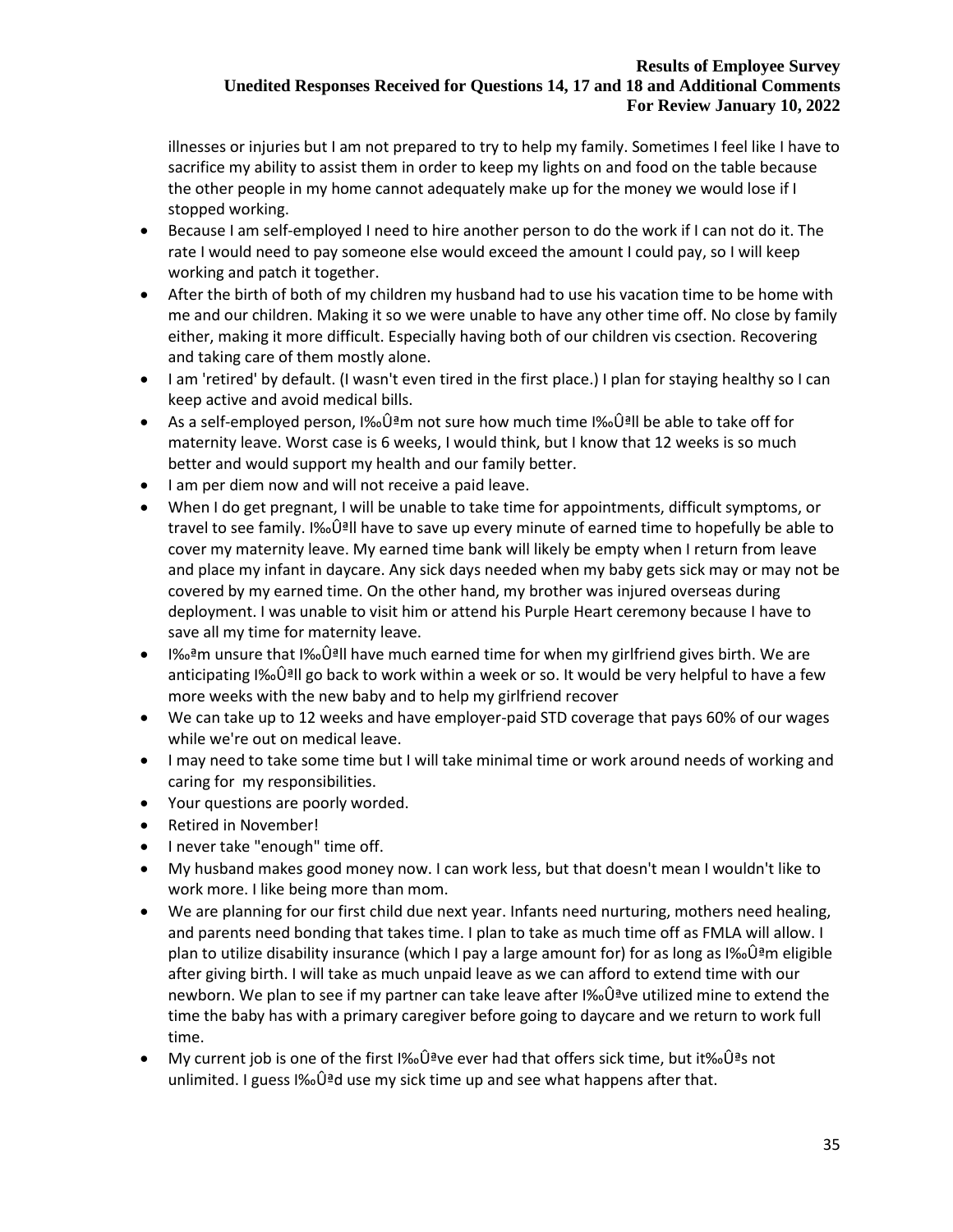illnesses or injuries but I am not prepared to try to help my family. Sometimes I feel like I have to sacrifice my ability to assist them in order to keep my lights on and food on the table because the other people in my home cannot adequately make up for the money we would lose if I stopped working.

- Because I am self-employed I need to hire another person to do the work if I can not do it. The rate I would need to pay someone else would exceed the amount I could pay, so I will keep working and patch it together.
- After the birth of both of my children my husband had to use his vacation time to be home with me and our children. Making it so we were unable to have any other time off. No close by family either, making it more difficult. Especially having both of our children vis csection. Recovering and taking care of them mostly alone.
- I am 'retired' by default. (I wasn't even tired in the first place.) I plan for staying healthy so I can keep active and avoid medical bills.
- As a self-employed person, I‰Ûªm not sure how much time I‰Ûªll be able to take off for maternity leave. Worst case is 6 weeks, I would think, but I know that 12 weeks is so much better and would support my health and our family better.
- I am per diem now and will not receive a paid leave.
- When I do get pregnant, I will be unable to take time for appointments, difficult symptoms, or travel to see family. I‰Ûªll have to save up every minute of earned time to hopefully be able to cover my maternity leave. My earned time bank will likely be empty when I return from leave and place my infant in daycare. Any sick days needed when my baby gets sick may or may not be covered by my earned time. On the other hand, my brother was injured overseas during deployment. I was unable to visit him or attend his Purple Heart ceremony because I have to save all my time for maternity leave.
- I‰ªm unsure that I‰Ûªll have much earned time for when my girlfriend gives birth. We are anticipating I‰Ûªll go back to work within a week or so. It would be very helpful to have a few more weeks with the new baby and to help my girlfriend recover
- We can take up to 12 weeks and have employer-paid STD coverage that pays 60% of our wages while we're out on medical leave.
- I may need to take some time but I will take minimal time or work around needs of working and caring for my responsibilities.
- Your questions are poorly worded.
- Retired in November!
- I never take "enough" time off.
- My husband makes good money now. I can work less, but that doesn't mean I wouldn't like to work more. I like being more than mom.
- We are planning for our first child due next year. Infants need nurturing, mothers need healing, and parents need bonding that takes time. I plan to take as much time off as FMLA will allow. I plan to utilize disability insurance (which I pay a large amount for) for as long as I‰Ûªm eligible after giving birth. I will take as much unpaid leave as we can afford to extend time with our newborn. We plan to see if my partner can take leave after I‰Ûªve utilized mine to extend the time the baby has with a primary caregiver before going to daycare and we return to work full time.
- My current job is one of the first I‰Ûªve ever had that offers sick time, but it‰Ûªs not unlimited. I guess I‰Ûªd use my sick time up and see what happens after that.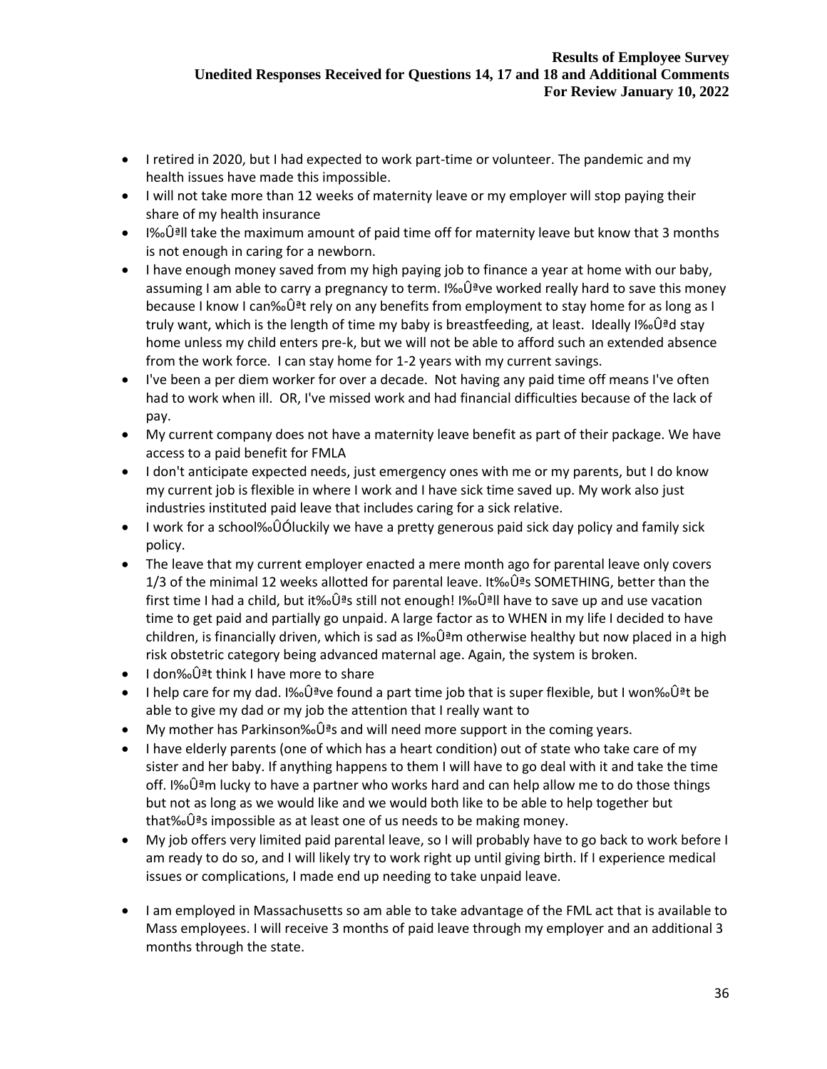- I retired in 2020, but I had expected to work part-time or volunteer. The pandemic and my health issues have made this impossible.
- I will not take more than 12 weeks of maternity leave or my employer will stop paying their share of my health insurance
- I‰Ûªll take the maximum amount of paid time off for maternity leave but know that 3 months is not enough in caring for a newborn.
- I have enough money saved from my high paying job to finance a year at home with our baby, assuming I am able to carry a pregnancy to term. I‰Ûªve worked really hard to save this money because I know I can‰Ûªt rely on any benefits from employment to stay home for as long as I truly want, which is the length of time my baby is breastfeeding, at least. Ideally I‰Ûªd stay home unless my child enters pre-k, but we will not be able to afford such an extended absence from the work force. I can stay home for 1-2 years with my current savings.
- I've been a per diem worker for over a decade. Not having any paid time off means I've often had to work when ill. OR, I've missed work and had financial difficulties because of the lack of pay.
- My current company does not have a maternity leave benefit as part of their package. We have access to a paid benefit for FMLA
- I don't anticipate expected needs, just emergency ones with me or my parents, but I do know my current job is flexible in where I work and I have sick time saved up. My work also just industries instituted paid leave that includes caring for a sick relative.
- I work for a school‰ÛÓluckily we have a pretty generous paid sick day policy and family sick policy.
- The leave that my current employer enacted a mere month ago for parental leave only covers 1/3 of the minimal 12 weeks allotted for parental leave. It‰Ûªs SOMETHING, better than the first time I had a child, but it‰Ûªs still not enough! I‰Ûªll have to save up and use vacation time to get paid and partially go unpaid. A large factor as to WHEN in my life I decided to have children, is financially driven, which is sad as I‰Ûªm otherwise healthy but now placed in a high risk obstetric category being advanced maternal age. Again, the system is broken.
- I don‰Ûªt think I have more to share
- I help care for my dad. I‰Ûªve found a part time job that is super flexible, but I won‰Ûªt be able to give my dad or my job the attention that I really want to
- My mother has Parkinson‰Ûªs and will need more support in the coming years.
- I have elderly parents (one of which has a heart condition) out of state who take care of my sister and her baby. If anything happens to them I will have to go deal with it and take the time off. I‰Ûªm lucky to have a partner who works hard and can help allow me to do those things but not as long as we would like and we would both like to be able to help together but that‰Ûªs impossible as at least one of us needs to be making money.
- My job offers very limited paid parental leave, so I will probably have to go back to work before I am ready to do so, and I will likely try to work right up until giving birth. If I experience medical issues or complications, I made end up needing to take unpaid leave.
- I am employed in Massachusetts so am able to take advantage of the FML act that is available to Mass employees. I will receive 3 months of paid leave through my employer and an additional 3 months through the state.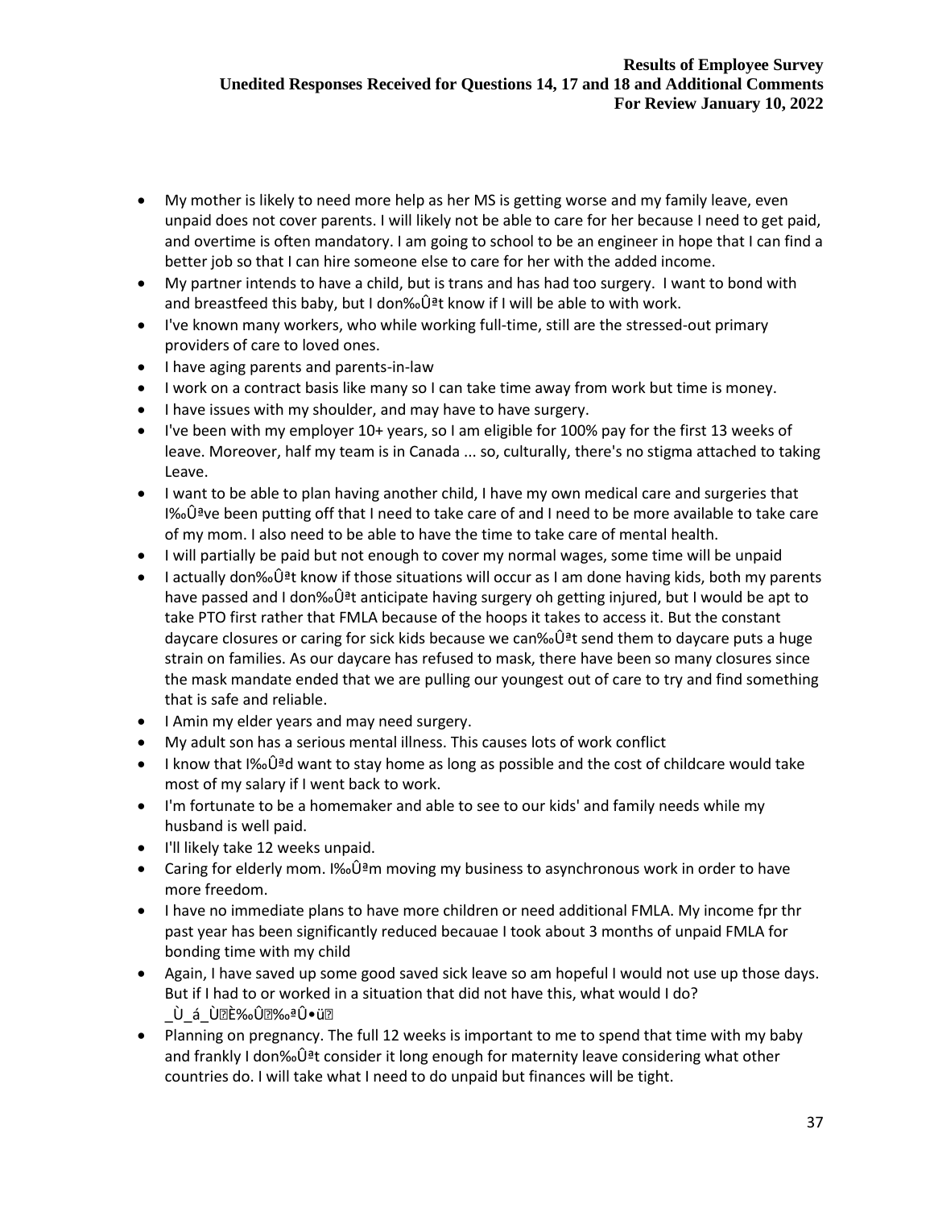- My mother is likely to need more help as her MS is getting worse and my family leave, even unpaid does not cover parents. I will likely not be able to care for her because I need to get paid, and overtime is often mandatory. I am going to school to be an engineer in hope that I can find a better job so that I can hire someone else to care for her with the added income.
- My partner intends to have a child, but is trans and has had too surgery. I want to bond with and breastfeed this baby, but I don‰Ûªt know if I will be able to with work.
- I've known many workers, who while working full-time, still are the stressed-out primary providers of care to loved ones.
- I have aging parents and parents-in-law
- I work on a contract basis like many so I can take time away from work but time is money.
- I have issues with my shoulder, and may have to have surgery.
- I've been with my employer 10+ years, so I am eligible for 100% pay for the first 13 weeks of leave. Moreover, half my team is in Canada ... so, culturally, there's no stigma attached to taking Leave.
- I want to be able to plan having another child, I have my own medical care and surgeries that I‰Ûªve been putting off that I need to take care of and I need to be more available to take care of my mom. I also need to be able to have the time to take care of mental health.
- I will partially be paid but not enough to cover my normal wages, some time will be unpaid
- I actually don‰Ûªt know if those situations will occur as I am done having kids, both my parents have passed and I don‰Ûªt anticipate having surgery oh getting injured, but I would be apt to take PTO first rather that FMLA because of the hoops it takes to access it. But the constant daycare closures or caring for sick kids because we can‰Ûªt send them to daycare puts a huge strain on families. As our daycare has refused to mask, there have been so many closures since the mask mandate ended that we are pulling our youngest out of care to try and find something that is safe and reliable.
- I Amin my elder years and may need surgery.
- My adult son has a serious mental illness. This causes lots of work conflict
- I know that I‰Ûªd want to stay home as long as possible and the cost of childcare would take most of my salary if I went back to work.
- I'm fortunate to be a homemaker and able to see to our kids' and family needs while my husband is well paid.
- I'll likely take 12 weeks unpaid.
- Caring for elderly mom. I‰Ûªm moving my business to asynchronous work in order to have more freedom.
- I have no immediate plans to have more children or need additional FMLA. My income fpr thr past year has been significantly reduced becauae I took about 3 months of unpaid FMLA for bonding time with my child
- Again, I have saved up some good saved sick leave so am hopeful I would not use up those days. But if I had to or worked in a situation that did not have this, what would I do? _Ù_á_Ù�È‰Û�‰ªÛ•ü�
- Planning on pregnancy. The full 12 weeks is important to me to spend that time with my baby and frankly I don‰Ûªt consider it long enough for maternity leave considering what other countries do. I will take what I need to do unpaid but finances will be tight.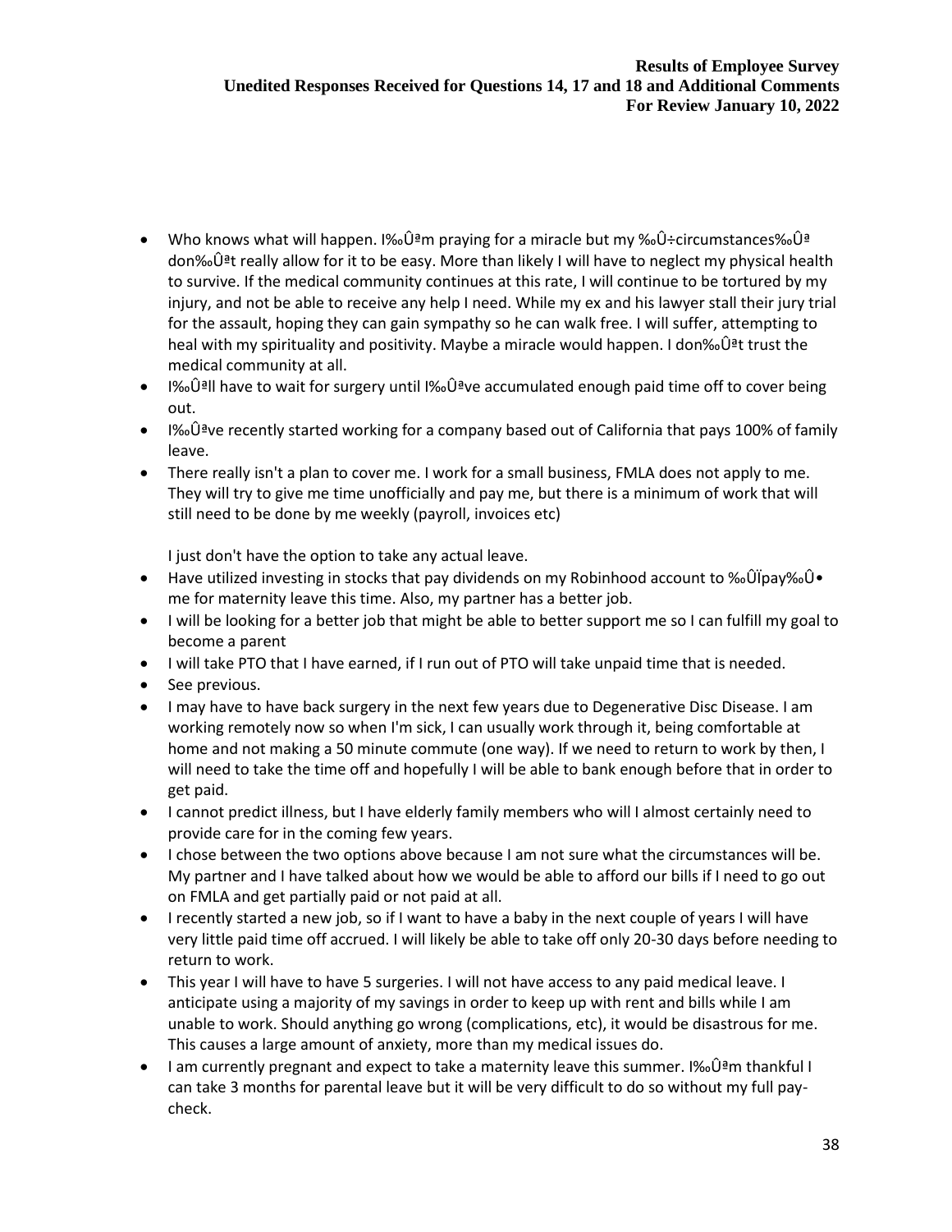- Who knows what will happen. I‰Ûªm praying for a miracle but my ‰Û÷circumstances‰Ûª don‰Ûªt really allow for it to be easy. More than likely I will have to neglect my physical health to survive. If the medical community continues at this rate, I will continue to be tortured by my injury, and not be able to receive any help I need. While my ex and his lawyer stall their jury trial for the assault, hoping they can gain sympathy so he can walk free. I will suffer, attempting to heal with my spirituality and positivity. Maybe a miracle would happen. I don‰Ûªt trust the medical community at all.
- I‰Ûªll have to wait for surgery until I‰Ûªve accumulated enough paid time off to cover being out.
- I‰Ûªve recently started working for a company based out of California that pays 100% of family leave.
- There really isn't a plan to cover me. I work for a small business, FMLA does not apply to me. They will try to give me time unofficially and pay me, but there is a minimum of work that will still need to be done by me weekly (payroll, invoices etc)

  I just don't have the option to take any actual leave.
- Have utilized investing in stocks that pay dividends on my Robinhood account to ‰ÛÏpay‰Û• me for maternity leave this time. Also, my partner has a better job.
- I will be looking for a better job that might be able to better support me so I can fulfill my goal to become a parent
- I will take PTO that I have earned, if I run out of PTO will take unpaid time that is needed.
- See previous.
- I may have to have back surgery in the next few years due to Degenerative Disc Disease. I am working remotely now so when I'm sick, I can usually work through it, being comfortable at home and not making a 50 minute commute (one way). If we need to return to work by then, I will need to take the time off and hopefully I will be able to bank enough before that in order to get paid.
- I cannot predict illness, but I have elderly family members who will I almost certainly need to provide care for in the coming few years.
- I chose between the two options above because I am not sure what the circumstances will be. My partner and I have talked about how we would be able to afford our bills if I need to go out on FMLA and get partially paid or not paid at all.
- I recently started a new job, so if I want to have a baby in the next couple of years I will have very little paid time off accrued. I will likely be able to take off only 20-30 days before needing to return to work.
- This year I will have to have 5 surgeries. I will not have access to any paid medical leave. I anticipate using a majority of my savings in order to keep up with rent and bills while I am unable to work. Should anything go wrong (complications, etc), it would be disastrous for me. This causes a large amount of anxiety, more than my medical issues do.
- I am currently pregnant and expect to take a maternity leave this summer. I‰Ûªm thankful I can take 3 months for parental leave but it will be very difficult to do so without my full pay-check.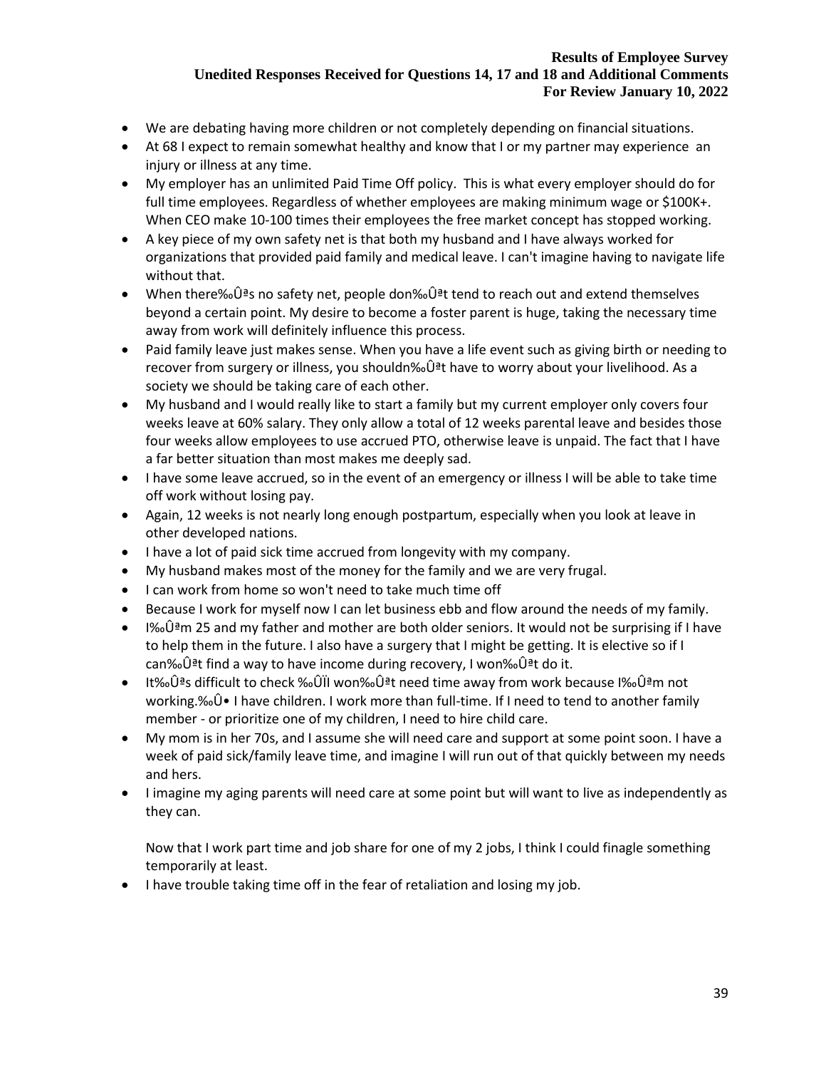- We are debating having more children or not completely depending on financial situations.
- At 68 I expect to remain somewhat healthy and know that I or my partner may experience an injury or illness at any time.
- My employer has an unlimited Paid Time Off policy. This is what every employer should do for full time employees. Regardless of whether employees are making minimum wage or $100K+. When CEO make 10-100 times their employees the free market concept has stopped working.
- A key piece of my own safety net is that both my husband and I have always worked for organizations that provided paid family and medical leave. I can't imagine having to navigate life without that.
- When there‰Ûªs no safety net, people don‰Ûªt tend to reach out and extend themselves beyond a certain point. My desire to become a foster parent is huge, taking the necessary time away from work will definitely influence this process.
- Paid family leave just makes sense. When you have a life event such as giving birth or needing to recover from surgery or illness, you shouldn‰Ûªt have to worry about your livelihood. As a society we should be taking care of each other.
- My husband and I would really like to start a family but my current employer only covers four weeks leave at 60% salary. They only allow a total of 12 weeks parental leave and besides those four weeks allow employees to use accrued PTO, otherwise leave is unpaid. The fact that I have a far better situation than most makes me deeply sad.
- I have some leave accrued, so in the event of an emergency or illness I will be able to take time off work without losing pay.
- Again, 12 weeks is not nearly long enough postpartum, especially when you look at leave in other developed nations.
- I have a lot of paid sick time accrued from longevity with my company.
- My husband makes most of the money for the family and we are very frugal.
- I can work from home so won't need to take much time off
- Because I work for myself now I can let business ebb and flow around the needs of my family.
- I‰Ûªm 25 and my father and mother are both older seniors. It would not be surprising if I have to help them in the future. I also have a surgery that I might be getting. It is elective so if I can‰Ûªt find a way to have income during recovery, I won‰Ûªt do it.
- It‰Ûªs difficult to check ‰ÛÏI won‰Ûªt need time away from work because I‰Ûªm not working.‰Û• I have children. I work more than full-time. If I need to tend to another family member - or prioritize one of my children, I need to hire child care.
- My mom is in her 70s, and I assume she will need care and support at some point soon. I have a week of paid sick/family leave time, and imagine I will run out of that quickly between my needs and hers.
- I imagine my aging parents will need care at some point but will want to live as independently as they can.

  Now that I work part time and job share for one of my 2 jobs, I think I could finagle something temporarily at least.
- I have trouble taking time off in the fear of retaliation and losing my job.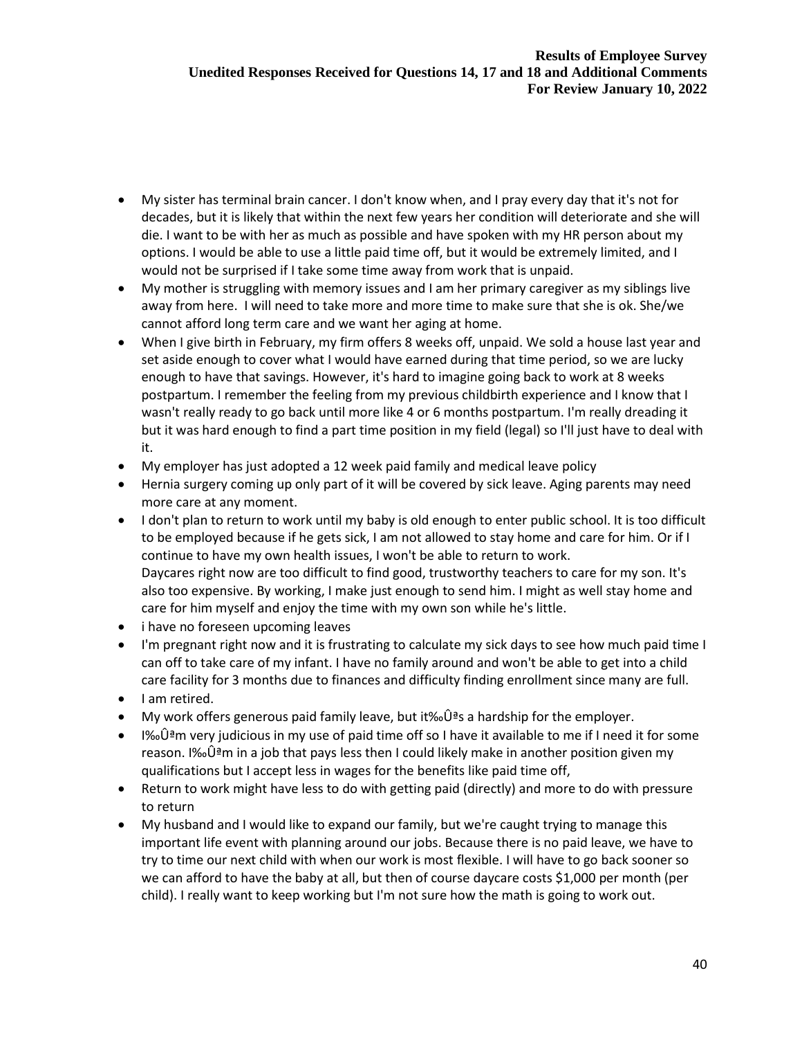- My sister has terminal brain cancer. I don't know when, and I pray every day that it's not for decades, but it is likely that within the next few years her condition will deteriorate and she will die. I want to be with her as much as possible and have spoken with my HR person about my options. I would be able to use a little paid time off, but it would be extremely limited, and I would not be surprised if I take some time away from work that is unpaid.
- My mother is struggling with memory issues and I am her primary caregiver as my siblings live away from here. I will need to take more and more time to make sure that she is ok. She/we cannot afford long term care and we want her aging at home.
- When I give birth in February, my firm offers 8 weeks off, unpaid. We sold a house last year and set aside enough to cover what I would have earned during that time period, so we are lucky enough to have that savings. However, it's hard to imagine going back to work at 8 weeks postpartum. I remember the feeling from my previous childbirth experience and I know that I wasn't really ready to go back until more like 4 or 6 months postpartum. I'm really dreading it but it was hard enough to find a part time position in my field (legal) so I'll just have to deal with it.
- My employer has just adopted a 12 week paid family and medical leave policy
- Hernia surgery coming up only part of it will be covered by sick leave. Aging parents may need more care at any moment.
- I don't plan to return to work until my baby is old enough to enter public school. It is too difficult to be employed because if he gets sick, I am not allowed to stay home and care for him. Or if I continue to have my own health issues, I won't be able to return to work.  
  Daycares right now are too difficult to find good, trustworthy teachers to care for my son. It's also too expensive. By working, I make just enough to send him. I might as well stay home and care for him myself and enjoy the time with my own son while he's little.
- i have no foreseen upcoming leaves
- I'm pregnant right now and it is frustrating to calculate my sick days to see how much paid time I can off to take care of my infant. I have no family around and won't be able to get into a child care facility for 3 months due to finances and difficulty finding enrollment since many are full.
- I am retired.
- My work offers generous paid family leave, but it‰Ûªs a hardship for the employer.
- I‰Ûªm very judicious in my use of paid time off so I have it available to me if I need it for some reason. I‰Ûªm in a job that pays less then I could likely make in another position given my qualifications but I accept less in wages for the benefits like paid time off,
- Return to work might have less to do with getting paid (directly) and more to do with pressure to return
- My husband and I would like to expand our family, but we're caught trying to manage this important life event with planning around our jobs. Because there is no paid leave, we have to try to time our next child with when our work is most flexible. I will have to go back sooner so we can afford to have the baby at all, but then of course daycare costs $1,000 per month (per child). I really want to keep working but I'm not sure how the math is going to work out.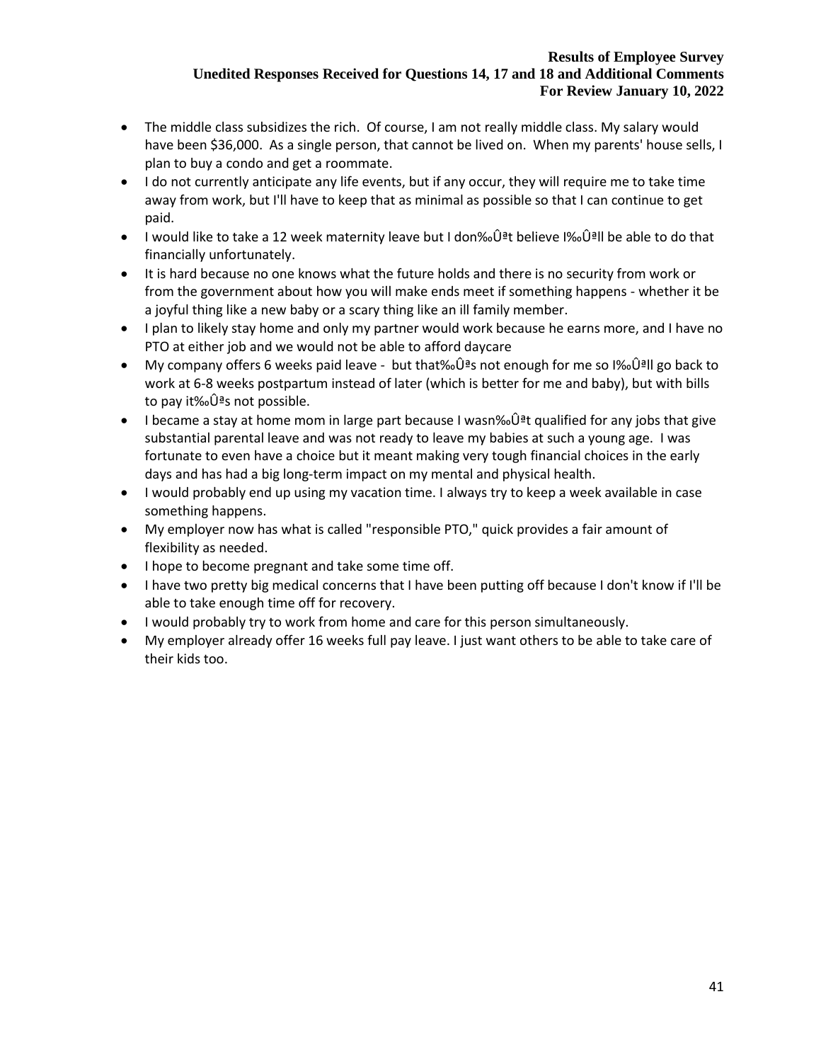**Results of Employee Survey**
**Unedited Responses Received for Questions 14, 17 and 18 and Additional Comments**
**For Review January 10, 2022**

- The middle class subsidizes the rich. Of course, I am not really middle class. My salary would have been $36,000. As a single person, that cannot be lived on. When my parents' house sells, I plan to buy a condo and get a roommate.
- I do not currently anticipate any life events, but if any occur, they will require me to take time away from work, but I'll have to keep that as minimal as possible so that I can continue to get paid.
- I would like to take a 12 week maternity leave but I don‰Ûªt believe I‰Ûªll be able to do that financially unfortunately.
- It is hard because no one knows what the future holds and there is no security from work or from the government about how you will make ends meet if something happens - whether it be a joyful thing like a new baby or a scary thing like an ill family member.
- I plan to likely stay home and only my partner would work because he earns more, and I have no PTO at either job and we would not be able to afford daycare
- My company offers 6 weeks paid leave - but that‰Ûªs not enough for me so I‰Ûªll go back to work at 6-8 weeks postpartum instead of later (which is better for me and baby), but with bills to pay it‰Ûªs not possible.
- I became a stay at home mom in large part because I wasn‰Ûªt qualified for any jobs that give substantial parental leave and was not ready to leave my babies at such a young age. I was fortunate to even have a choice but it meant making very tough financial choices in the early days and has had a big long-term impact on my mental and physical health.
- I would probably end up using my vacation time. I always try to keep a week available in case something happens.
- My employer now has what is called "responsible PTO," quick provides a fair amount of flexibility as needed.
- I hope to become pregnant and take some time off.
- I have two pretty big medical concerns that I have been putting off because I don't know if I'll be able to take enough time off for recovery.
- I would probably try to work from home and care for this person simultaneously.
- My employer already offer 16 weeks full pay leave. I just want others to be able to take care of their kids too.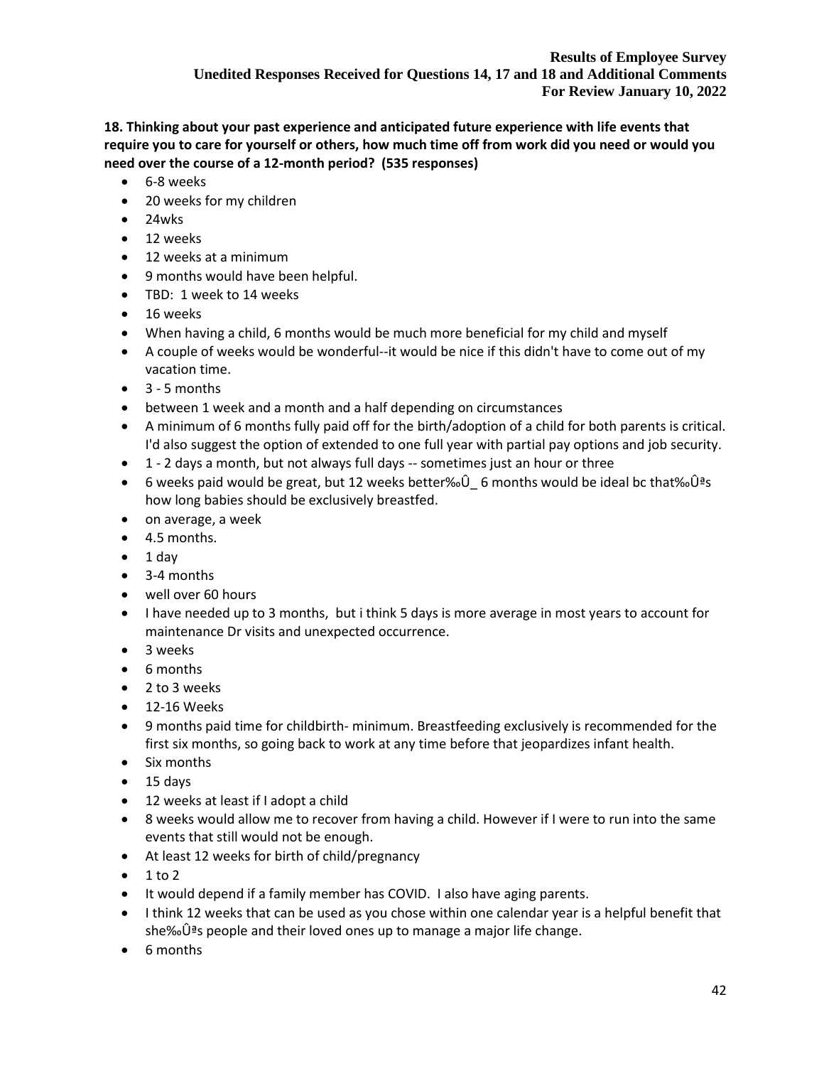**18. Thinking about your past experience and anticipated future experience with life events that require you to care for yourself or others, how much time off from work did you need or would you need over the course of a 12-month period? (535 responses)**

- 6-8 weeks
- 20 weeks for my children
- 24wks
- 12 weeks
- 12 weeks at a minimum
- 9 months would have been helpful.
- TBD: 1 week to 14 weeks
- 16 weeks
- When having a child, 6 months would be much more beneficial for my child and myself
- A couple of weeks would be wonderful--it would be nice if this didn't have to come out of my vacation time.
- 3 - 5 months
- between 1 week and a month and a half depending on circumstances
- A minimum of 6 months fully paid off for the birth/adoption of a child for both parents is critical. I'd also suggest the option of extended to one full year with partial pay options and job security.
- 1 - 2 days a month, but not always full days -- sometimes just an hour or three
- 6 weeks paid would be great, but 12 weeks better‰Û_ 6 months would be ideal bc that‰Ûªs how long babies should be exclusively breastfed.
- on average, a week
- 4.5 months.
- 1 day
- 3-4 months
- well over 60 hours
- I have needed up to 3 months, but i think 5 days is more average in most years to account for maintenance Dr visits and unexpected occurrence.
- 3 weeks
- 6 months
- 2 to 3 weeks
- 12-16 Weeks
- 9 months paid time for childbirth- minimum. Breastfeeding exclusively is recommended for the first six months, so going back to work at any time before that jeopardizes infant health.
- Six months
- 15 days
- 12 weeks at least if I adopt a child
- 8 weeks would allow me to recover from having a child. However if I were to run into the same events that still would not be enough.
- At least 12 weeks for birth of child/pregnancy
- 1 to 2
- It would depend if a family member has COVID. I also have aging parents.
- I think 12 weeks that can be used as you chose within one calendar year is a helpful benefit that she‰Ûªs people and their loved ones up to manage a major life change.
- 6 months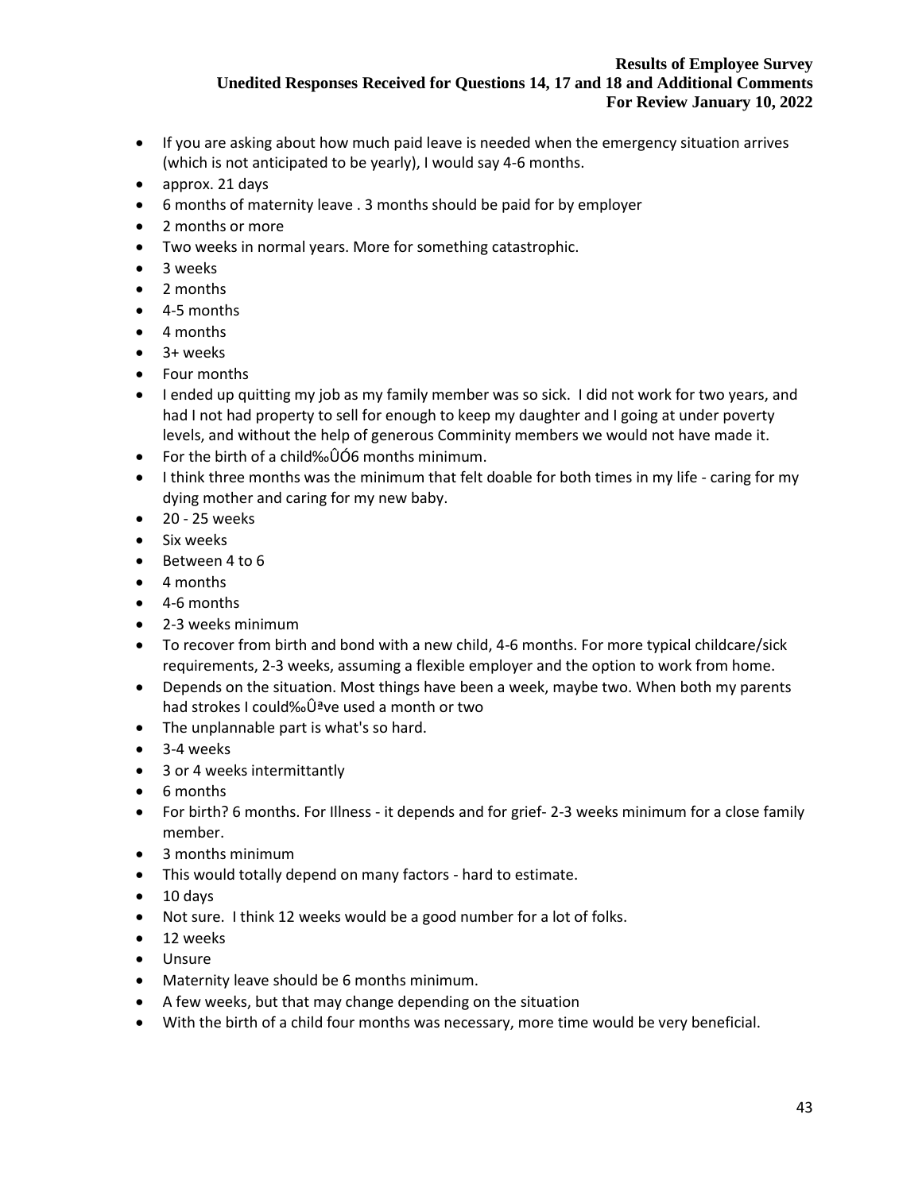- If you are asking about how much paid leave is needed when the emergency situation arrives (which is not anticipated to be yearly), I would say 4-6 months.
- approx. 21 days
- 6 months of maternity leave . 3 months should be paid for by employer
- 2 months or more
- Two weeks in normal years. More for something catastrophic.
- 3 weeks
- 2 months
- 4-5 months
- 4 months
- 3+ weeks
- Four months
- I ended up quitting my job as my family member was so sick. I did not work for two years, and had I not had property to sell for enough to keep my daughter and I going at under poverty levels, and without the help of generous Comminity members we would not have made it.
- For the birth of a child‰ÛÓ6 months minimum.
- I think three months was the minimum that felt doable for both times in my life - caring for my dying mother and caring for my new baby.
- 20 - 25 weeks
- Six weeks
- Between 4 to 6
- 4 months
- 4-6 months
- 2-3 weeks minimum
- To recover from birth and bond with a new child, 4-6 months. For more typical childcare/sick requirements, 2-3 weeks, assuming a flexible employer and the option to work from home.
- Depends on the situation. Most things have been a week, maybe two. When both my parents had strokes I could‰Ûªve used a month or two
- The unplannable part is what's so hard.
- 3-4 weeks
- 3 or 4 weeks intermittantly
- 6 months
- For birth? 6 months. For Illness - it depends and for grief- 2-3 weeks minimum for a close family member.
- 3 months minimum
- This would totally depend on many factors - hard to estimate.
- 10 days
- Not sure. I think 12 weeks would be a good number for a lot of folks.
- 12 weeks
- Unsure
- Maternity leave should be 6 months minimum.
- A few weeks, but that may change depending on the situation
- With the birth of a child four months was necessary, more time would be very beneficial.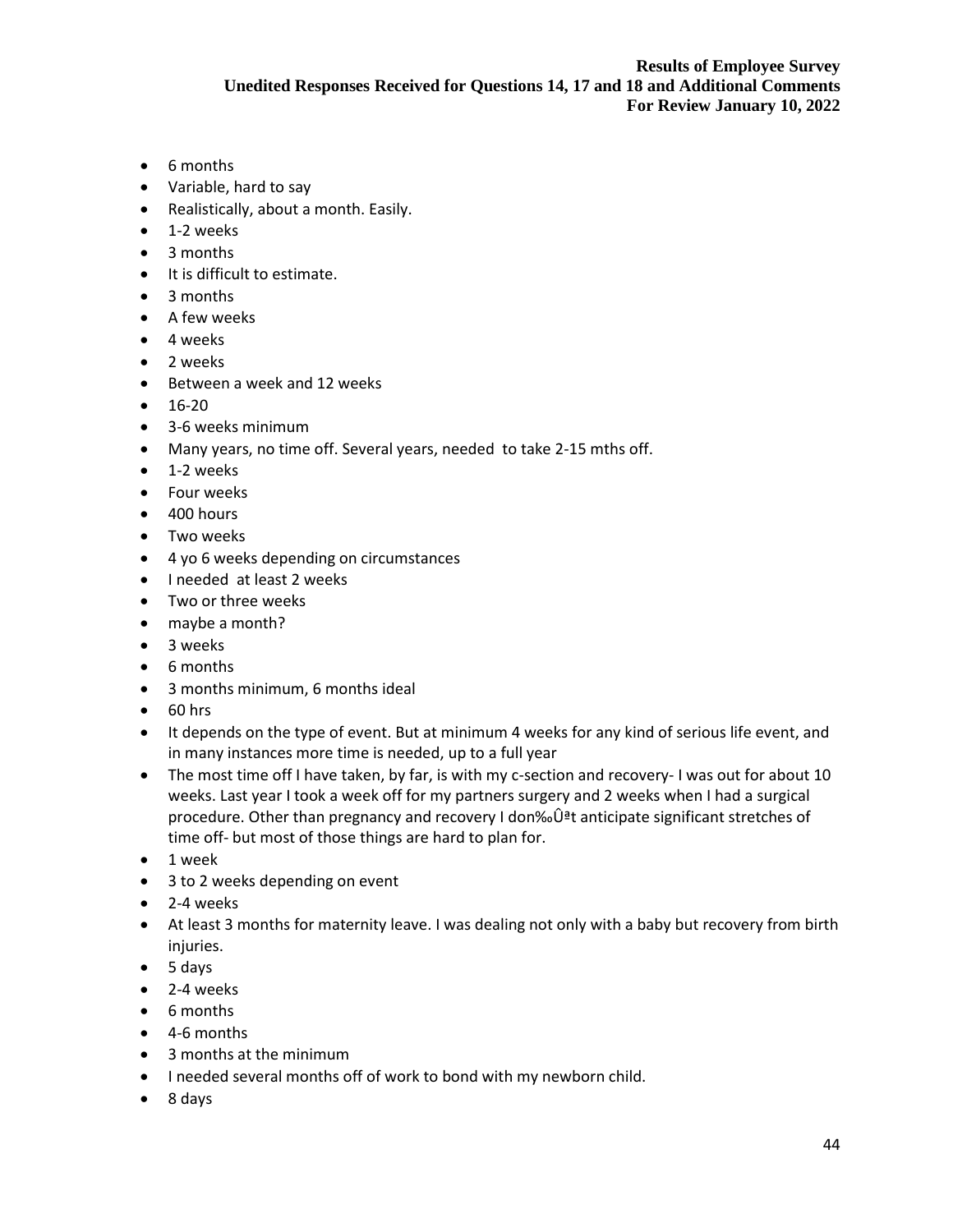- 6 months
- Variable, hard to say
- Realistically, about a month. Easily.
- 1-2 weeks
- 3 months
- It is difficult to estimate.
- 3 months
- A few weeks
- 4 weeks
- 2 weeks
- Between a week and 12 weeks
- 16-20
- 3-6 weeks minimum
- Many years, no time off. Several years, needed  to take 2-15 mths off.
- 1-2 weeks
- Four weeks
- 400 hours
- Two weeks
- 4 yo 6 weeks depending on circumstances
- I needed  at least 2 weeks
- Two or three weeks
- maybe a month?
- 3 weeks
- 6 months
- 3 months minimum, 6 months ideal
- 60 hrs
- It depends on the type of event. But at minimum 4 weeks for any kind of serious life event, and in many instances more time is needed, up to a full year
- The most time off I have taken, by far, is with my c-section and recovery- I was out for about 10 weeks. Last year I took a week off for my partners surgery and 2 weeks when I had a surgical procedure. Other than pregnancy and recovery I don‰Ûªt anticipate significant stretches of time off- but most of those things are hard to plan for.
- 1 week
- 3 to 2 weeks depending on event
- 2-4 weeks
- At least 3 months for maternity leave. I was dealing not only with a baby but recovery from birth injuries.
- 5 days
- 2-4 weeks
- 6 months
- 4-6 months
- 3 months at the minimum
- I needed several months off of work to bond with my newborn child.
- 8 days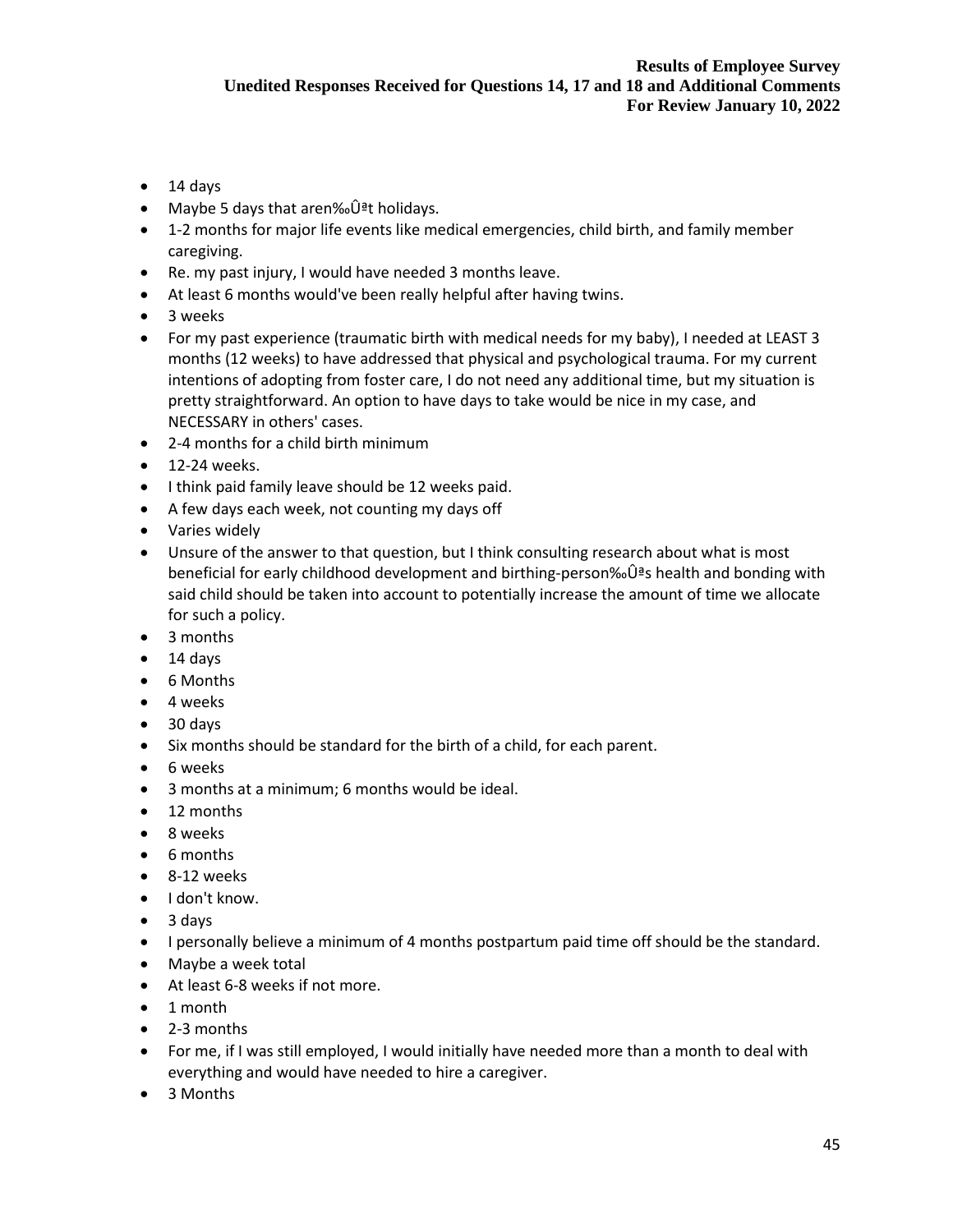- 14 days
- Maybe 5 days that aren‰Ûªt holidays.
- 1-2 months for major life events like medical emergencies, child birth, and family member caregiving.
- Re. my past injury, I would have needed 3 months leave.
- At least 6 months would've been really helpful after having twins.
- 3 weeks
- For my past experience (traumatic birth with medical needs for my baby), I needed at LEAST 3 months (12 weeks) to have addressed that physical and psychological trauma. For my current intentions of adopting from foster care, I do not need any additional time, but my situation is pretty straightforward. An option to have days to take would be nice in my case, and NECESSARY in others' cases.
- 2-4 months for a child birth minimum
- 12-24 weeks.
- I think paid family leave should be 12 weeks paid.
- A few days each week, not counting my days off
- Varies widely
- Unsure of the answer to that question, but I think consulting research about what is most beneficial for early childhood development and birthing-person‰Ûªs health and bonding with said child should be taken into account to potentially increase the amount of time we allocate for such a policy.
- 3 months
- 14 days
- 6 Months
- 4 weeks
- 30 days
- Six months should be standard for the birth of a child, for each parent.
- 6 weeks
- 3 months at a minimum; 6 months would be ideal.
- 12 months
- 8 weeks
- 6 months
- 8-12 weeks
- I don't know.
- 3 days
- I personally believe a minimum of 4 months postpartum paid time off should be the standard.
- Maybe a week total
- At least 6-8 weeks if not more.
- 1 month
- 2-3 months
- For me, if I was still employed, I would initially have needed more than a month to deal with everything and would have needed to hire a caregiver.
- 3 Months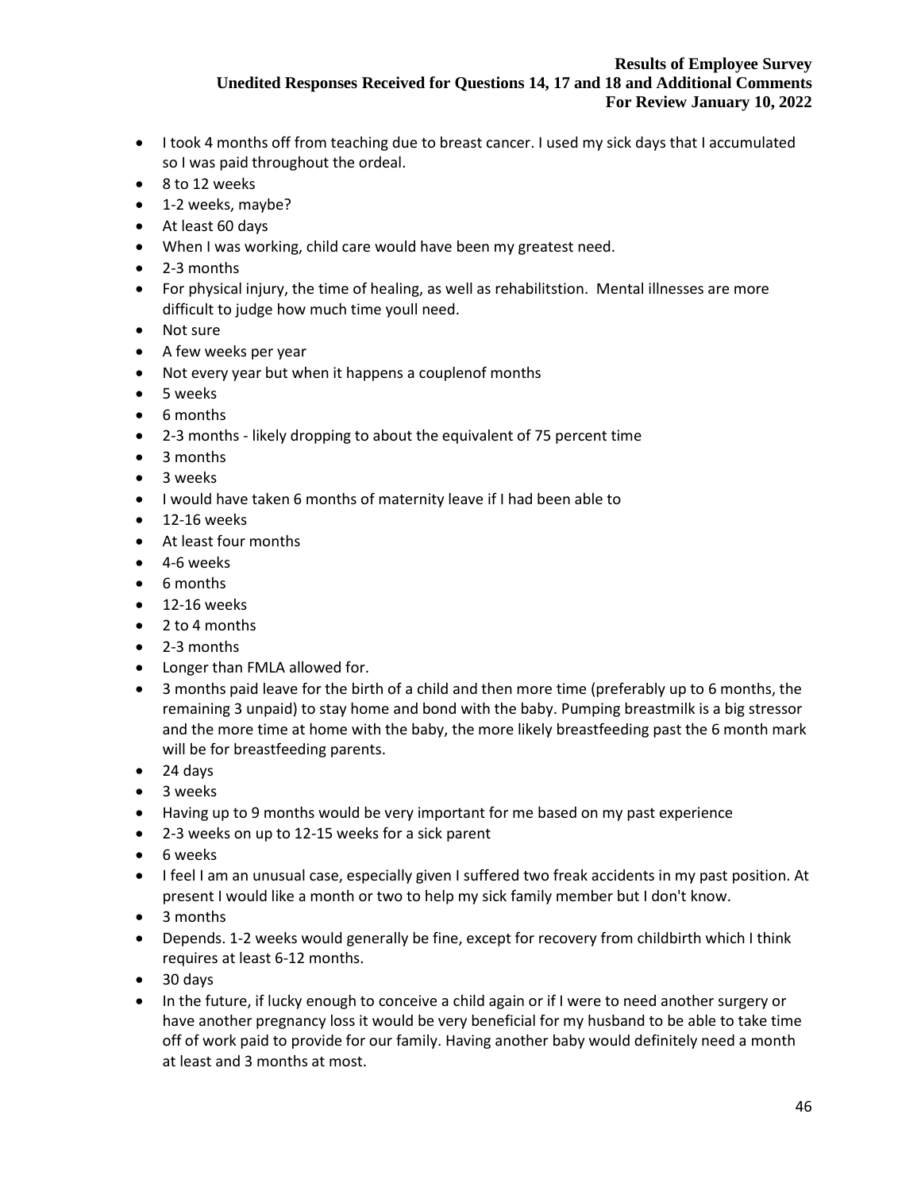- I took 4 months off from teaching due to breast cancer. I used my sick days that I accumulated so I was paid throughout the ordeal.
- 8 to 12 weeks
- 1-2 weeks, maybe?
- At least 60 days
- When I was working, child care would have been my greatest need.
- 2-3 months
- For physical injury, the time of healing, as well as rehabilitstion. Mental illnesses are more difficult to judge how much time youll need.
- Not sure
- A few weeks per year
- Not every year but when it happens a couplenof months
- 5 weeks
- 6 months
- 2-3 months - likely dropping to about the equivalent of 75 percent time
- 3 months
- 3 weeks
- I would have taken 6 months of maternity leave if I had been able to
- 12-16 weeks
- At least four months
- 4-6 weeks
- 6 months
- 12-16 weeks
- 2 to 4 months
- 2-3 months
- Longer than FMLA allowed for.
- 3 months paid leave for the birth of a child and then more time (preferably up to 6 months, the remaining 3 unpaid) to stay home and bond with the baby. Pumping breastmilk is a big stressor and the more time at home with the baby, the more likely breastfeeding past the 6 month mark will be for breastfeeding parents.
- 24 days
- 3 weeks
- Having up to 9 months would be very important for me based on my past experience
- 2-3 weeks on up to 12-15 weeks for a sick parent
- 6 weeks
- I feel I am an unusual case, especially given I suffered two freak accidents in my past position. At present I would like a month or two to help my sick family member but I don't know.
- 3 months
- Depends. 1-2 weeks would generally be fine, except for recovery from childbirth which I think requires at least 6-12 months.
- 30 days
- In the future, if lucky enough to conceive a child again or if I were to need another surgery or have another pregnancy loss it would be very beneficial for my husband to be able to take time off of work paid to provide for our family. Having another baby would definitely need a month at least and 3 months at most.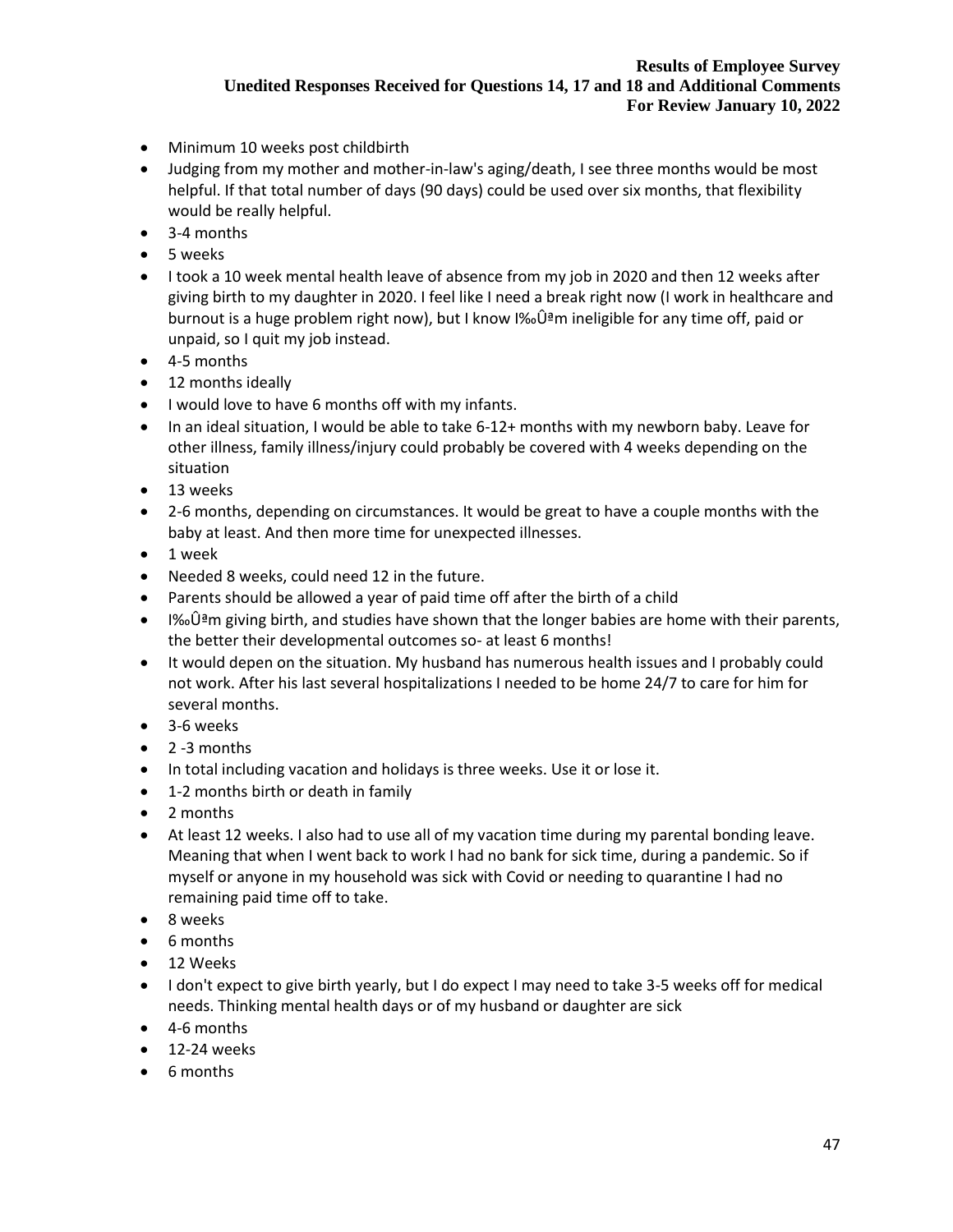- Minimum 10 weeks post childbirth
- Judging from my mother and mother-in-law's aging/death, I see three months would be most helpful. If that total number of days (90 days) could be used over six months, that flexibility would be really helpful.
- 3-4 months
- 5 weeks
- I took a 10 week mental health leave of absence from my job in 2020 and then 12 weeks after giving birth to my daughter in 2020. I feel like I need a break right now (I work in healthcare and burnout is a huge problem right now), but I know I‰Ûªm ineligible for any time off, paid or unpaid, so I quit my job instead.
- 4-5 months
- 12 months ideally
- I would love to have 6 months off with my infants.
- In an ideal situation, I would be able to take 6-12+ months with my newborn baby. Leave for other illness, family illness/injury could probably be covered with 4 weeks depending on the situation
- 13 weeks
- 2-6 months, depending on circumstances. It would be great to have a couple months with the baby at least. And then more time for unexpected illnesses.
- 1 week
- Needed 8 weeks, could need 12 in the future.
- Parents should be allowed a year of paid time off after the birth of a child
- I‰Ûªm giving birth, and studies have shown that the longer babies are home with their parents, the better their developmental outcomes so- at least 6 months!
- It would depen on the situation. My husband has numerous health issues and I probably could not work. After his last several hospitalizations I needed to be home 24/7 to care for him for several months.
- 3-6 weeks
- 2 -3 months
- In total including vacation and holidays is three weeks. Use it or lose it.
- 1-2 months birth or death in family
- 2 months
- At least 12 weeks. I also had to use all of my vacation time during my parental bonding leave. Meaning that when I went back to work I had no bank for sick time, during a pandemic. So if myself or anyone in my household was sick with Covid or needing to quarantine I had no remaining paid time off to take.
- 8 weeks
- 6 months
- 12 Weeks
- I don't expect to give birth yearly, but I do expect I may need to take 3-5 weeks off for medical needs. Thinking mental health days or of my husband or daughter are sick
- 4-6 months
- 12-24 weeks
- 6 months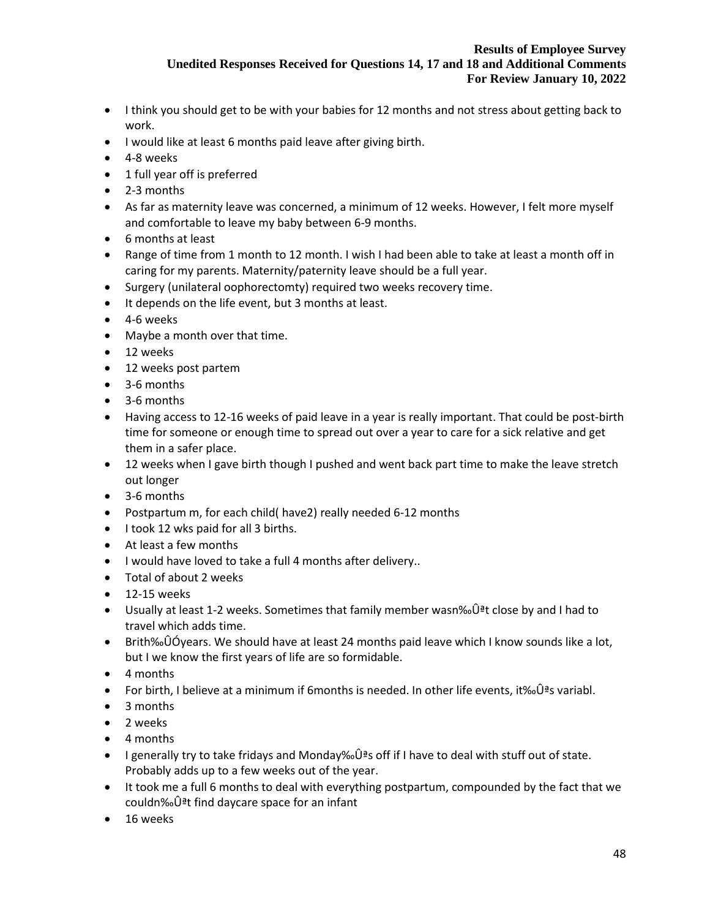- I think you should get to be with your babies for 12 months and not stress about getting back to work.
- I would like at least 6 months paid leave after giving birth.
- 4-8 weeks
- 1 full year off is preferred
- 2-3 months
- As far as maternity leave was concerned, a minimum of 12 weeks. However, I felt more myself and comfortable to leave my baby between 6-9 months.
- 6 months at least
- Range of time from 1 month to 12 month. I wish I had been able to take at least a month off in caring for my parents. Maternity/paternity leave should be a full year.
- Surgery (unilateral oophorectomty) required two weeks recovery time.
- It depends on the life event, but 3 months at least.
- 4-6 weeks
- Maybe a month over that time.
- 12 weeks
- 12 weeks post partem
- 3-6 months
- 3-6 months
- Having access to 12-16 weeks of paid leave in a year is really important. That could be post-birth time for someone or enough time to spread out over a year to care for a sick relative and get them in a safer place.
- 12 weeks when I gave birth though I pushed and went back part time to make the leave stretch out longer
- 3-6 months
- Postpartum m, for each child( have2) really needed 6-12 months
- I took 12 wks paid for all 3 births.
- At least a few months
- I would have loved to take a full 4 months after delivery..
- Total of about 2 weeks
- 12-15 weeks
- Usually at least 1-2 weeks. Sometimes that family member wasn‰Ûªt close by and I had to travel which adds time.
- Brith‰ÛÓyears. We should have at least 24 months paid leave which I know sounds like a lot, but I we know the first years of life are so formidable.
- 4 months
- For birth, I believe at a minimum if 6months is needed. In other life events, it‰Ûªs variabl.
- 3 months
- 2 weeks
- 4 months
- I generally try to take fridays and Monday‰Ûªs off if I have to deal with stuff out of state. Probably adds up to a few weeks out of the year.
- It took me a full 6 months to deal with everything postpartum, compounded by the fact that we couldn‰Ûªt find daycare space for an infant
- 16 weeks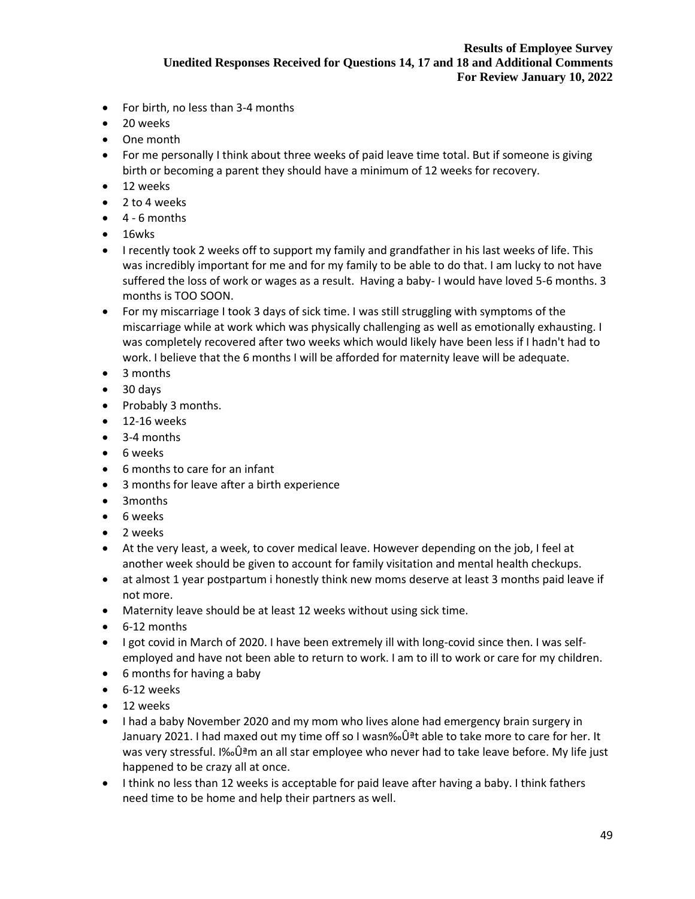- For birth, no less than 3-4 months
- 20 weeks
- One month
- For me personally I think about three weeks of paid leave time total. But if someone is giving birth or becoming a parent they should have a minimum of 12 weeks for recovery.
- 12 weeks
- 2 to 4 weeks
- 4 - 6 months
- 16wks
- I recently took 2 weeks off to support my family and grandfather in his last weeks of life. This was incredibly important for me and for my family to be able to do that. I am lucky to not have suffered the loss of work or wages as a result.  Having a baby- I would have loved 5-6 months. 3 months is TOO SOON.
- For my miscarriage I took 3 days of sick time. I was still struggling with symptoms of the miscarriage while at work which was physically challenging as well as emotionally exhausting. I was completely recovered after two weeks which would likely have been less if I hadn't had to work. I believe that the 6 months I will be afforded for maternity leave will be adequate.
- 3 months
- 30 days
- Probably 3 months.
- 12-16 weeks
- 3-4 months
- 6 weeks
- 6 months to care for an infant
- 3 months for leave after a birth experience
- 3months
- 6 weeks
- 2 weeks
- At the very least, a week, to cover medical leave. However depending on the job, I feel at another week should be given to account for family visitation and mental health checkups.
- at almost 1 year postpartum i honestly think new moms deserve at least 3 months paid leave if not more.
- Maternity leave should be at least 12 weeks without using sick time.
- 6-12 months
- I got covid in March of 2020. I have been extremely ill with long-covid since then. I was self-employed and have not been able to return to work. I am to ill to work or care for my children.
- 6 months for having a baby
- 6-12 weeks
- 12 weeks
- I had a baby November 2020 and my mom who lives alone had emergency brain surgery in January 2021. I had maxed out my time off so I wasn‰Ûªt able to take more to care for her. It was very stressful. I‰Ûªm an all star employee who never had to take leave before. My life just happened to be crazy all at once.
- I think no less than 12 weeks is acceptable for paid leave after having a baby. I think fathers need time to be home and help their partners as well.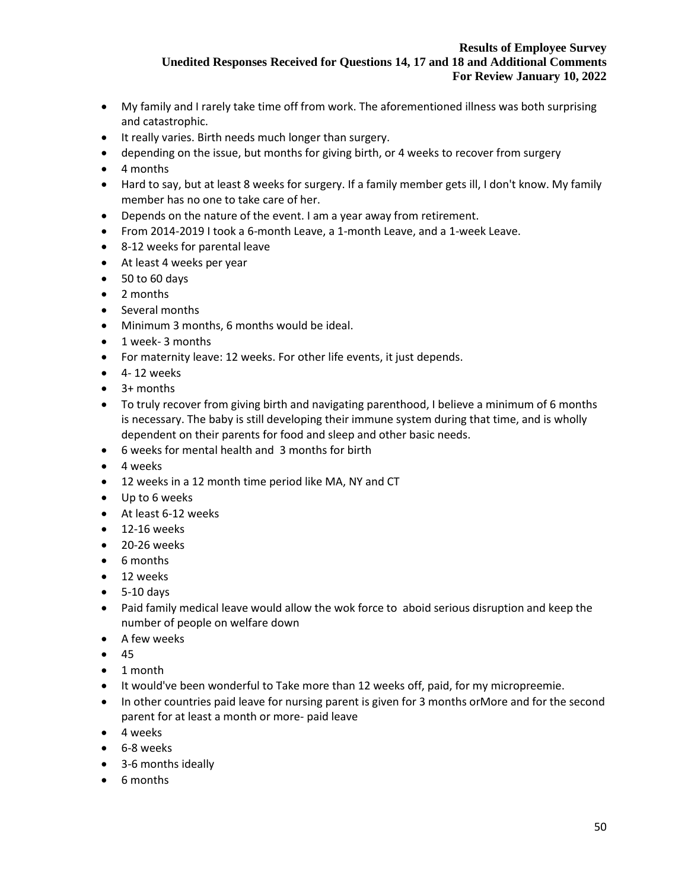- My family and I rarely take time off from work. The aforementioned illness was both surprising and catastrophic.
- It really varies. Birth needs much longer than surgery.
- depending on the issue, but months for giving birth, or 4 weeks to recover from surgery
- 4 months
- Hard to say, but at least 8 weeks for surgery. If a family member gets ill, I don't know. My family member has no one to take care of her.
- Depends on the nature of the event. I am a year away from retirement.
- From 2014-2019 I took a 6-month Leave, a 1-month Leave, and a 1-week Leave.
- 8-12 weeks for parental leave
- At least 4 weeks per year
- 50 to 60 days
- 2 months
- Several months
- Minimum 3 months, 6 months would be ideal.
- 1 week- 3 months
- For maternity leave: 12 weeks. For other life events, it just depends.
- 4- 12 weeks
- 3+ months
- To truly recover from giving birth and navigating parenthood, I believe a minimum of 6 months is necessary. The baby is still developing their immune system during that time, and is wholly dependent on their parents for food and sleep and other basic needs.
- 6 weeks for mental health and 3 months for birth
- 4 weeks
- 12 weeks in a 12 month time period like MA, NY and CT
- Up to 6 weeks
- At least 6-12 weeks
- 12-16 weeks
- 20-26 weeks
- 6 months
- 12 weeks
- 5-10 days
- Paid family medical leave would allow the wok force to aboid serious disruption and keep the number of people on welfare down
- A few weeks
- 45
- 1 month
- It would've been wonderful to Take more than 12 weeks off, paid, for my micropreemie.
- In other countries paid leave for nursing parent is given for 3 months orMore and for the second parent for at least a month or more- paid leave
- 4 weeks
- 6-8 weeks
- 3-6 months ideally
- 6 months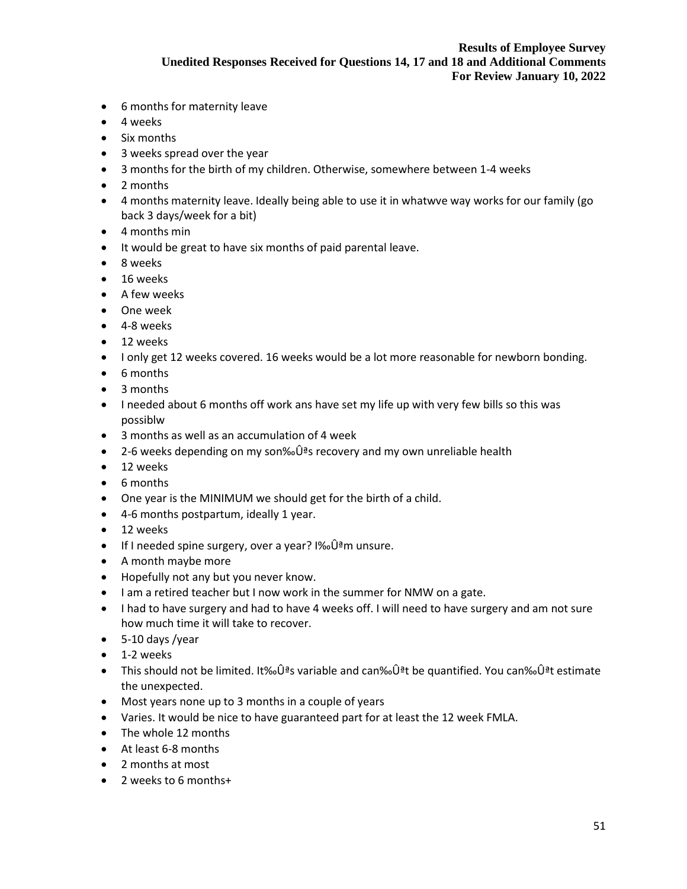- 6 months for maternity leave
- 4 weeks
- Six months
- 3 weeks spread over the year
- 3 months for the birth of my children. Otherwise, somewhere between 1-4 weeks
- 2 months
- 4 months maternity leave. Ideally being able to use it in whatwve way works for our family (go back 3 days/week for a bit)
- 4 months min
- It would be great to have six months of paid parental leave.
- 8 weeks
- 16 weeks
- A few weeks
- One week
- 4-8 weeks
- 12 weeks
- I only get 12 weeks covered. 16 weeks would be a lot more reasonable for newborn bonding.
- 6 months
- 3 months
- I needed about 6 months off work ans have set my life up with very few bills so this was possiblw
- 3 months as well as an accumulation of 4 week
- 2-6 weeks depending on my son‰Ûªs recovery and my own unreliable health
- 12 weeks
- 6 months
- One year is the MINIMUM we should get for the birth of a child.
- 4-6 months postpartum, ideally 1 year.
- 12 weeks
- If I needed spine surgery, over a year? I‰Ûªm unsure.
- A month maybe more
- Hopefully not any but you never know.
- I am a retired teacher but I now work in the summer for NMW on a gate.
- I had to have surgery and had to have 4 weeks off. I will need to have surgery and am not sure how much time it will take to recover.
- 5-10 days /year
- 1-2 weeks
- This should not be limited. It‰Ûªs variable and can‰Ûªt be quantified. You can‰Ûªt estimate the unexpected.
- Most years none up to 3 months in a couple of years
- Varies. It would be nice to have guaranteed part for at least the 12 week FMLA.
- The whole 12 months
- At least 6-8 months
- 2 months at most
- 2 weeks to 6 months+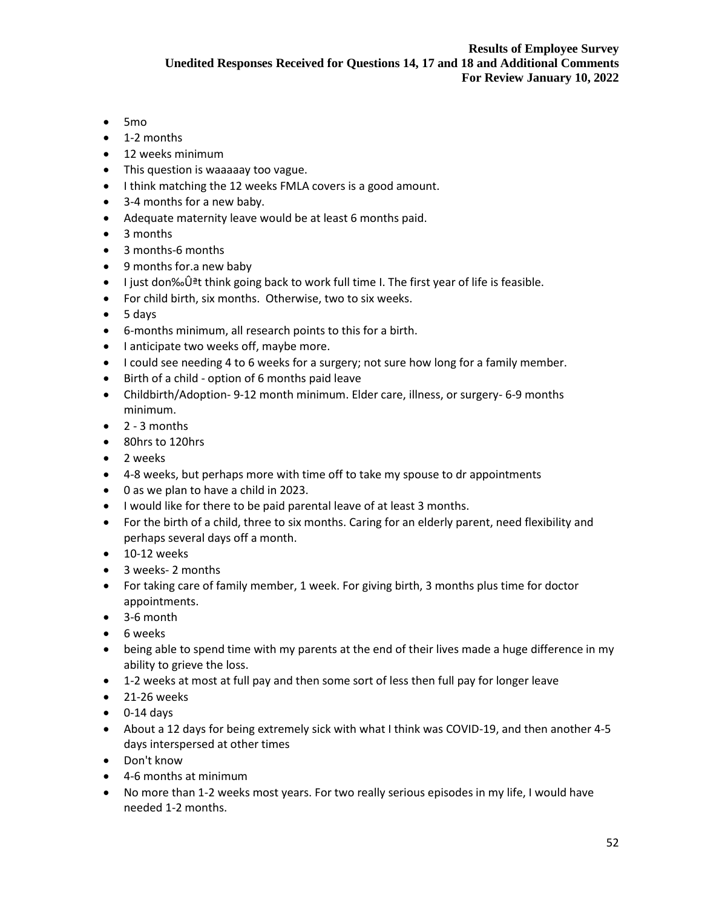- 5mo
- 1-2 months
- 12 weeks minimum
- This question is waaaaay too vague.
- I think matching the 12 weeks FMLA covers is a good amount.
- 3-4 months for a new baby.
- Adequate maternity leave would be at least 6 months paid.
- 3 months
- 3 months-6 months
- 9 months for.a new baby
- I just don‰Ûªt think going back to work full time I. The first year of life is feasible.
- For child birth, six months. Otherwise, two to six weeks.
- 5 days
- 6-months minimum, all research points to this for a birth.
- I anticipate two weeks off, maybe more.
- I could see needing 4 to 6 weeks for a surgery; not sure how long for a family member.
- Birth of a child - option of 6 months paid leave
- Childbirth/Adoption- 9-12 month minimum. Elder care, illness, or surgery- 6-9 months minimum.
- 2 - 3 months
- 80hrs to 120hrs
- 2 weeks
- 4-8 weeks, but perhaps more with time off to take my spouse to dr appointments
- 0 as we plan to have a child in 2023.
- I would like for there to be paid parental leave of at least 3 months.
- For the birth of a child, three to six months. Caring for an elderly parent, need flexibility and perhaps several days off a month.
- 10-12 weeks
- 3 weeks- 2 months
- For taking care of family member, 1 week. For giving birth, 3 months plus time for doctor appointments.
- 3-6 month
- 6 weeks
- being able to spend time with my parents at the end of their lives made a huge difference in my ability to grieve the loss.
- 1-2 weeks at most at full pay and then some sort of less then full pay for longer leave
- 21-26 weeks
- 0-14 days
- About a 12 days for being extremely sick with what I think was COVID-19, and then another 4-5 days interspersed at other times
- Don't know
- 4-6 months at minimum
- No more than 1-2 weeks most years. For two really serious episodes in my life, I would have needed 1-2 months.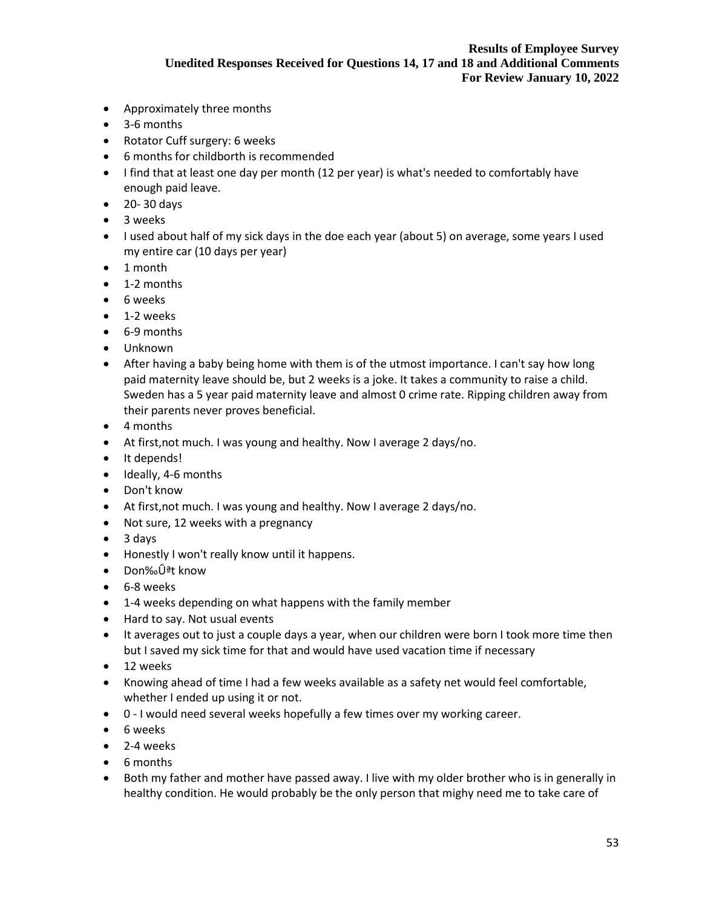- Approximately three months
- 3-6 months
- Rotator Cuff surgery: 6 weeks
- 6 months for childborth is recommended
- I find that at least one day per month (12 per year) is what's needed to comfortably have enough paid leave.
- 20- 30 days
- 3 weeks
- I used about half of my sick days in the doe each year (about 5) on average, some years I used my entire car (10 days per year)
- 1 month
- 1-2 months
- 6 weeks
- 1-2 weeks
- 6-9 months
- Unknown
- After having a baby being home with them is of the utmost importance. I can't say how long paid maternity leave should be, but 2 weeks is a joke. It takes a community to raise a child. Sweden has a 5 year paid maternity leave and almost 0 crime rate. Ripping children away from their parents never proves beneficial.
- 4 months
- At first,not much. I was young and healthy. Now I average 2 days/no.
- It depends!
- Ideally, 4-6 months
- Don't know
- At first,not much. I was young and healthy. Now I average 2 days/no.
- Not sure, 12 weeks with a pregnancy
- 3 days
- Honestly I won't really know until it happens.
- Don‰Ûªt know
- 6-8 weeks
- 1-4 weeks depending on what happens with the family member
- Hard to say. Not usual events
- It averages out to just a couple days a year, when our children were born I took more time then but I saved my sick time for that and would have used vacation time if necessary
- 12 weeks
- Knowing ahead of time I had a few weeks available as a safety net would feel comfortable, whether I ended up using it or not.
- 0 - I would need several weeks hopefully a few times over my working career.
- 6 weeks
- 2-4 weeks
- 6 months
- Both my father and mother have passed away. I live with my older brother who is in generally in healthy condition. He would probably be the only person that mighy need me to take care of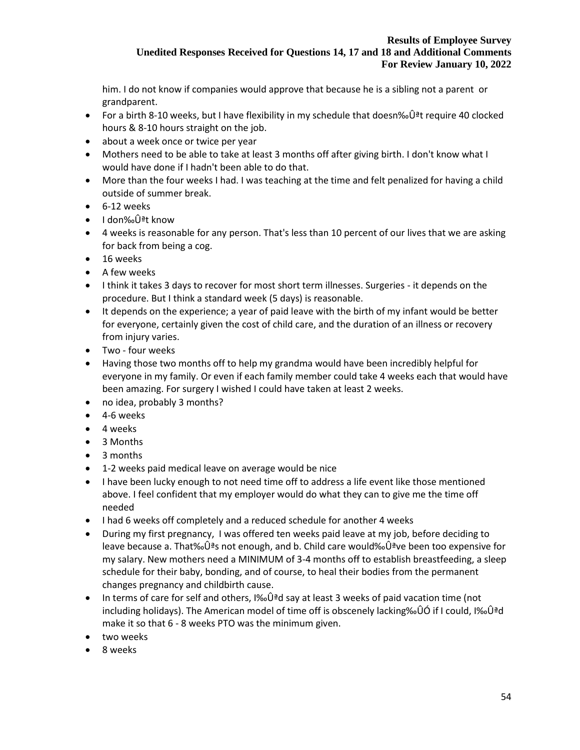him. I do not know if companies would approve that because he is a sibling not a parent or grandparent.

- For a birth 8-10 weeks, but I have flexibility in my schedule that doesn‰Ûªt require 40 clocked hours & 8-10 hours straight on the job.
- about a week once or twice per year
- Mothers need to be able to take at least 3 months off after giving birth. I don't know what I would have done if I hadn't been able to do that.
- More than the four weeks I had. I was teaching at the time and felt penalized for having a child outside of summer break.
- 6-12 weeks
- I don‰Ûªt know
- 4 weeks is reasonable for any person. That's less than 10 percent of our lives that we are asking for back from being a cog.
- 16 weeks
- A few weeks
- I think it takes 3 days to recover for most short term illnesses. Surgeries - it depends on the procedure. But I think a standard week (5 days) is reasonable.
- It depends on the experience; a year of paid leave with the birth of my infant would be better for everyone, certainly given the cost of child care, and the duration of an illness or recovery from injury varies.
- Two - four weeks
- Having those two months off to help my grandma would have been incredibly helpful for everyone in my family. Or even if each family member could take 4 weeks each that would have been amazing. For surgery I wished I could have taken at least 2 weeks.
- no idea, probably 3 months?
- 4-6 weeks
- 4 weeks
- 3 Months
- 3 months
- 1-2 weeks paid medical leave on average would be nice
- I have been lucky enough to not need time off to address a life event like those mentioned above. I feel confident that my employer would do what they can to give me the time off needed
- I had 6 weeks off completely and a reduced schedule for another 4 weeks
- During my first pregnancy, I was offered ten weeks paid leave at my job, before deciding to leave because a. That‰Ûªs not enough, and b. Child care would‰Ûªve been too expensive for my salary. New mothers need a MINIMUM of 3-4 months off to establish breastfeeding, a sleep schedule for their baby, bonding, and of course, to heal their bodies from the permanent changes pregnancy and childbirth cause.
- In terms of care for self and others, I‰Ûªd say at least 3 weeks of paid vacation time (not including holidays). The American model of time off is obscenely lacking‰ÛÓ if I could, I‰Ûªd make it so that 6 - 8 weeks PTO was the minimum given.
- two weeks
- 8 weeks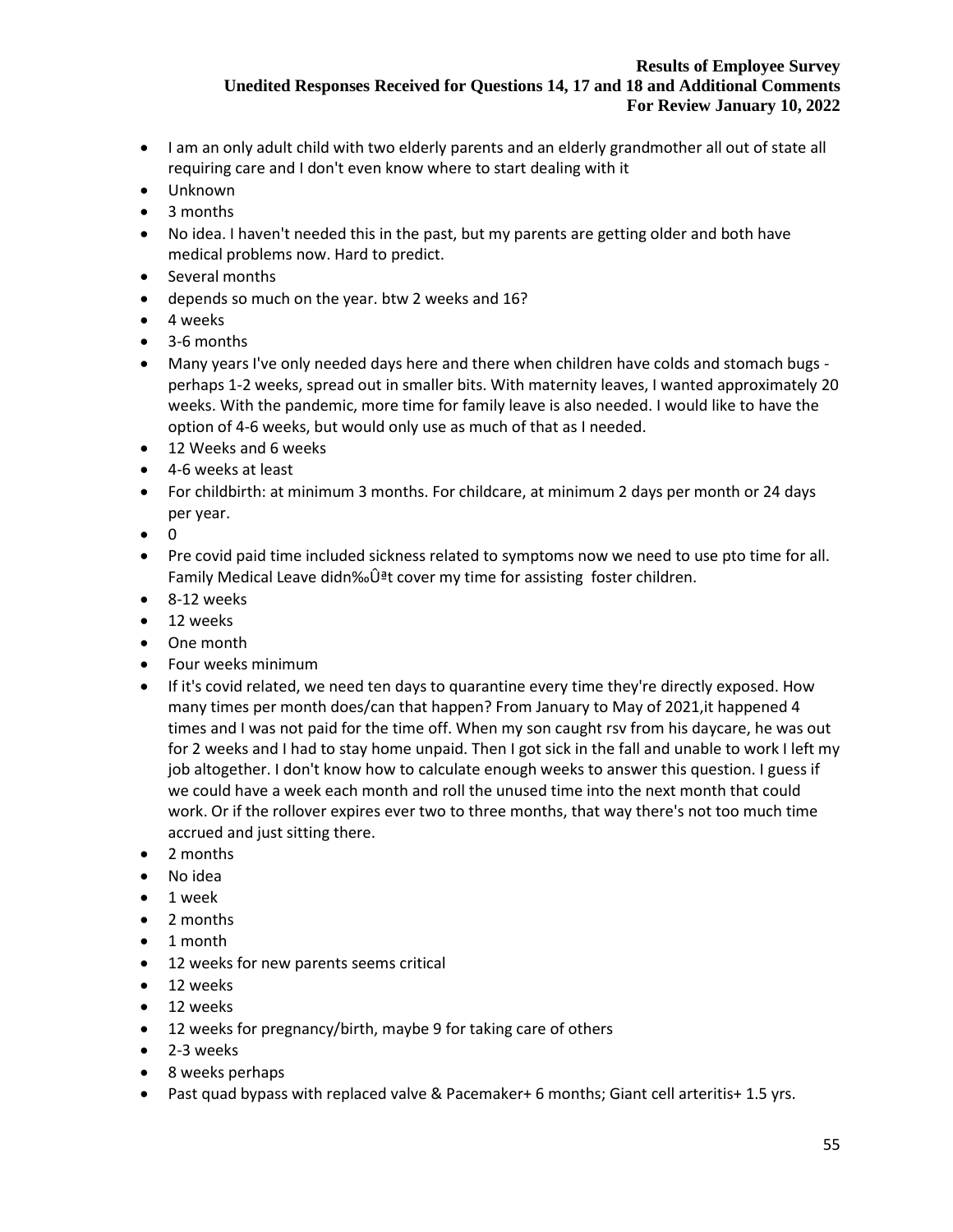- I am an only adult child with two elderly parents and an elderly grandmother all out of state all requiring care and I don't even know where to start dealing with it
- Unknown
- 3 months
- No idea. I haven't needed this in the past, but my parents are getting older and both have medical problems now. Hard to predict.
- Several months
- depends so much on the year. btw 2 weeks and 16?
- 4 weeks
- 3-6 months
- Many years I've only needed days here and there when children have colds and stomach bugs - perhaps 1-2 weeks, spread out in smaller bits. With maternity leaves, I wanted approximately 20 weeks. With the pandemic, more time for family leave is also needed. I would like to have the option of 4-6 weeks, but would only use as much of that as I needed.
- 12 Weeks and 6 weeks
- 4-6 weeks at least
- For childbirth: at minimum 3 months. For childcare, at minimum 2 days per month or 24 days per year.
- 0
- Pre covid paid time included sickness related to symptoms now we need to use pto time for all. Family Medical Leave didn‰Ûªt cover my time for assisting foster children.
- 8-12 weeks
- 12 weeks
- One month
- Four weeks minimum
- If it's covid related, we need ten days to quarantine every time they're directly exposed. How many times per month does/can that happen? From January to May of 2021,it happened 4 times and I was not paid for the time off. When my son caught rsv from his daycare, he was out for 2 weeks and I had to stay home unpaid. Then I got sick in the fall and unable to work I left my job altogether. I don't know how to calculate enough weeks to answer this question. I guess if we could have a week each month and roll the unused time into the next month that could work. Or if the rollover expires ever two to three months, that way there's not too much time accrued and just sitting there.
- 2 months
- No idea
- 1 week
- 2 months
- 1 month
- 12 weeks for new parents seems critical
- 12 weeks
- 12 weeks
- 12 weeks for pregnancy/birth, maybe 9 for taking care of others
- 2-3 weeks
- 8 weeks perhaps
- Past quad bypass with replaced valve & Pacemaker+ 6 months; Giant cell arteritis+ 1.5 yrs.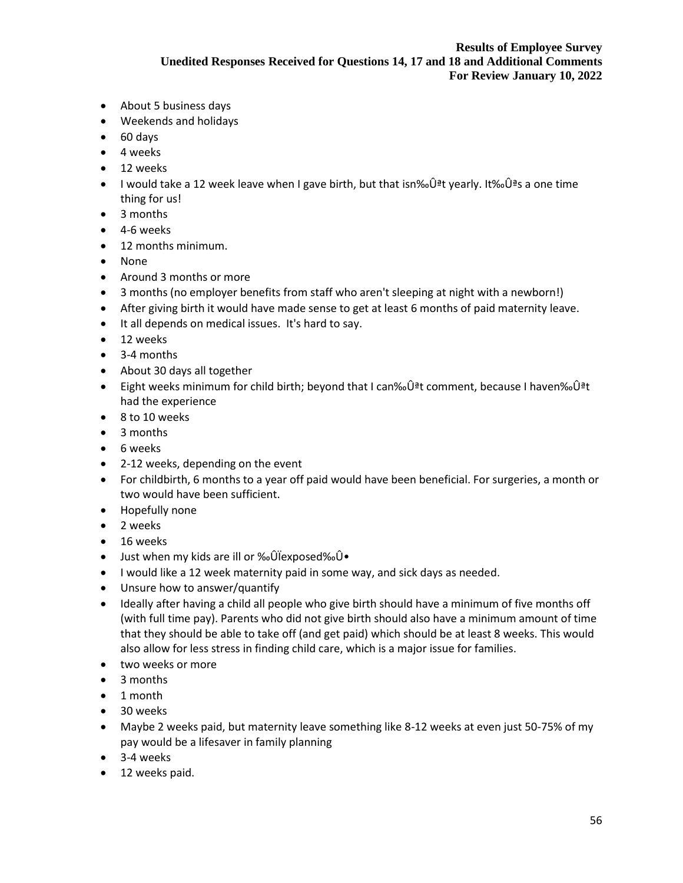- About 5 business days
- Weekends and holidays
- 60 days
- 4 weeks
- 12 weeks
- I would take a 12 week leave when I gave birth, but that isn‰Ûªt yearly. It‰Ûªs a one time thing for us!
- 3 months
- 4-6 weeks
- 12 months minimum.
- None
- Around 3 months or more
- 3 months (no employer benefits from staff who aren't sleeping at night with a newborn!)
- After giving birth it would have made sense to get at least 6 months of paid maternity leave.
- It all depends on medical issues.  It's hard to say.
- 12 weeks
- 3-4 months
- About 30 days all together
- Eight weeks minimum for child birth; beyond that I can‰Ûªt comment, because I haven‰Ûªt had the experience
- 8 to 10 weeks
- 3 months
- 6 weeks
- 2-12 weeks, depending on the event
- For childbirth, 6 months to a year off paid would have been beneficial. For surgeries, a month or two would have been sufficient.
- Hopefully none
- 2 weeks
- 16 weeks
- Just when my kids are ill or ‰ÛÏexposed‰Û•
- I would like a 12 week maternity paid in some way, and sick days as needed.
- Unsure how to answer/quantify
- Ideally after having a child all people who give birth should have a minimum of five months off (with full time pay). Parents who did not give birth should also have a minimum amount of time that they should be able to take off (and get paid) which should be at least 8 weeks. This would also allow for less stress in finding child care, which is a major issue for families.
- two weeks or more
- 3 months
- 1 month
- 30 weeks
- Maybe 2 weeks paid, but maternity leave something like 8-12 weeks at even just 50-75% of my pay would be a lifesaver in family planning
- 3-4 weeks
- 12 weeks paid.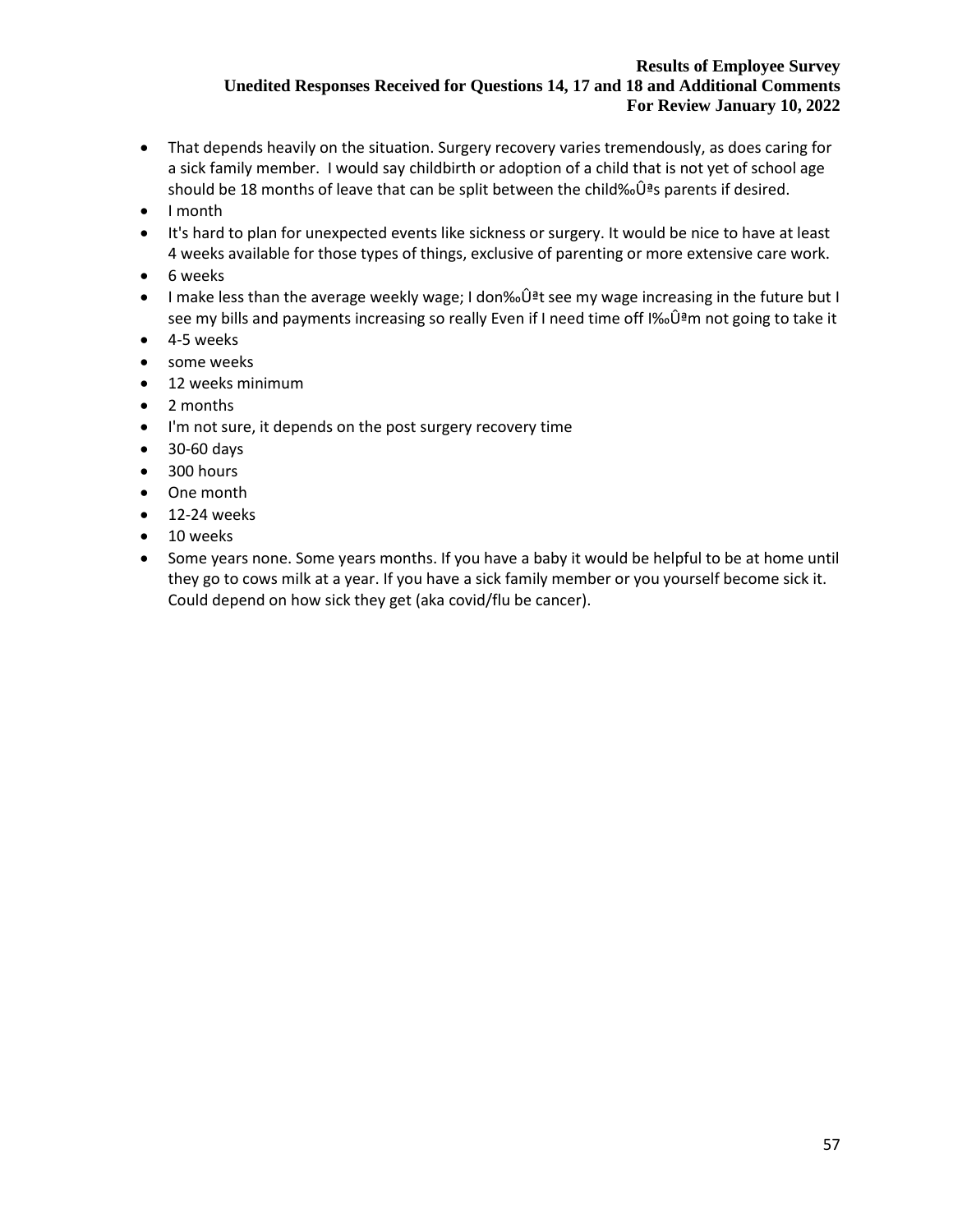- That depends heavily on the situation. Surgery recovery varies tremendously, as does caring for a sick family member. I would say childbirth or adoption of a child that is not yet of school age should be 18 months of leave that can be split between the child‰Ûªs parents if desired.
- I month
- It's hard to plan for unexpected events like sickness or surgery. It would be nice to have at least 4 weeks available for those types of things, exclusive of parenting or more extensive care work.
- 6 weeks
- I make less than the average weekly wage; I don‰Ûªt see my wage increasing in the future but I see my bills and payments increasing so really Even if I need time off I‰Ûªm not going to take it
- 4-5 weeks
- some weeks
- 12 weeks minimum
- 2 months
- I'm not sure, it depends on the post surgery recovery time
- 30-60 days
- 300 hours
- One month
- 12-24 weeks
- 10 weeks
- Some years none. Some years months. If you have a baby it would be helpful to be at home until they go to cows milk at a year. If you have a sick family member or you yourself become sick it. Could depend on how sick they get (aka covid/flu be cancer).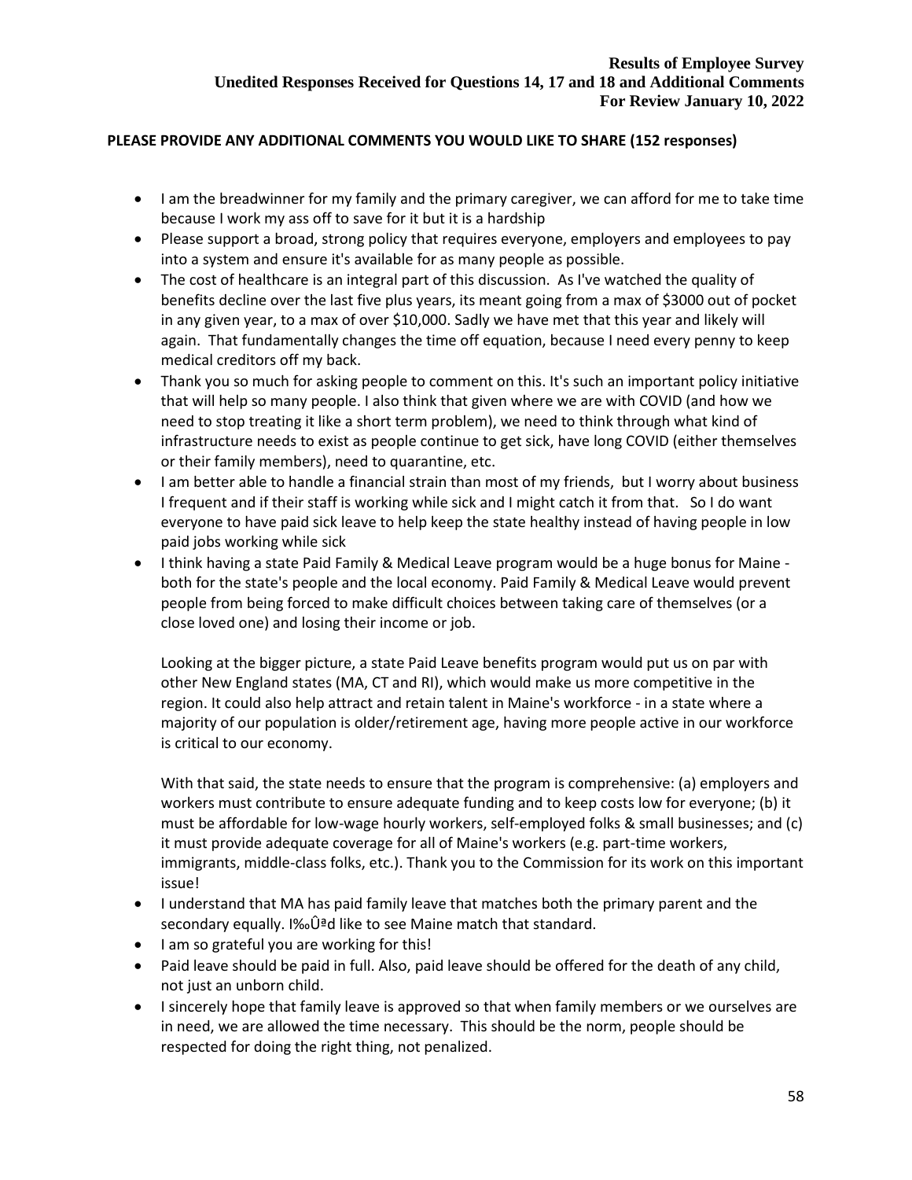**PLEASE PROVIDE ANY ADDITIONAL COMMENTS YOU WOULD LIKE TO SHARE (152 responses)**

- I am the breadwinner for my family and the primary caregiver, we can afford for me to take time because I work my ass off to save for it but it is a hardship
- Please support a broad, strong policy that requires everyone, employers and employees to pay into a system and ensure it's available for as many people as possible.
- The cost of healthcare is an integral part of this discussion. As I've watched the quality of benefits decline over the last five plus years, its meant going from a max of $3000 out of pocket in any given year, to a max of over $10,000. Sadly we have met that this year and likely will again. That fundamentally changes the time off equation, because I need every penny to keep medical creditors off my back.
- Thank you so much for asking people to comment on this. It's such an important policy initiative that will help so many people. I also think that given where we are with COVID (and how we need to stop treating it like a short term problem), we need to think through what kind of infrastructure needs to exist as people continue to get sick, have long COVID (either themselves or their family members), need to quarantine, etc.
- I am better able to handle a financial strain than most of my friends, but I worry about business I frequent and if their staff is working while sick and I might catch it from that. So I do want everyone to have paid sick leave to help keep the state healthy instead of having people in low paid jobs working while sick
- I think having a state Paid Family & Medical Leave program would be a huge bonus for Maine - both for the state's people and the local economy. Paid Family & Medical Leave would prevent people from being forced to make difficult choices between taking care of themselves (or a close loved one) and losing their income or job.

  Looking at the bigger picture, a state Paid Leave benefits program would put us on par with other New England states (MA, CT and RI), which would make us more competitive in the region. It could also help attract and retain talent in Maine's workforce - in a state where a majority of our population is older/retirement age, having more people active in our workforce is critical to our economy.

  With that said, the state needs to ensure that the program is comprehensive: (a) employers and workers must contribute to ensure adequate funding and to keep costs low for everyone; (b) it must be affordable for low-wage hourly workers, self-employed folks & small businesses; and (c) it must provide adequate coverage for all of Maine's workers (e.g. part-time workers, immigrants, middle-class folks, etc.). Thank you to the Commission for its work on this important issue!
- I understand that MA has paid family leave that matches both the primary parent and the secondary equally. I‰Ûªd like to see Maine match that standard.
- I am so grateful you are working for this!
- Paid leave should be paid in full. Also, paid leave should be offered for the death of any child, not just an unborn child.
- I sincerely hope that family leave is approved so that when family members or we ourselves are in need, we are allowed the time necessary. This should be the norm, people should be respected for doing the right thing, not penalized.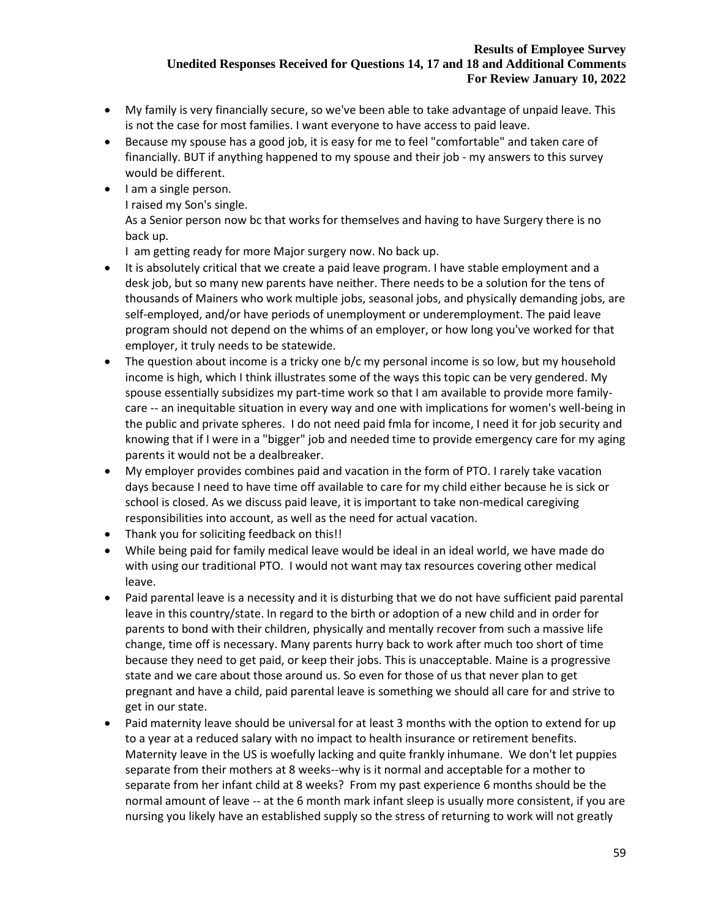- My family is very financially secure, so we've been able to take advantage of unpaid leave. This is not the case for most families. I want everyone to have access to paid leave.
- Because my spouse has a good job, it is easy for me to feel "comfortable" and taken care of financially. BUT if anything happened to my spouse and their job - my answers to this survey would be different.
- I am a single person.
  I raised my Son's single.
  As a Senior person now bc that works for themselves and having to have Surgery there is no back up.
  I am getting ready for more Major surgery now. No back up.
- It is absolutely critical that we create a paid leave program. I have stable employment and a desk job, but so many new parents have neither. There needs to be a solution for the tens of thousands of Mainers who work multiple jobs, seasonal jobs, and physically demanding jobs, are self-employed, and/or have periods of unemployment or underemployment. The paid leave program should not depend on the whims of an employer, or how long you've worked for that employer, it truly needs to be statewide.
- The question about income is a tricky one b/c my personal income is so low, but my household income is high, which I think illustrates some of the ways this topic can be very gendered. My spouse essentially subsidizes my part-time work so that I am available to provide more family-care -- an inequitable situation in every way and one with implications for women's well-being in the public and private spheres. I do not need paid fmla for income, I need it for job security and knowing that if I were in a "bigger" job and needed time to provide emergency care for my aging parents it would not be a dealbreaker.
- My employer provides combines paid and vacation in the form of PTO. I rarely take vacation days because I need to have time off available to care for my child either because he is sick or school is closed. As we discuss paid leave, it is important to take non-medical caregiving responsibilities into account, as well as the need for actual vacation.
- Thank you for soliciting feedback on this!!
- While being paid for family medical leave would be ideal in an ideal world, we have made do with using our traditional PTO. I would not want may tax resources covering other medical leave.
- Paid parental leave is a necessity and it is disturbing that we do not have sufficient paid parental leave in this country/state. In regard to the birth or adoption of a new child and in order for parents to bond with their children, physically and mentally recover from such a massive life change, time off is necessary. Many parents hurry back to work after much too short of time because they need to get paid, or keep their jobs. This is unacceptable. Maine is a progressive state and we care about those around us. So even for those of us that never plan to get pregnant and have a child, paid parental leave is something we should all care for and strive to get in our state.
- Paid maternity leave should be universal for at least 3 months with the option to extend for up to a year at a reduced salary with no impact to health insurance or retirement benefits. Maternity leave in the US is woefully lacking and quite frankly inhumane. We don't let puppies separate from their mothers at 8 weeks--why is it normal and acceptable for a mother to separate from her infant child at 8 weeks? From my past experience 6 months should be the normal amount of leave -- at the 6 month mark infant sleep is usually more consistent, if you are nursing you likely have an established supply so the stress of returning to work will not greatly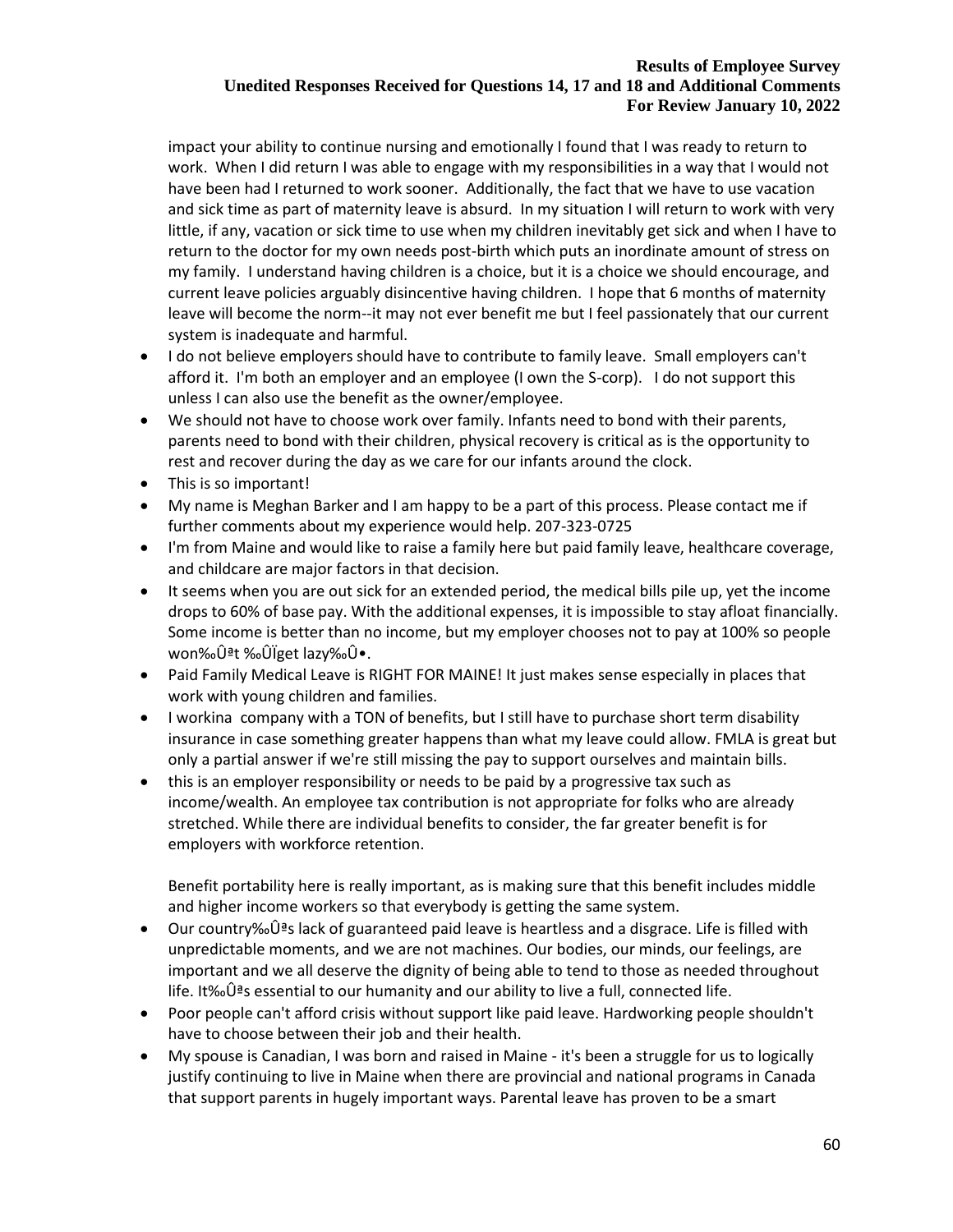impact your ability to continue nursing and emotionally I found that I was ready to return to work. When I did return I was able to engage with my responsibilities in a way that I would not have been had I returned to work sooner. Additionally, the fact that we have to use vacation and sick time as part of maternity leave is absurd. In my situation I will return to work with very little, if any, vacation or sick time to use when my children inevitably get sick and when I have to return to the doctor for my own needs post-birth which puts an inordinate amount of stress on my family. I understand having children is a choice, but it is a choice we should encourage, and current leave policies arguably disincentive having children. I hope that 6 months of maternity leave will become the norm--it may not ever benefit me but I feel passionately that our current system is inadequate and harmful.

- I do not believe employers should have to contribute to family leave. Small employers can't afford it. I'm both an employer and an employee (I own the S-corp). I do not support this unless I can also use the benefit as the owner/employee.
- We should not have to choose work over family. Infants need to bond with their parents, parents need to bond with their children, physical recovery is critical as is the opportunity to rest and recover during the day as we care for our infants around the clock.
- This is so important!
- My name is Meghan Barker and I am happy to be a part of this process. Please contact me if further comments about my experience would help. 207-323-0725
- I'm from Maine and would like to raise a family here but paid family leave, healthcare coverage, and childcare are major factors in that decision.
- It seems when you are out sick for an extended period, the medical bills pile up, yet the income drops to 60% of base pay. With the additional expenses, it is impossible to stay afloat financially. Some income is better than no income, but my employer chooses not to pay at 100% so people won‰Ûªt ‰ÛÏget lazy‰Û•.
- Paid Family Medical Leave is RIGHT FOR MAINE! It just makes sense especially in places that work with young children and families.
- I workina company with a TON of benefits, but I still have to purchase short term disability insurance in case something greater happens than what my leave could allow. FMLA is great but only a partial answer if we're still missing the pay to support ourselves and maintain bills.
- this is an employer responsibility or needs to be paid by a progressive tax such as income/wealth. An employee tax contribution is not appropriate for folks who are already stretched. While there are individual benefits to consider, the far greater benefit is for employers with workforce retention.

  Benefit portability here is really important, as is making sure that this benefit includes middle and higher income workers so that everybody is getting the same system.
- Our country‰Ûªs lack of guaranteed paid leave is heartless and a disgrace. Life is filled with unpredictable moments, and we are not machines. Our bodies, our minds, our feelings, are important and we all deserve the dignity of being able to tend to those as needed throughout life. It‰Ûªs essential to our humanity and our ability to live a full, connected life.
- Poor people can't afford crisis without support like paid leave. Hardworking people shouldn't have to choose between their job and their health.
- My spouse is Canadian, I was born and raised in Maine - it's been a struggle for us to logically justify continuing to live in Maine when there are provincial and national programs in Canada that support parents in hugely important ways. Parental leave has proven to be a smart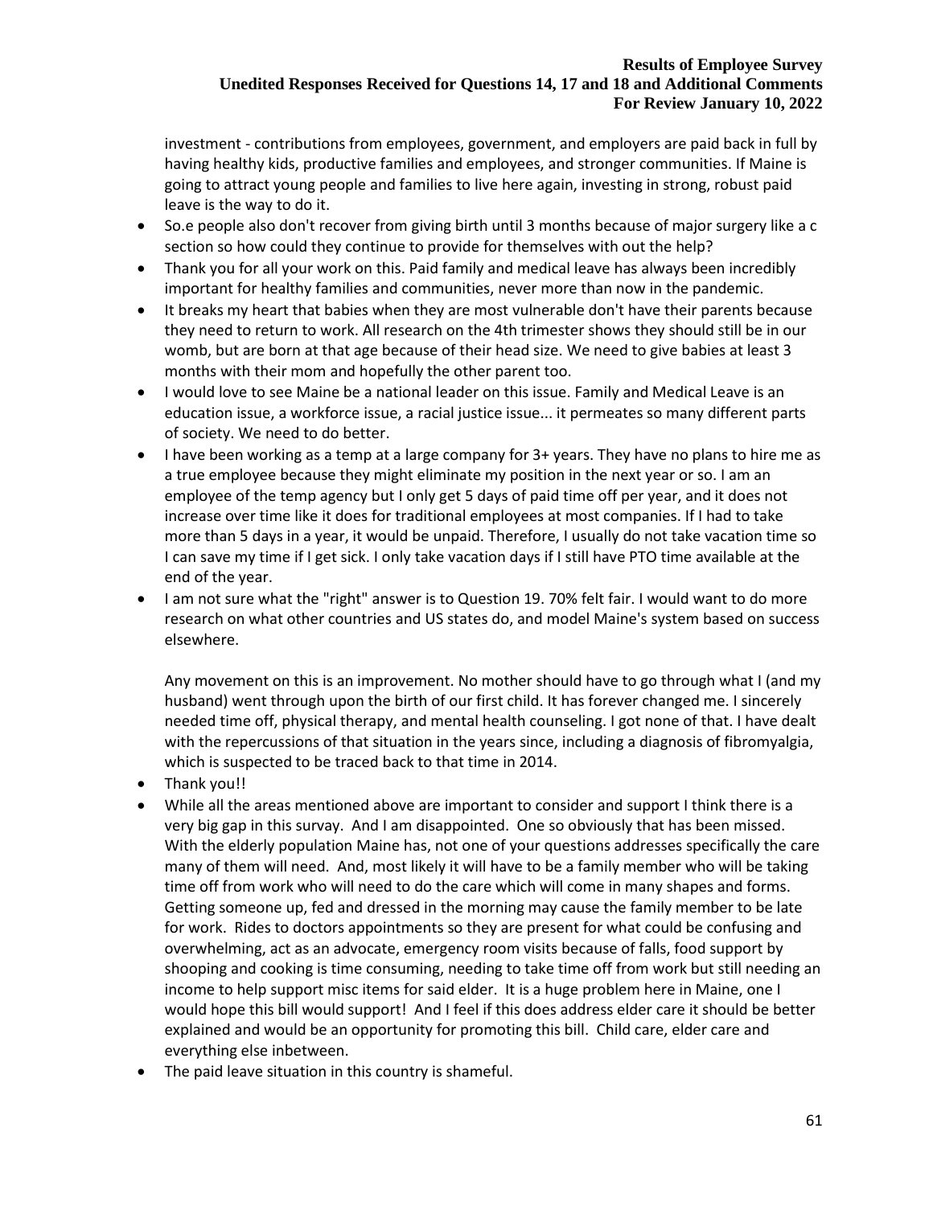investment - contributions from employees, government, and employers are paid back in full by having healthy kids, productive families and employees, and stronger communities. If Maine is going to attract young people and families to live here again, investing in strong, robust paid leave is the way to do it.

- So.e people also don't recover from giving birth until 3 months because of major surgery like a c section so how could they continue to provide for themselves with out the help?
- Thank you for all your work on this. Paid family and medical leave has always been incredibly important for healthy families and communities, never more than now in the pandemic.
- It breaks my heart that babies when they are most vulnerable don't have their parents because they need to return to work. All research on the 4th trimester shows they should still be in our womb, but are born at that age because of their head size. We need to give babies at least 3 months with their mom and hopefully the other parent too.
- I would love to see Maine be a national leader on this issue. Family and Medical Leave is an education issue, a workforce issue, a racial justice issue... it permeates so many different parts of society. We need to do better.
- I have been working as a temp at a large company for 3+ years. They have no plans to hire me as a true employee because they might eliminate my position in the next year or so. I am an employee of the temp agency but I only get 5 days of paid time off per year, and it does not increase over time like it does for traditional employees at most companies. If I had to take more than 5 days in a year, it would be unpaid. Therefore, I usually do not take vacation time so I can save my time if I get sick. I only take vacation days if I still have PTO time available at the end of the year.
- I am not sure what the "right" answer is to Question 19. 70% felt fair. I would want to do more research on what other countries and US states do, and model Maine's system based on success elsewhere.

  Any movement on this is an improvement. No mother should have to go through what I (and my husband) went through upon the birth of our first child. It has forever changed me. I sincerely needed time off, physical therapy, and mental health counseling. I got none of that. I have dealt with the repercussions of that situation in the years since, including a diagnosis of fibromyalgia, which is suspected to be traced back to that time in 2014.
- Thank you!!
- While all the areas mentioned above are important to consider and support I think there is a very big gap in this survay. And I am disappointed. One so obviously that has been missed. With the elderly population Maine has, not one of your questions addresses specifically the care many of them will need. And, most likely it will have to be a family member who will be taking time off from work who will need to do the care which will come in many shapes and forms. Getting someone up, fed and dressed in the morning may cause the family member to be late for work. Rides to doctors appointments so they are present for what could be confusing and overwhelming, act as an advocate, emergency room visits because of falls, food support by shooping and cooking is time consuming, needing to take time off from work but still needing an income to help support misc items for said elder. It is a huge problem here in Maine, one I would hope this bill would support! And I feel if this does address elder care it should be better explained and would be an opportunity for promoting this bill. Child care, elder care and everything else inbetween.
- The paid leave situation in this country is shameful.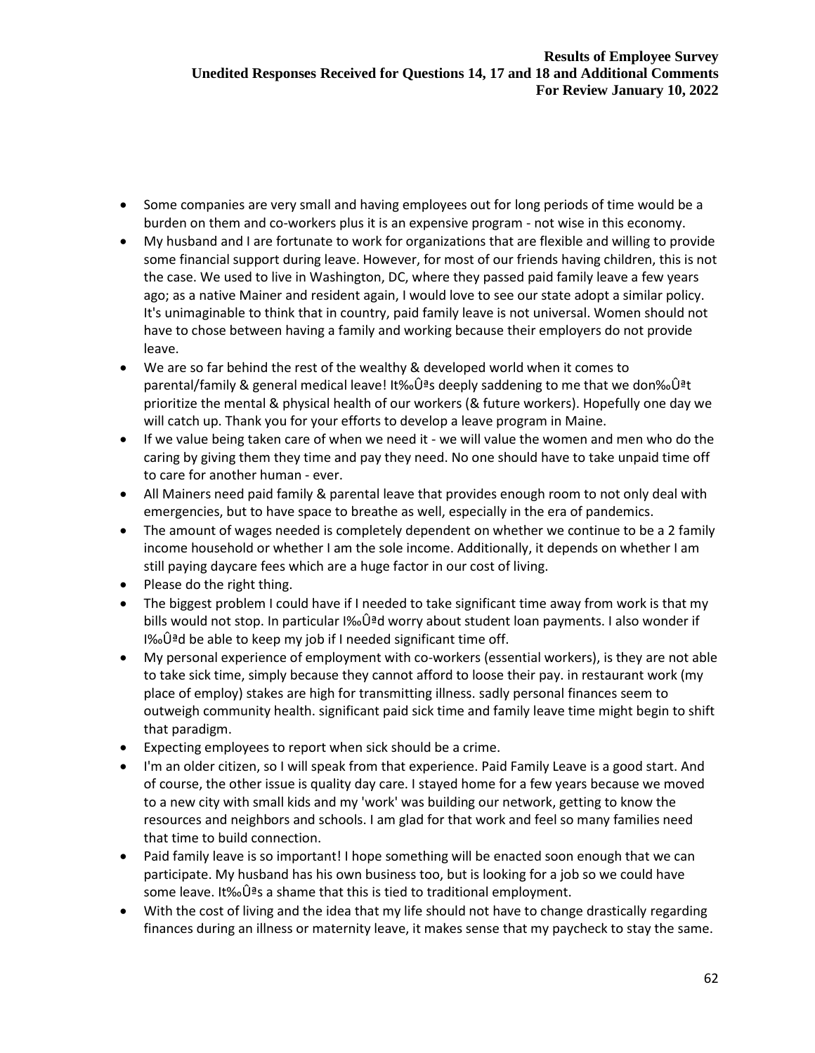- Some companies are very small and having employees out for long periods of time would be a burden on them and co-workers plus it is an expensive program - not wise in this economy.
- My husband and I are fortunate to work for organizations that are flexible and willing to provide some financial support during leave. However, for most of our friends having children, this is not the case. We used to live in Washington, DC, where they passed paid family leave a few years ago; as a native Mainer and resident again, I would love to see our state adopt a similar policy. It's unimaginable to think that in country, paid family leave is not universal. Women should not have to chose between having a family and working because their employers do not provide leave.
- We are so far behind the rest of the wealthy & developed world when it comes to parental/family & general medical leave! It‰Ûªs deeply saddening to me that we don‰Ûªt prioritize the mental & physical health of our workers (& future workers). Hopefully one day we will catch up. Thank you for your efforts to develop a leave program in Maine.
- If we value being taken care of when we need it - we will value the women and men who do the caring by giving them they time and pay they need. No one should have to take unpaid time off to care for another human - ever.
- All Mainers need paid family & parental leave that provides enough room to not only deal with emergencies, but to have space to breathe as well, especially in the era of pandemics.
- The amount of wages needed is completely dependent on whether we continue to be a 2 family income household or whether I am the sole income. Additionally, it depends on whether I am still paying daycare fees which are a huge factor in our cost of living.
- Please do the right thing.
- The biggest problem I could have if I needed to take significant time away from work is that my bills would not stop. In particular I‰Ûªd worry about student loan payments. I also wonder if I‰Ûªd be able to keep my job if I needed significant time off.
- My personal experience of employment with co-workers (essential workers), is they are not able to take sick time, simply because they cannot afford to loose their pay. in restaurant work (my place of employ) stakes are high for transmitting illness. sadly personal finances seem to outweigh community health. significant paid sick time and family leave time might begin to shift that paradigm.
- Expecting employees to report when sick should be a crime.
- I'm an older citizen, so I will speak from that experience. Paid Family Leave is a good start. And of course, the other issue is quality day care. I stayed home for a few years because we moved to a new city with small kids and my 'work' was building our network, getting to know the resources and neighbors and schools. I am glad for that work and feel so many families need that time to build connection.
- Paid family leave is so important! I hope something will be enacted soon enough that we can participate. My husband has his own business too, but is looking for a job so we could have some leave. It‰Ûªs a shame that this is tied to traditional employment.
- With the cost of living and the idea that my life should not have to change drastically regarding finances during an illness or maternity leave, it makes sense that my paycheck to stay the same.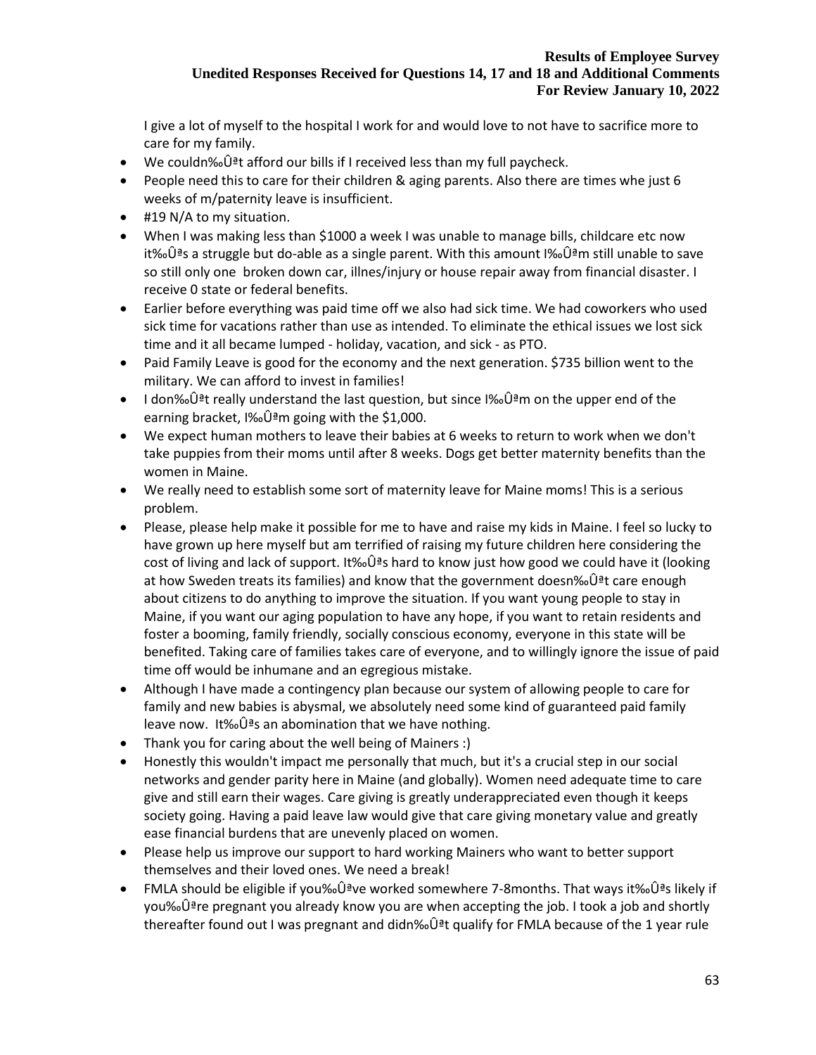I give a lot of myself to the hospital I work for and would love to not have to sacrifice more to care for my family.

- We couldn‰Ûªt afford our bills if I received less than my full paycheck.
- People need this to care for their children & aging parents. Also there are times whe just 6 weeks of m/paternity leave is insufficient.
- #19 N/A to my situation.
- When I was making less than $1000 a week I was unable to manage bills, childcare etc now it‰Ûªs a struggle but do-able as a single parent. With this amount I‰Ûªm still unable to save so still only one broken down car, illnes/injury or house repair away from financial disaster. I receive 0 state or federal benefits.
- Earlier before everything was paid time off we also had sick time. We had coworkers who used sick time for vacations rather than use as intended. To eliminate the ethical issues we lost sick time and it all became lumped - holiday, vacation, and sick - as PTO.
- Paid Family Leave is good for the economy and the next generation. $735 billion went to the military. We can afford to invest in families!
- I don‰Ûªt really understand the last question, but since I‰Ûªm on the upper end of the earning bracket, I‰Ûªm going with the $1,000.
- We expect human mothers to leave their babies at 6 weeks to return to work when we don't take puppies from their moms until after 8 weeks. Dogs get better maternity benefits than the women in Maine.
- We really need to establish some sort of maternity leave for Maine moms! This is a serious problem.
- Please, please help make it possible for me to have and raise my kids in Maine. I feel so lucky to have grown up here myself but am terrified of raising my future children here considering the cost of living and lack of support. It‰Ûªs hard to know just how good we could have it (looking at how Sweden treats its families) and know that the government doesn‰Ûªt care enough about citizens to do anything to improve the situation. If you want young people to stay in Maine, if you want our aging population to have any hope, if you want to retain residents and foster a booming, family friendly, socially conscious economy, everyone in this state will be benefited. Taking care of families takes care of everyone, and to willingly ignore the issue of paid time off would be inhumane and an egregious mistake.
- Although I have made a contingency plan because our system of allowing people to care for family and new babies is abysmal, we absolutely need some kind of guaranteed paid family leave now. It‰Ûªs an abomination that we have nothing.
- Thank you for caring about the well being of Mainers :)
- Honestly this wouldn't impact me personally that much, but it's a crucial step in our social networks and gender parity here in Maine (and globally). Women need adequate time to care give and still earn their wages. Care giving is greatly underappreciated even though it keeps society going. Having a paid leave law would give that care giving monetary value and greatly ease financial burdens that are unevenly placed on women.
- Please help us improve our support to hard working Mainers who want to better support themselves and their loved ones. We need a break!
- FMLA should be eligible if you‰Ûªve worked somewhere 7-8months. That ways it‰Ûªs likely if you‰Ûªre pregnant you already know you are when accepting the job. I took a job and shortly thereafter found out I was pregnant and didn‰Ûªt qualify for FMLA because of the 1 year rule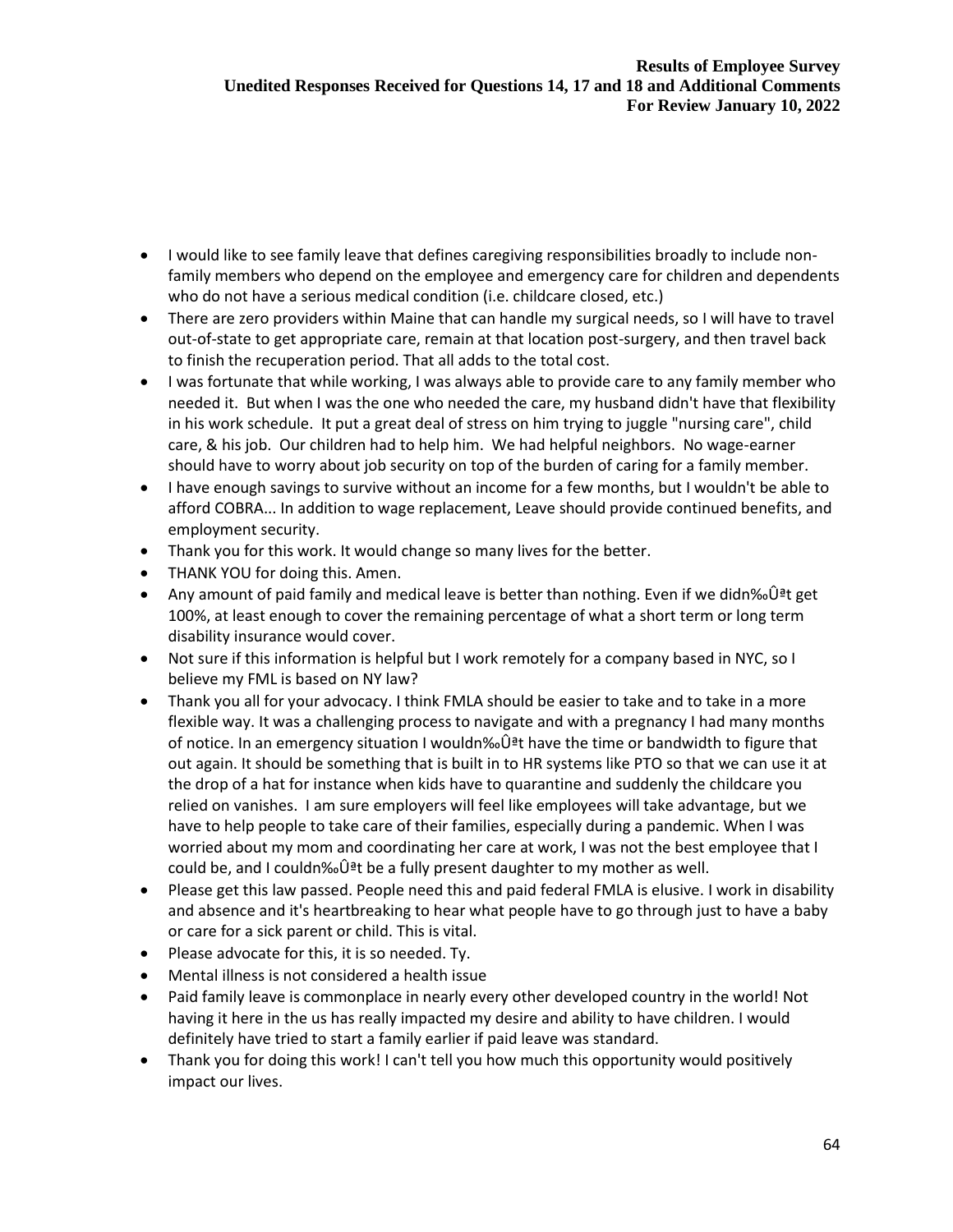- I would like to see family leave that defines caregiving responsibilities broadly to include non-family members who depend on the employee and emergency care for children and dependents who do not have a serious medical condition (i.e. childcare closed, etc.)
- There are zero providers within Maine that can handle my surgical needs, so I will have to travel out-of-state to get appropriate care, remain at that location post-surgery, and then travel back to finish the recuperation period. That all adds to the total cost.
- I was fortunate that while working, I was always able to provide care to any family member who needed it. But when I was the one who needed the care, my husband didn't have that flexibility in his work schedule. It put a great deal of stress on him trying to juggle "nursing care", child care, & his job. Our children had to help him. We had helpful neighbors. No wage-earner should have to worry about job security on top of the burden of caring for a family member.
- I have enough savings to survive without an income for a few months, but I wouldn't be able to afford COBRA... In addition to wage replacement, Leave should provide continued benefits, and employment security.
- Thank you for this work. It would change so many lives for the better.
- THANK YOU for doing this. Amen.
- Any amount of paid family and medical leave is better than nothing. Even if we didn‰Ûªt get 100%, at least enough to cover the remaining percentage of what a short term or long term disability insurance would cover.
- Not sure if this information is helpful but I work remotely for a company based in NYC, so I believe my FML is based on NY law?
- Thank you all for your advocacy. I think FMLA should be easier to take and to take in a more flexible way. It was a challenging process to navigate and with a pregnancy I had many months of notice. In an emergency situation I wouldn‰Ûªt have the time or bandwidth to figure that out again. It should be something that is built in to HR systems like PTO so that we can use it at the drop of a hat for instance when kids have to quarantine and suddenly the childcare you relied on vanishes. I am sure employers will feel like employees will take advantage, but we have to help people to take care of their families, especially during a pandemic. When I was worried about my mom and coordinating her care at work, I was not the best employee that I could be, and I couldn‰Ûªt be a fully present daughter to my mother as well.
- Please get this law passed. People need this and paid federal FMLA is elusive. I work in disability and absence and it's heartbreaking to hear what people have to go through just to have a baby or care for a sick parent or child. This is vital.
- Please advocate for this, it is so needed. Ty.
- Mental illness is not considered a health issue
- Paid family leave is commonplace in nearly every other developed country in the world! Not having it here in the us has really impacted my desire and ability to have children. I would definitely have tried to start a family earlier if paid leave was standard.
- Thank you for doing this work! I can't tell you how much this opportunity would positively impact our lives.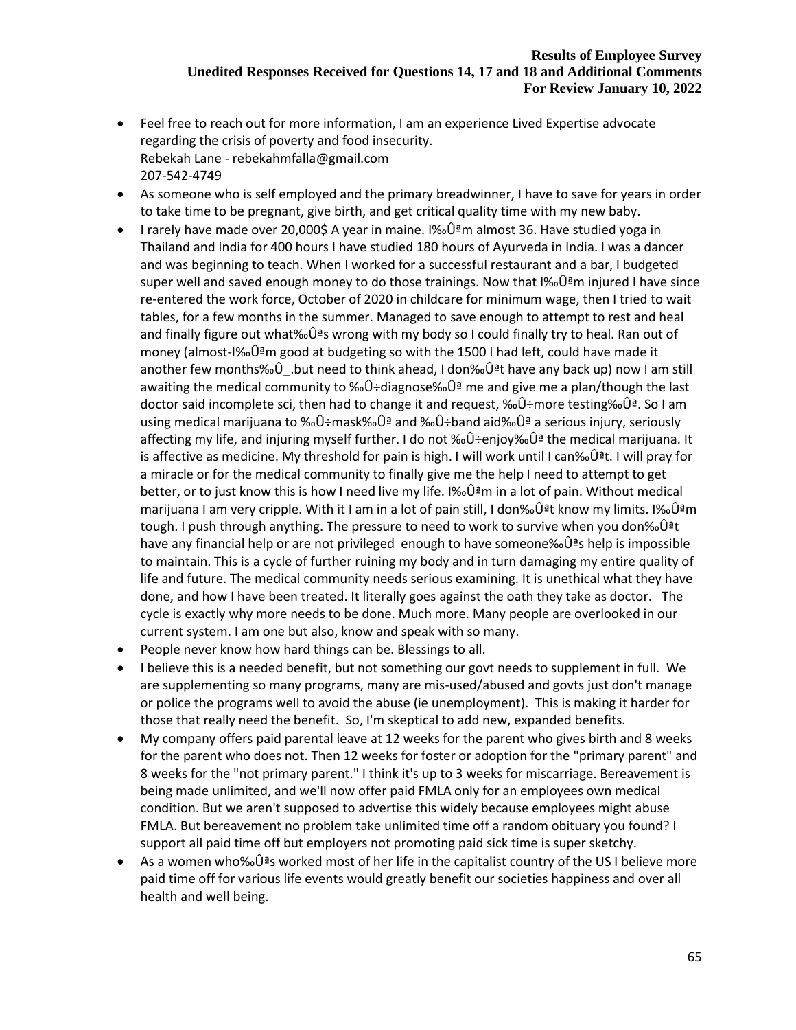- Feel free to reach out for more information, I am an experience Lived Expertise advocate regarding the crisis of poverty and food insecurity.
  Rebekah Lane - rebekahmfalla@gmail.com
  207-542-4749
- As someone who is self employed and the primary breadwinner, I have to save for years in order to take time to be pregnant, give birth, and get critical quality time with my new baby.
- I rarely have made over 20,000$ A year in maine. I‰Ûªm almost 36. Have studied yoga in Thailand and India for 400 hours I have studied 180 hours of Ayurveda in India. I was a dancer and was beginning to teach. When I worked for a successful restaurant and a bar, I budgeted super well and saved enough money to do those trainings. Now that I‰Ûªm injured I have since re-entered the work force, October of 2020 in childcare for minimum wage, then I tried to wait tables, for a few months in the summer. Managed to save enough to attempt to rest and heal and finally figure out what‰Ûªs wrong with my body so I could finally try to heal. Ran out of money (almost-I‰Ûªm good at budgeting so with the 1500 I had left, could have made it another few months‰Û_.but need to think ahead, I don‰Ûªt have any back up) now I am still awaiting the medical community to ‰Û÷diagnose‰Ûª me and give me a plan/though the last doctor said incomplete sci, then had to change it and request, ‰Û÷more testing‰Ûª. So I am using medical marijuana to ‰Û÷mask‰Ûª and ‰Û÷band aid‰Ûª a serious injury, seriously affecting my life, and injuring myself further. I do not ‰Û÷enjoy‰Ûª the medical marijuana. It is affective as medicine. My threshold for pain is high. I will work until I can‰Ûªt. I will pray for a miracle or for the medical community to finally give me the help I need to attempt to get better, or to just know this is how I need live my life. I‰Ûªm in a lot of pain. Without medical marijuana I am very cripple. With it I am in a lot of pain still, I don‰Ûªt know my limits. I‰Ûªm tough. I push through anything. The pressure to need to work to survive when you don‰Ûªt have any financial help or are not privileged enough to have someone‰Ûªs help is impossible to maintain. This is a cycle of further ruining my body and in turn damaging my entire quality of life and future. The medical community needs serious examining. It is unethical what they have done, and how I have been treated. It literally goes against the oath they take as doctor. The cycle is exactly why more needs to be done. Much more. Many people are overlooked in our current system. I am one but also, know and speak with so many.
- People never know how hard things can be. Blessings to all.
- I believe this is a needed benefit, but not something our govt needs to supplement in full. We are supplementing so many programs, many are mis-used/abused and govts just don't manage or police the programs well to avoid the abuse (ie unemployment). This is making it harder for those that really need the benefit. So, I'm skeptical to add new, expanded benefits.
- My company offers paid parental leave at 12 weeks for the parent who gives birth and 8 weeks for the parent who does not. Then 12 weeks for foster or adoption for the "primary parent" and 8 weeks for the "not primary parent." I think it's up to 3 weeks for miscarriage. Bereavement is being made unlimited, and we'll now offer paid FMLA only for an employees own medical condition. But we aren't supposed to advertise this widely because employees might abuse FMLA. But bereavement no problem take unlimited time off a random obituary you found? I support all paid time off but employers not promoting paid sick time is super sketchy.
- As a women who‰Ûªs worked most of her life in the capitalist country of the US I believe more paid time off for various life events would greatly benefit our societies happiness and over all health and well being.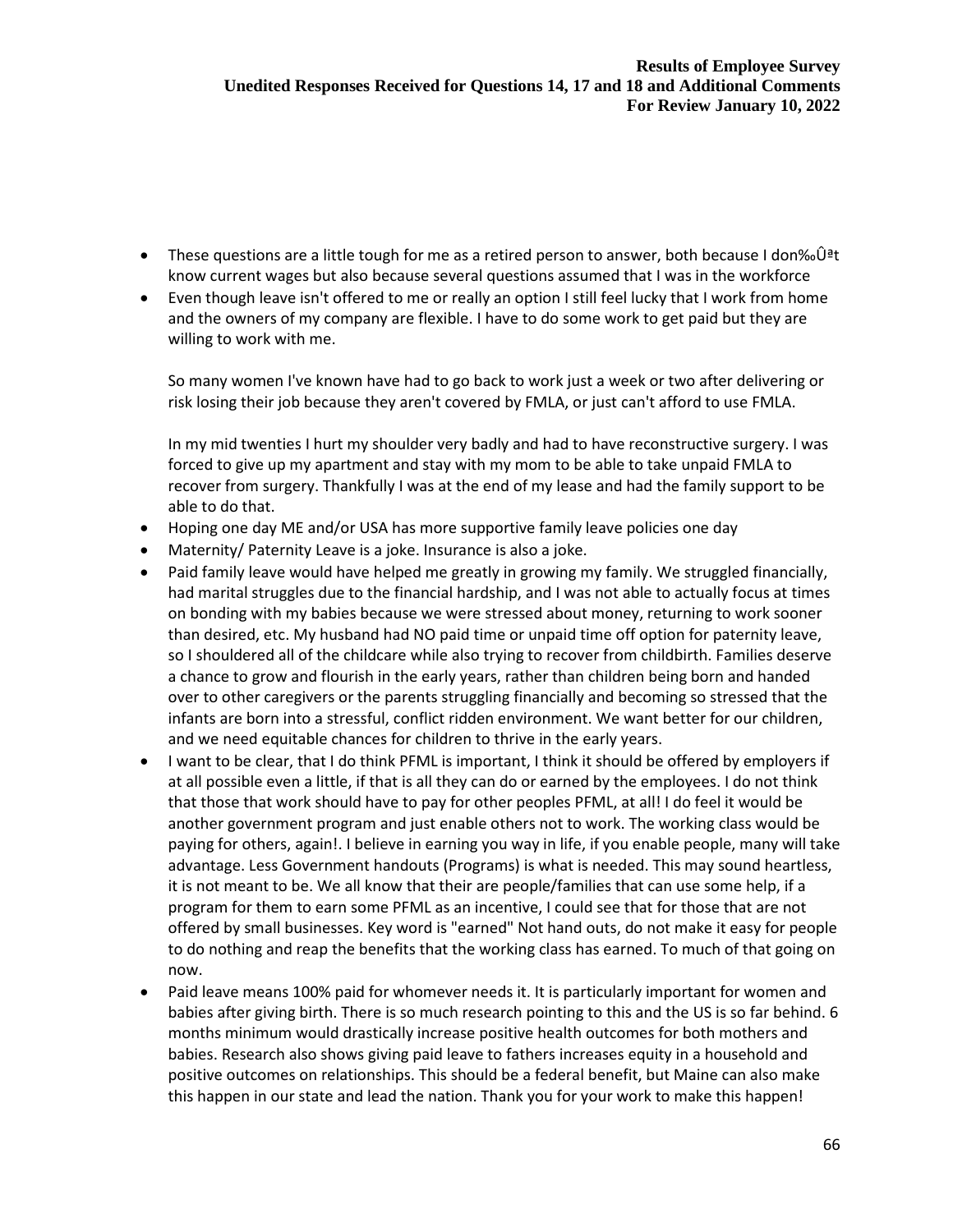**Results of Employee Survey**
**Unedited Responses Received for Questions 14, 17 and 18 and Additional Comments**
**For Review January 10, 2022**

- These questions are a little tough for me as a retired person to answer, both because I don‰Ûªt know current wages but also because several questions assumed that I was in the workforce
- Even though leave isn't offered to me or really an option I still feel lucky that I work from home and the owners of my company are flexible. I have to do some work to get paid but they are willing to work with me.

  So many women I've known have had to go back to work just a week or two after delivering or risk losing their job because they aren't covered by FMLA, or just can't afford to use FMLA.

  In my mid twenties I hurt my shoulder very badly and had to have reconstructive surgery. I was forced to give up my apartment and stay with my mom to be able to take unpaid FMLA to recover from surgery. Thankfully I was at the end of my lease and had the family support to be able to do that.
- Hoping one day ME and/or USA has more supportive family leave policies one day
- Maternity/ Paternity Leave is a joke. Insurance is also a joke.
- Paid family leave would have helped me greatly in growing my family. We struggled financially, had marital struggles due to the financial hardship, and I was not able to actually focus at times on bonding with my babies because we were stressed about money, returning to work sooner than desired, etc. My husband had NO paid time or unpaid time off option for paternity leave, so I shouldered all of the childcare while also trying to recover from childbirth. Families deserve a chance to grow and flourish in the early years, rather than children being born and handed over to other caregivers or the parents struggling financially and becoming so stressed that the infants are born into a stressful, conflict ridden environment. We want better for our children, and we need equitable chances for children to thrive in the early years.
- I want to be clear, that I do think PFML is important, I think it should be offered by employers if at all possible even a little, if that is all they can do or earned by the employees. I do not think that those that work should have to pay for other peoples PFML, at all! I do feel it would be another government program and just enable others not to work. The working class would be paying for others, again!. I believe in earning you way in life, if you enable people, many will take advantage. Less Government handouts (Programs) is what is needed. This may sound heartless, it is not meant to be. We all know that their are people/families that can use some help, if a program for them to earn some PFML as an incentive, I could see that for those that are not offered by small businesses. Key word is "earned" Not hand outs, do not make it easy for people to do nothing and reap the benefits that the working class has earned. To much of that going on now.
- Paid leave means 100% paid for whomever needs it. It is particularly important for women and babies after giving birth. There is so much research pointing to this and the US is so far behind. 6 months minimum would drastically increase positive health outcomes for both mothers and babies. Research also shows giving paid leave to fathers increases equity in a household and positive outcomes on relationships. This should be a federal benefit, but Maine can also make this happen in our state and lead the nation. Thank you for your work to make this happen!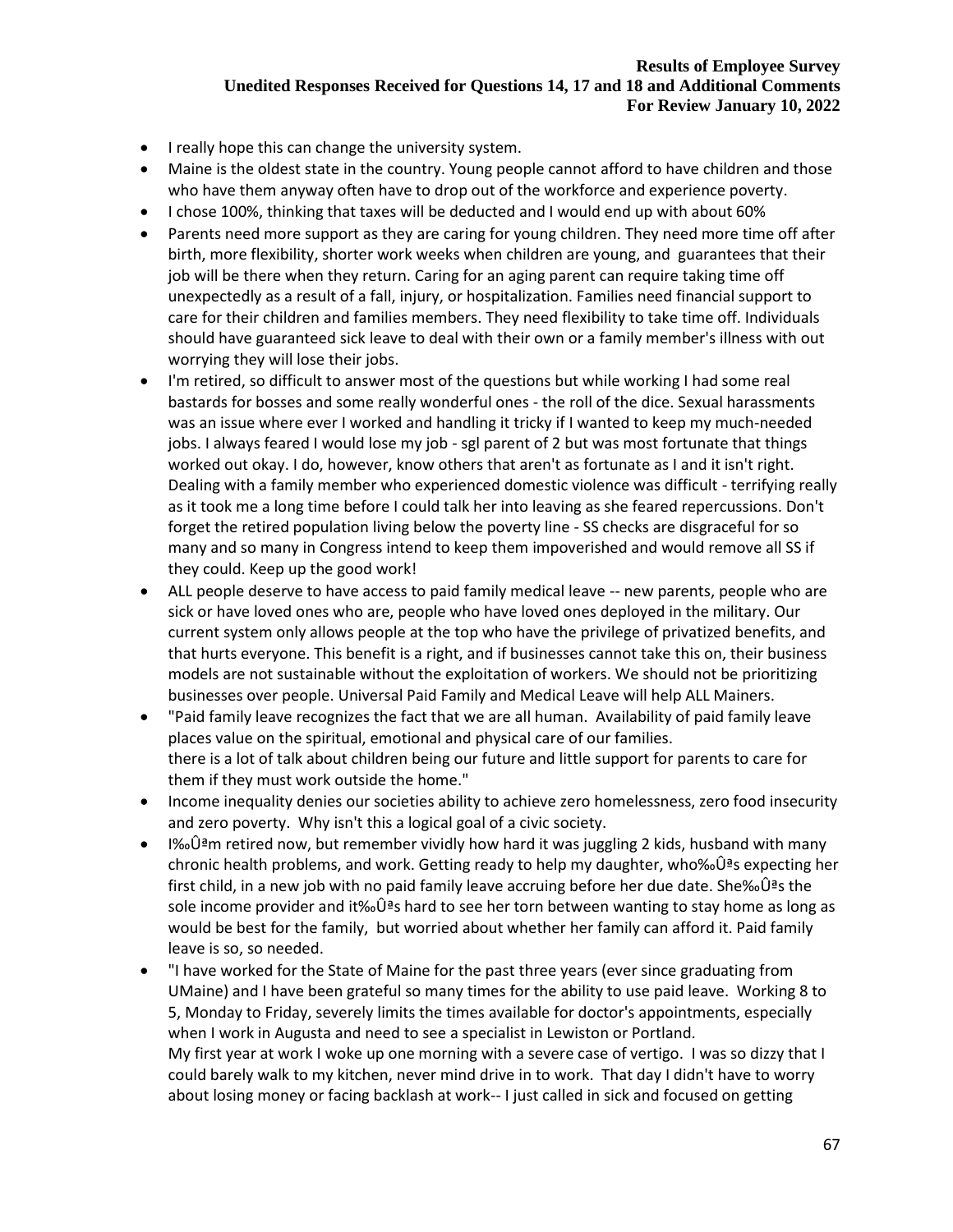- I really hope this can change the university system.
- Maine is the oldest state in the country. Young people cannot afford to have children and those who have them anyway often have to drop out of the workforce and experience poverty.
- I chose 100%, thinking that taxes will be deducted and I would end up with about 60%
- Parents need more support as they are caring for young children. They need more time off after birth, more flexibility, shorter work weeks when children are young, and guarantees that their job will be there when they return. Caring for an aging parent can require taking time off unexpectedly as a result of a fall, injury, or hospitalization. Families need financial support to care for their children and families members. They need flexibility to take time off. Individuals should have guaranteed sick leave to deal with their own or a family member's illness with out worrying they will lose their jobs.
- I'm retired, so difficult to answer most of the questions but while working I had some real bastards for bosses and some really wonderful ones - the roll of the dice. Sexual harassments was an issue where ever I worked and handling it tricky if I wanted to keep my much-needed jobs. I always feared I would lose my job - sgl parent of 2 but was most fortunate that things worked out okay. I do, however, know others that aren't as fortunate as I and it isn't right. Dealing with a family member who experienced domestic violence was difficult - terrifying really as it took me a long time before I could talk her into leaving as she feared repercussions. Don't forget the retired population living below the poverty line - SS checks are disgraceful for so many and so many in Congress intend to keep them impoverished and would remove all SS if they could. Keep up the good work!
- ALL people deserve to have access to paid family medical leave -- new parents, people who are sick or have loved ones who are, people who have loved ones deployed in the military. Our current system only allows people at the top who have the privilege of privatized benefits, and that hurts everyone. This benefit is a right, and if businesses cannot take this on, their business models are not sustainable without the exploitation of workers. We should not be prioritizing businesses over people. Universal Paid Family and Medical Leave will help ALL Mainers.
- "Paid family leave recognizes the fact that we are all human. Availability of paid family leave places value on the spiritual, emotional and physical care of our families.
  there is a lot of talk about children being our future and little support for parents to care for them if they must work outside the home."
- Income inequality denies our societies ability to achieve zero homelessness, zero food insecurity and zero poverty. Why isn't this a logical goal of a civic society.
- I‰Ûªm retired now, but remember vividly how hard it was juggling 2 kids, husband with many chronic health problems, and work. Getting ready to help my daughter, who‰Ûªs expecting her first child, in a new job with no paid family leave accruing before her due date. She‰Ûªs the sole income provider and it‰Ûªs hard to see her torn between wanting to stay home as long as would be best for the family, but worried about whether her family can afford it. Paid family leave is so, so needed.
- "I have worked for the State of Maine for the past three years (ever since graduating from UMaine) and I have been grateful so many times for the ability to use paid leave. Working 8 to 5, Monday to Friday, severely limits the times available for doctor's appointments, especially when I work in Augusta and need to see a specialist in Lewiston or Portland.
  My first year at work I woke up one morning with a severe case of vertigo. I was so dizzy that I could barely walk to my kitchen, never mind drive in to work. That day I didn't have to worry about losing money or facing backlash at work-- I just called in sick and focused on getting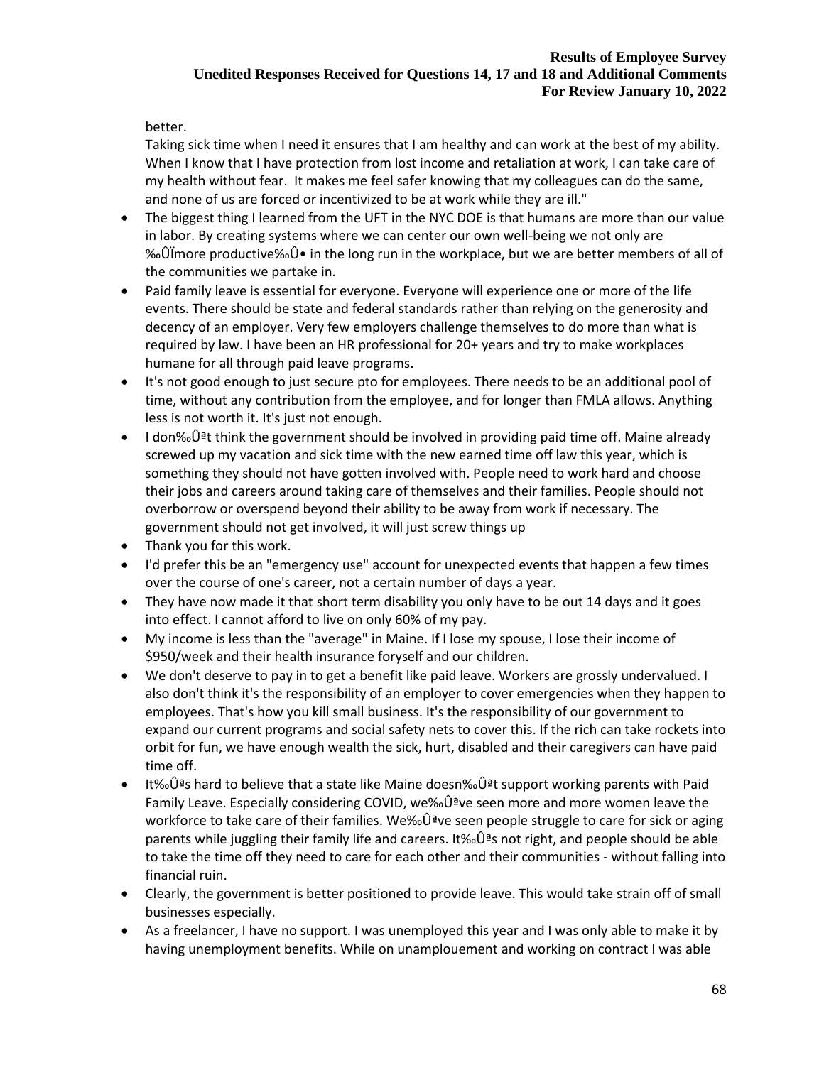better.

Taking sick time when I need it ensures that I am healthy and can work at the best of my ability. When I know that I have protection from lost income and retaliation at work, I can take care of my health without fear. It makes me feel safer knowing that my colleagues can do the same, and none of us are forced or incentivized to be at work while they are ill."

- The biggest thing I learned from the UFT in the NYC DOE is that humans are more than our value in labor. By creating systems where we can center our own well-being we not only are ‰ÛÏmore productive‰Û• in the long run in the workplace, but we are better members of all of the communities we partake in.
- Paid family leave is essential for everyone. Everyone will experience one or more of the life events. There should be state and federal standards rather than relying on the generosity and decency of an employer. Very few employers challenge themselves to do more than what is required by law. I have been an HR professional for 20+ years and try to make workplaces humane for all through paid leave programs.
- It's not good enough to just secure pto for employees. There needs to be an additional pool of time, without any contribution from the employee, and for longer than FMLA allows. Anything less is not worth it. It's just not enough.
- I don‰Ûªt think the government should be involved in providing paid time off. Maine already screwed up my vacation and sick time with the new earned time off law this year, which is something they should not have gotten involved with. People need to work hard and choose their jobs and careers around taking care of themselves and their families. People should not overborrow or overspend beyond their ability to be away from work if necessary. The government should not get involved, it will just screw things up
- Thank you for this work.
- I'd prefer this be an "emergency use" account for unexpected events that happen a few times over the course of one's career, not a certain number of days a year.
- They have now made it that short term disability you only have to be out 14 days and it goes into effect. I cannot afford to live on only 60% of my pay.
- My income is less than the "average" in Maine. If I lose my spouse, I lose their income of $950/week and their health insurance foryself and our children.
- We don't deserve to pay in to get a benefit like paid leave. Workers are grossly undervalued. I also don't think it's the responsibility of an employer to cover emergencies when they happen to employees. That's how you kill small business. It's the responsibility of our government to expand our current programs and social safety nets to cover this. If the rich can take rockets into orbit for fun, we have enough wealth the sick, hurt, disabled and their caregivers can have paid time off.
- It‰Ûªs hard to believe that a state like Maine doesn‰Ûªt support working parents with Paid Family Leave. Especially considering COVID, we‰Ûªve seen more and more women leave the workforce to take care of their families. We‰Ûªve seen people struggle to care for sick or aging parents while juggling their family life and careers. It‰Ûªs not right, and people should be able to take the time off they need to care for each other and their communities - without falling into financial ruin.
- Clearly, the government is better positioned to provide leave. This would take strain off of small businesses especially.
- As a freelancer, I have no support. I was unemployed this year and I was only able to make it by having unemployment benefits. While on unamplouement and working on contract I was able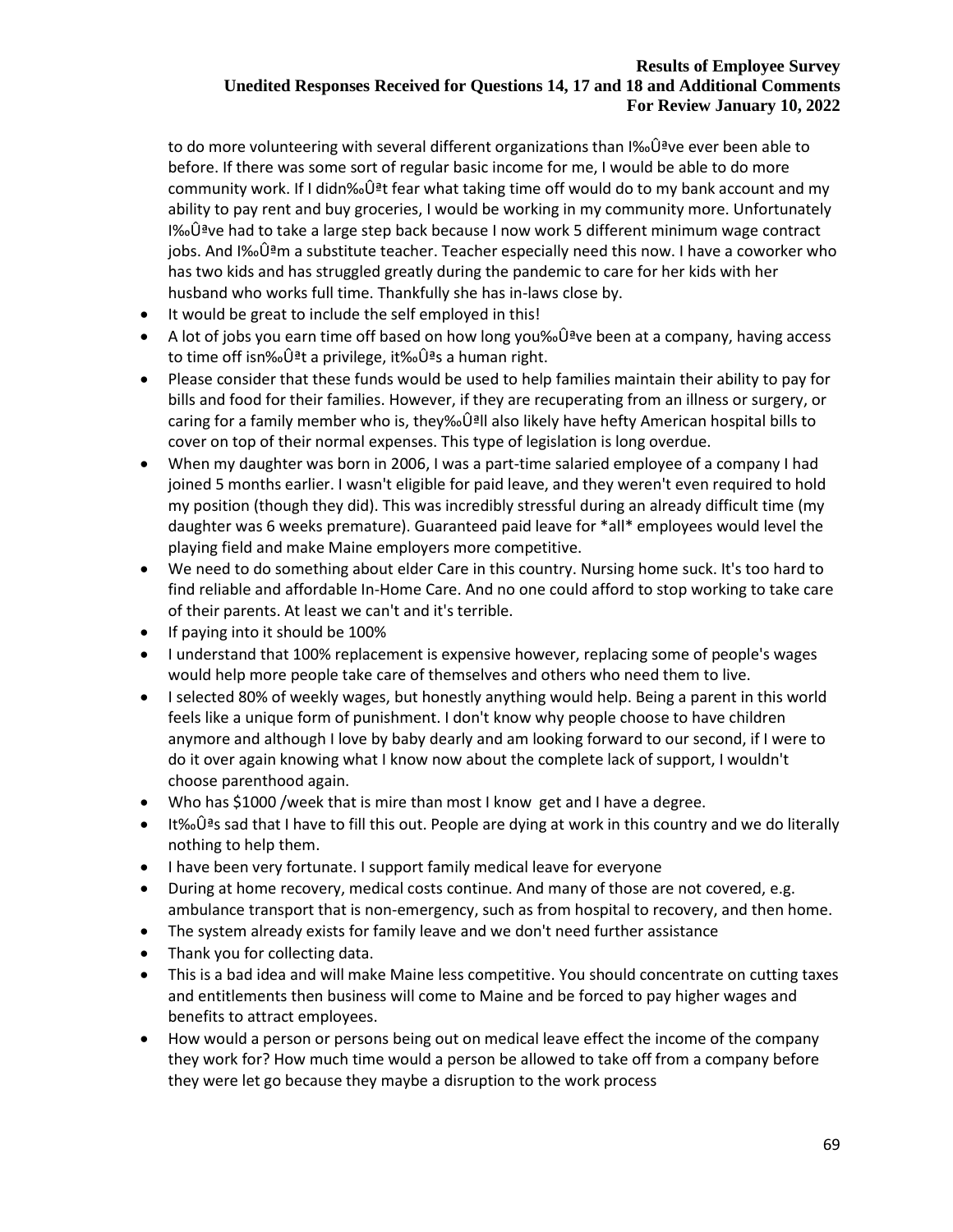to do more volunteering with several different organizations than I‰Ûªve ever been able to before. If there was some sort of regular basic income for me, I would be able to do more community work. If I didn‰Ûªt fear what taking time off would do to my bank account and my ability to pay rent and buy groceries, I would be working in my community more. Unfortunately I‰Ûªve had to take a large step back because I now work 5 different minimum wage contract jobs. And I‰Ûªm a substitute teacher. Teacher especially need this now. I have a coworker who has two kids and has struggled greatly during the pandemic to care for her kids with her husband who works full time. Thankfully she has in-laws close by.

- It would be great to include the self employed in this!
- A lot of jobs you earn time off based on how long you‰Ûªve been at a company, having access to time off isn‰Ûªt a privilege, it‰Ûªs a human right.
- Please consider that these funds would be used to help families maintain their ability to pay for bills and food for their families. However, if they are recuperating from an illness or surgery, or caring for a family member who is, they‰Ûªll also likely have hefty American hospital bills to cover on top of their normal expenses. This type of legislation is long overdue.
- When my daughter was born in 2006, I was a part-time salaried employee of a company I had joined 5 months earlier. I wasn't eligible for paid leave, and they weren't even required to hold my position (though they did). This was incredibly stressful during an already difficult time (my daughter was 6 weeks premature). Guaranteed paid leave for *all* employees would level the playing field and make Maine employers more competitive.
- We need to do something about elder Care in this country. Nursing home suck. It's too hard to find reliable and affordable In-Home Care. And no one could afford to stop working to take care of their parents. At least we can't and it's terrible.
- If paying into it should be 100%
- I understand that 100% replacement is expensive however, replacing some of people's wages would help more people take care of themselves and others who need them to live.
- I selected 80% of weekly wages, but honestly anything would help. Being a parent in this world feels like a unique form of punishment. I don't know why people choose to have children anymore and although I love by baby dearly and am looking forward to our second, if I were to do it over again knowing what I know now about the complete lack of support, I wouldn't choose parenthood again.
- Who has $1000 /week that is mire than most I know  get and I have a degree.
- It‰Ûªs sad that I have to fill this out. People are dying at work in this country and we do literally nothing to help them.
- I have been very fortunate. I support family medical leave for everyone
- During at home recovery, medical costs continue. And many of those are not covered, e.g. ambulance transport that is non-emergency, such as from hospital to recovery, and then home.
- The system already exists for family leave and we don't need further assistance
- Thank you for collecting data.
- This is a bad idea and will make Maine less competitive. You should concentrate on cutting taxes and entitlements then business will come to Maine and be forced to pay higher wages and benefits to attract employees.
- How would a person or persons being out on medical leave effect the income of the company they work for? How much time would a person be allowed to take off from a company before they were let go because they maybe a disruption to the work process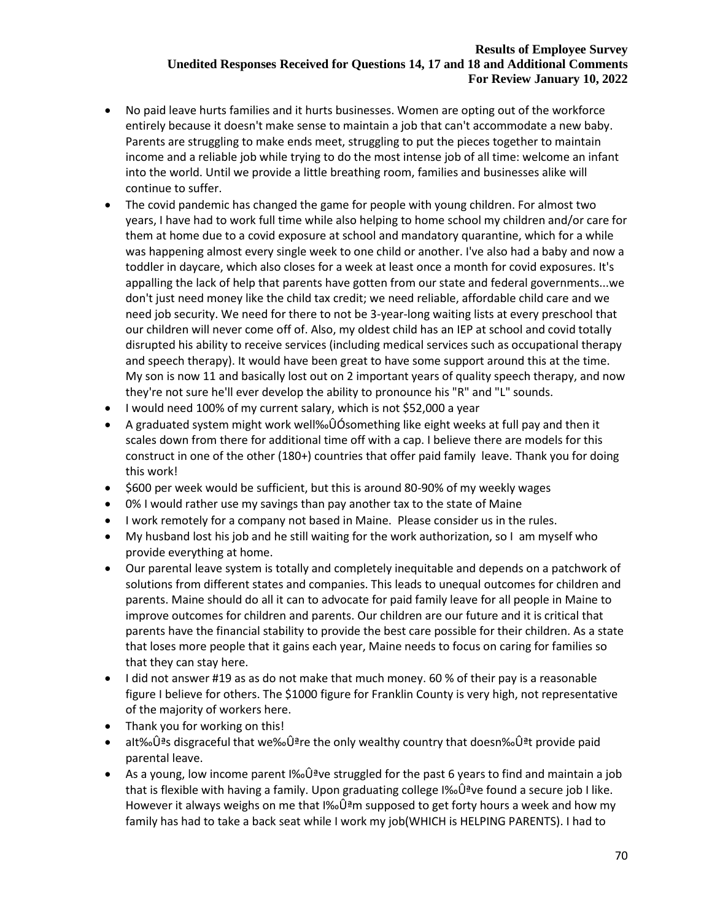- No paid leave hurts families and it hurts businesses. Women are opting out of the workforce entirely because it doesn't make sense to maintain a job that can't accommodate a new baby. Parents are struggling to make ends meet, struggling to put the pieces together to maintain income and a reliable job while trying to do the most intense job of all time: welcome an infant into the world. Until we provide a little breathing room, families and businesses alike will continue to suffer.
- The covid pandemic has changed the game for people with young children. For almost two years, I have had to work full time while also helping to home school my children and/or care for them at home due to a covid exposure at school and mandatory quarantine, which for a while was happening almost every single week to one child or another. I've also had a baby and now a toddler in daycare, which also closes for a week at least once a month for covid exposures. It's appalling the lack of help that parents have gotten from our state and federal governments...we don't just need money like the child tax credit; we need reliable, affordable child care and we need job security. We need for there to not be 3-year-long waiting lists at every preschool that our children will never come off of. Also, my oldest child has an IEP at school and covid totally disrupted his ability to receive services (including medical services such as occupational therapy and speech therapy). It would have been great to have some support around this at the time. My son is now 11 and basically lost out on 2 important years of quality speech therapy, and now they're not sure he'll ever develop the ability to pronounce his "R" and "L" sounds.
- I would need 100% of my current salary, which is not $52,000 a year
- A graduated system might work well‰ÛÓsomething like eight weeks at full pay and then it scales down from there for additional time off with a cap. I believe there are models for this construct in one of the other (180+) countries that offer paid family leave. Thank you for doing this work!
- $600 per week would be sufficient, but this is around 80-90% of my weekly wages
- 0% I would rather use my savings than pay another tax to the state of Maine
- I work remotely for a company not based in Maine. Please consider us in the rules.
- My husband lost his job and he still waiting for the work authorization, so I am myself who provide everything at home.
- Our parental leave system is totally and completely inequitable and depends on a patchwork of solutions from different states and companies. This leads to unequal outcomes for children and parents. Maine should do all it can to advocate for paid family leave for all people in Maine to improve outcomes for children and parents. Our children are our future and it is critical that parents have the financial stability to provide the best care possible for their children. As a state that loses more people that it gains each year, Maine needs to focus on caring for families so that they can stay here.
- I did not answer #19 as as do not make that much money. 60 % of their pay is a reasonable figure I believe for others. The $1000 figure for Franklin County is very high, not representative of the majority of workers here.
- Thank you for working on this!
- aIt‰Ûªs disgraceful that we‰Ûªre the only wealthy country that doesn‰Ûªt provide paid parental leave.
- As a young, low income parent I‰Ûªve struggled for the past 6 years to find and maintain a job that is flexible with having a family. Upon graduating college I‰Ûªve found a secure job I like. However it always weighs on me that I‰Ûªm supposed to get forty hours a week and how my family has had to take a back seat while I work my job(WHICH is HELPING PARENTS). I had to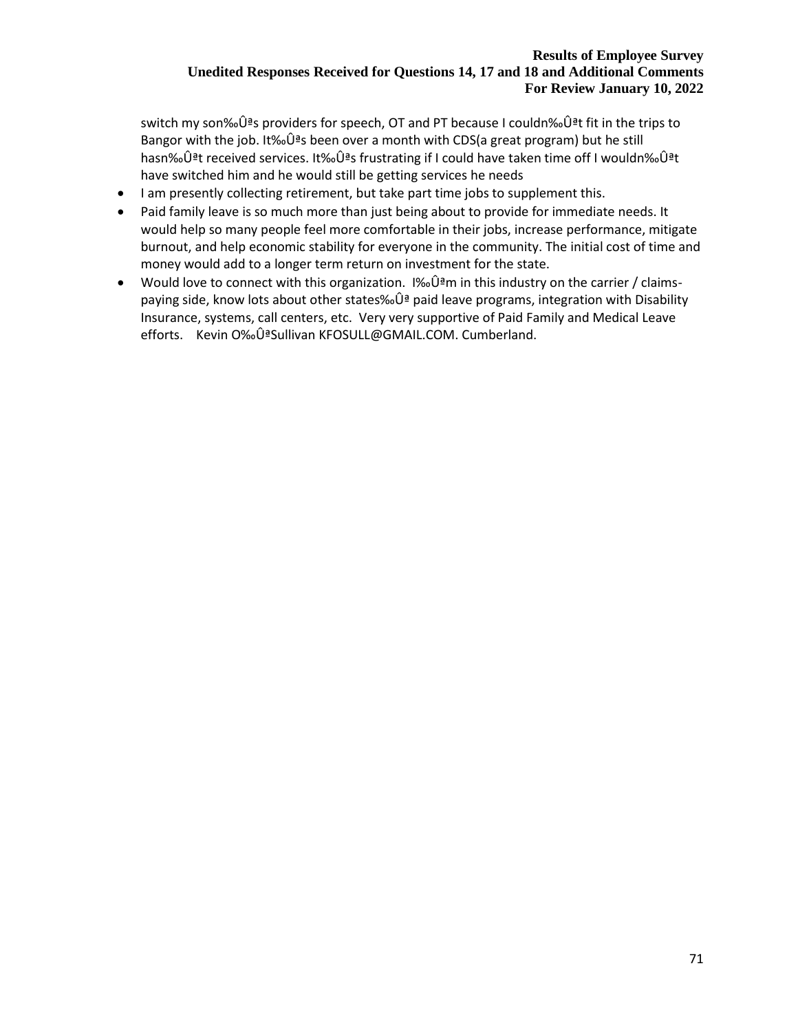switch my son‰Ûªs providers for speech, OT and PT because I couldn‰Ûªt fit in the trips to Bangor with the job. It‰Ûªs been over a month with CDS(a great program) but he still hasn‰Ûªt received services. It‰Ûªs frustrating if I could have taken time off I wouldn‰Ûªt have switched him and he would still be getting services he needs

- I am presently collecting retirement, but take part time jobs to supplement this.
- Paid family leave is so much more than just being about to provide for immediate needs. It would help so many people feel more comfortable in their jobs, increase performance, mitigate burnout, and help economic stability for everyone in the community. The initial cost of time and money would add to a longer term return on investment for the state.
- Would love to connect with this organization. I‰Ûªm in this industry on the carrier / claims-paying side, know lots about other states‰Ûª paid leave programs, integration with Disability Insurance, systems, call centers, etc. Very very supportive of Paid Family and Medical Leave efforts. Kevin O‰ÛªSullivan KFOSULL@GMAIL.COM. Cumberland.